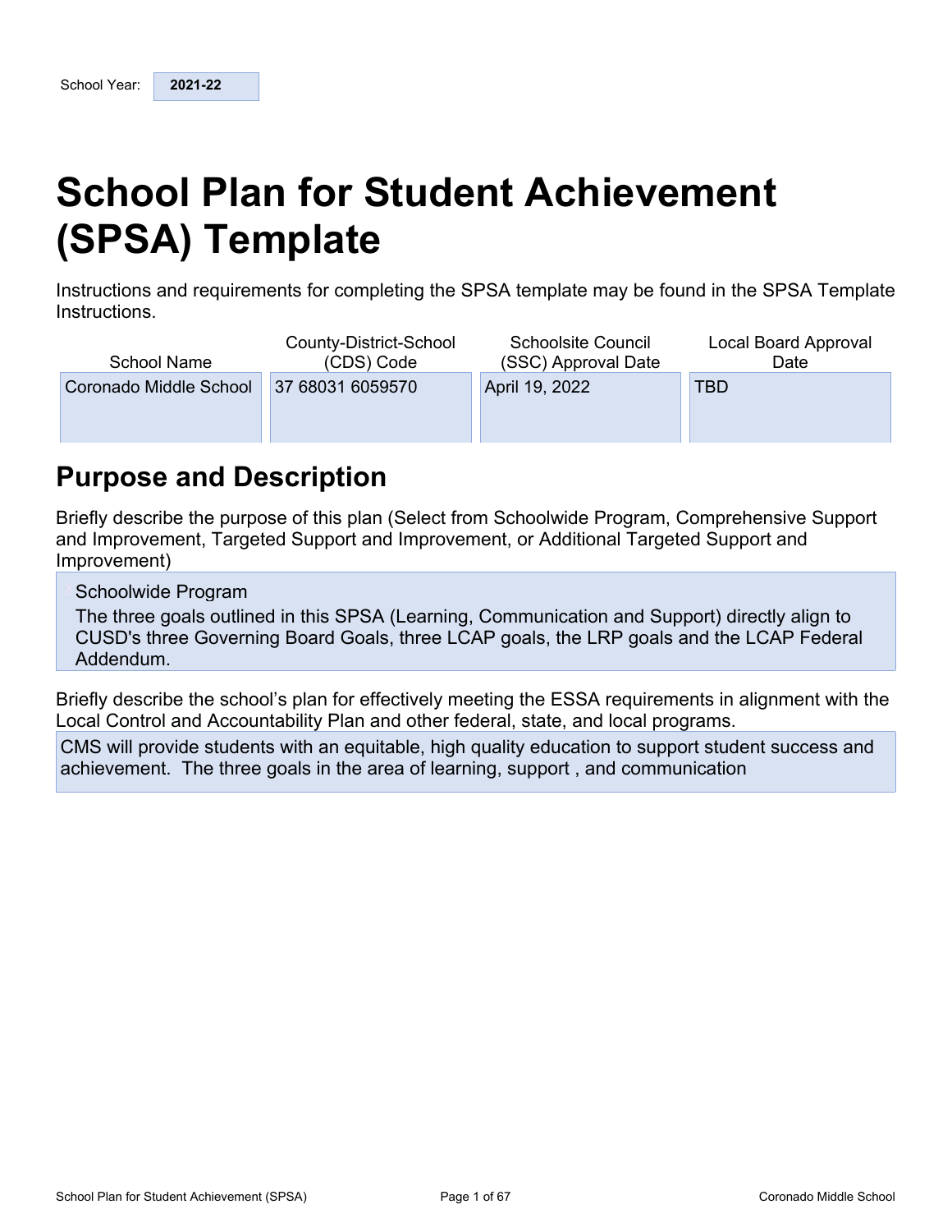School Year: **2021-22**

# School Plan for Student Achievement (SPSA) Template

Instructions and requirements for completing the SPSA template may be found in the SPSA Template Instructions.

| School Name | County-District-School (CDS) Code | Schoolsite Council (SSC) Approval Date | Local Board Approval Date |
|---|---|---|---|
| Coronado Middle School | 37 68031 6059570 | April 19, 2022 | TBD |

## Purpose and Description

Briefly describe the purpose of this plan (Select from Schoolwide Program, Comprehensive Support and Improvement, Targeted Support and Improvement, or Additional Targeted Support and Improvement)

Schoolwide Program

The three goals outlined in this SPSA (Learning, Communication and Support) directly align to CUSD's three Governing Board Goals, three LCAP goals, the LRP goals and the LCAP Federal Addendum.

Briefly describe the school's plan for effectively meeting the ESSA requirements in alignment with the Local Control and Accountability Plan and other federal, state, and local programs.

CMS will provide students with an equitable, high quality education to support student success and achievement. The three goals in the area of learning, support , and communication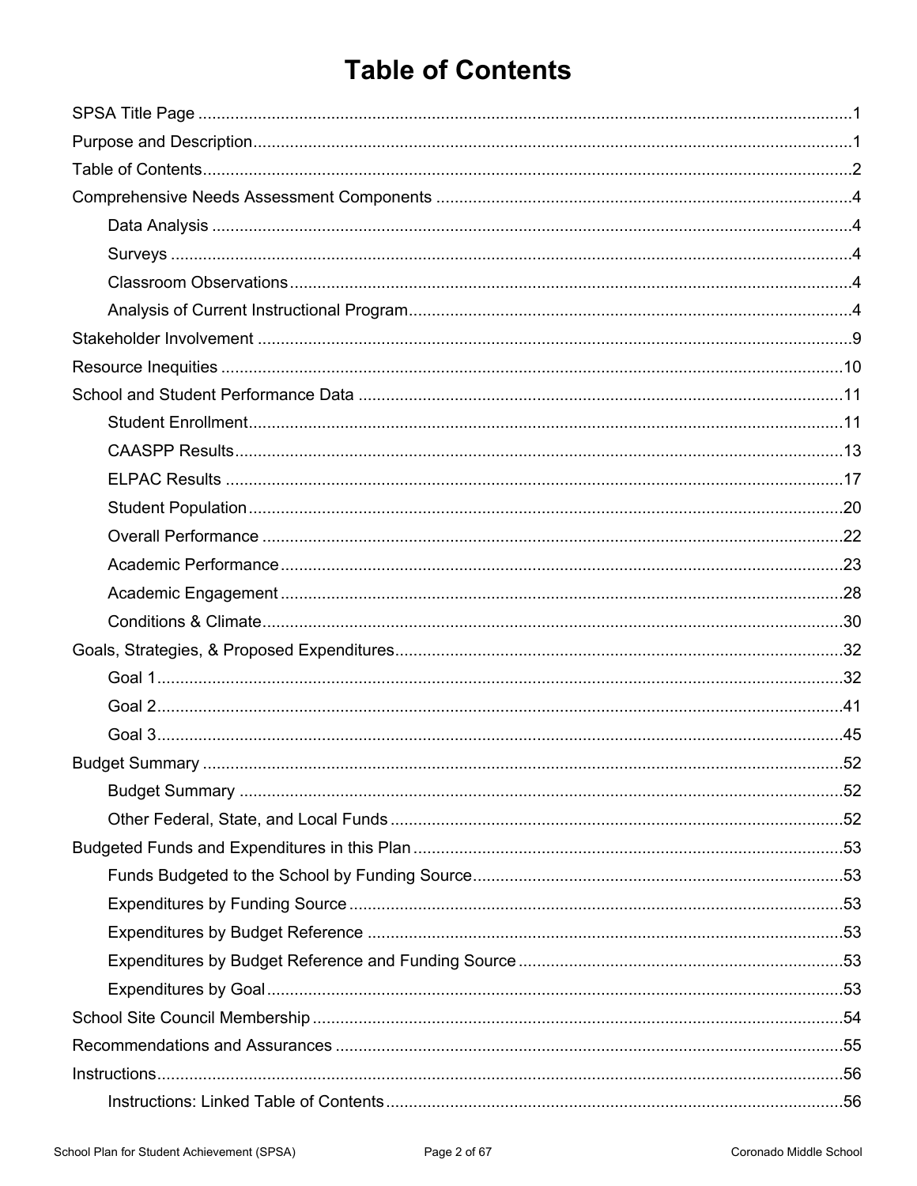# Table of Contents

- SPSA Title Page ....................................................................................1
- Purpose and Description ......................................................................1
- Table of Contents ...............................................................................2
- Comprehensive Needs Assessment Components ...................................4
  - Data Analysis ...............................................................................4
  - Surveys .......................................................................................4
  - Classroom Observations ...............................................................4
  - Analysis of Current Instructional Program ....................................4
- Stakeholder Involvement ......................................................................9
- Resource Inequities ............................................................................10
- School and Student Performance Data ...............................................11
  - Student Enrollment ....................................................................11
  - CAASPP Results ........................................................................13
  - ELPAC Results ..........................................................................17
  - Student Population ....................................................................20
  - Overall Performance ..................................................................22
  - Academic Performance ..............................................................23
  - Academic Engagement ..............................................................28
  - Conditions & Climate .................................................................30
- Goals, Strategies, & Proposed Expenditures ........................................32
  - Goal 1 ........................................................................................32
  - Goal 2 ........................................................................................41
  - Goal 3 ........................................................................................45
- Budget Summary ...............................................................................52
  - Budget Summary .......................................................................52
  - Other Federal, State, and Local Funds ........................................52
- Budgeted Funds and Expenditures in this Plan ....................................53
  - Funds Budgeted to the School by Funding Source ......................53
  - Expenditures by Funding Source ................................................53
  - Expenditures by Budget Reference .............................................53
  - Expenditures by Budget Reference and Funding Source ..............53
  - Expenditures by Goal .................................................................53
- School Site Council Membership .........................................................54
- Recommendations and Assurances .....................................................55
- Instructions ........................................................................................56
  - Instructions: Linked Table of Contents .......................................56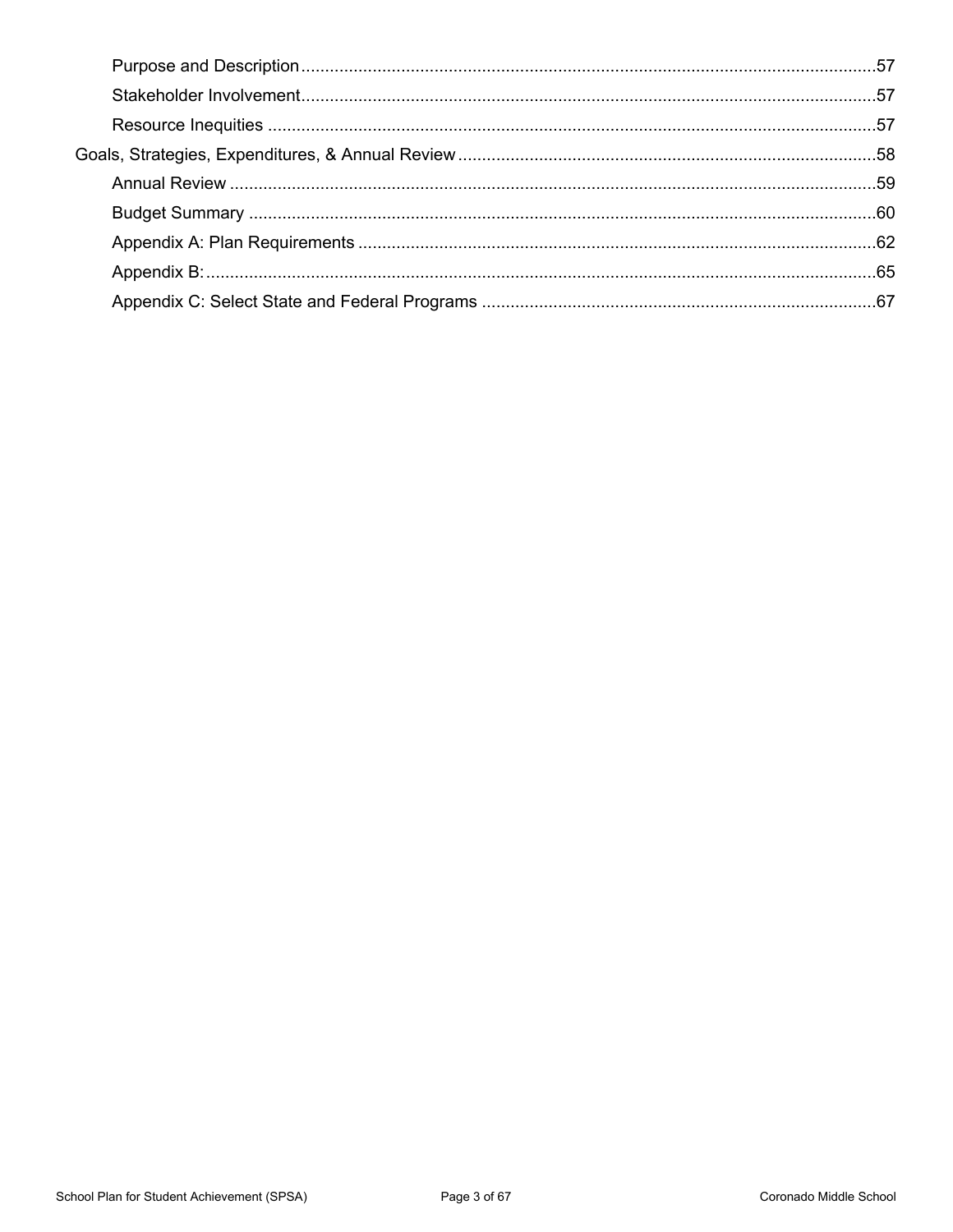Purpose and Description........................................................................................................57
Stakeholder Involvement........................................................................................................57
Resource Inequities ................................................................................................................57

Goals, Strategies, Expenditures, & Annual Review........................................................................58

Annual Review ........................................................................................................................59
Budget Summary ....................................................................................................................60
Appendix A: Plan Requirements ............................................................................................62
Appendix B:.............................................................................................................................65
Appendix C: Select State and Federal Programs ...................................................................67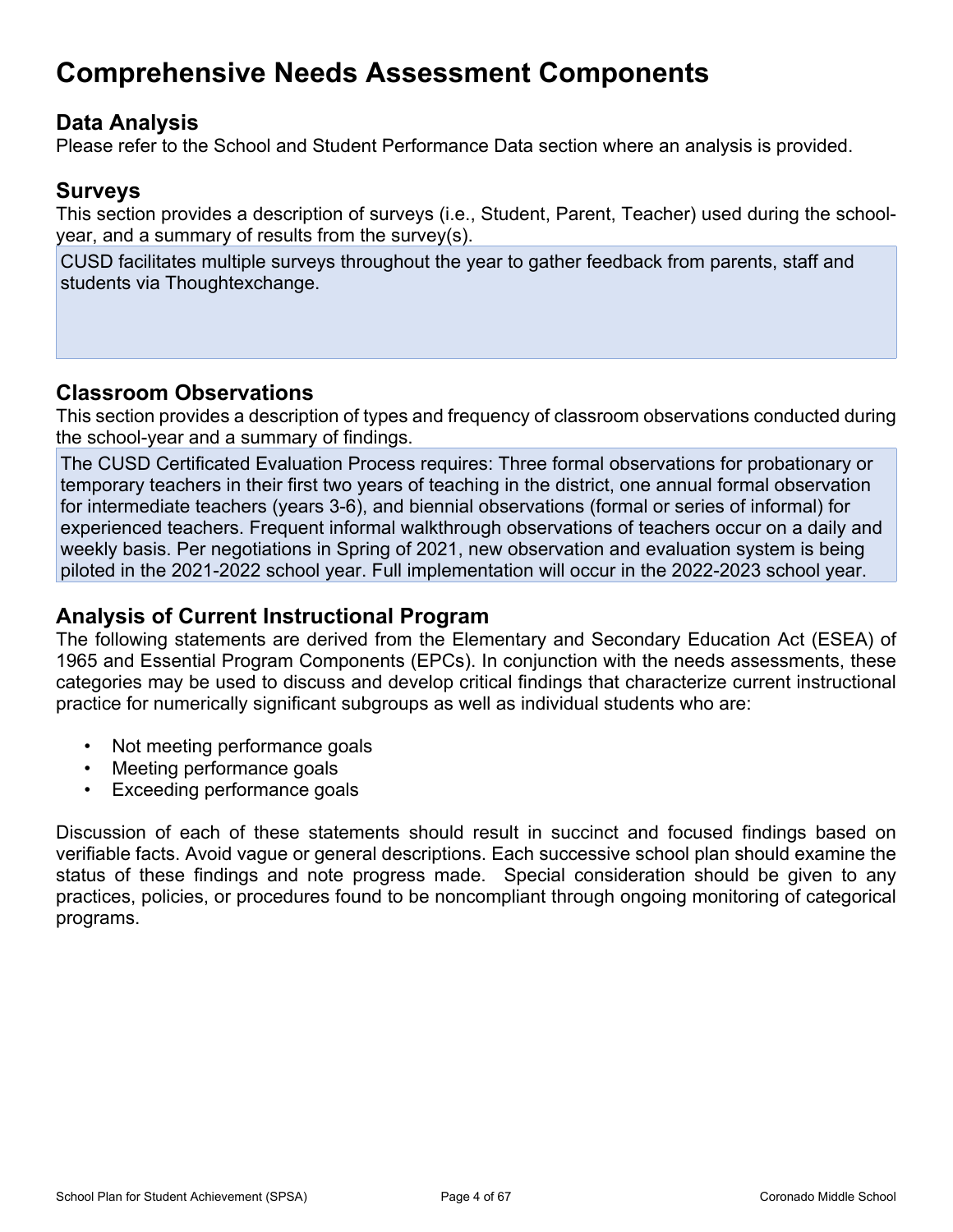# Comprehensive Needs Assessment Components

## Data Analysis

Please refer to the School and Student Performance Data section where an analysis is provided.

## Surveys

This section provides a description of surveys (i.e., Student, Parent, Teacher) used during the school-year, and a summary of results from the survey(s).

CUSD facilitates multiple surveys throughout the year to gather feedback from parents, staff and students via Thoughtexchange.

## Classroom Observations

This section provides a description of types and frequency of classroom observations conducted during the school-year and a summary of findings.

The CUSD Certificated Evaluation Process requires: Three formal observations for probationary or temporary teachers in their first two years of teaching in the district, one annual formal observation for intermediate teachers (years 3-6), and biennial observations (formal or series of informal) for experienced teachers. Frequent informal walkthrough observations of teachers occur on a daily and weekly basis. Per negotiations in Spring of 2021, new observation and evaluation system is being piloted in the 2021-2022 school year. Full implementation will occur in the 2022-2023 school year.

## Analysis of Current Instructional Program

The following statements are derived from the Elementary and Secondary Education Act (ESEA) of 1965 and Essential Program Components (EPCs). In conjunction with the needs assessments, these categories may be used to discuss and develop critical findings that characterize current instructional practice for numerically significant subgroups as well as individual students who are:

- Not meeting performance goals
- Meeting performance goals
- Exceeding performance goals

Discussion of each of these statements should result in succinct and focused findings based on verifiable facts. Avoid vague or general descriptions. Each successive school plan should examine the status of these findings and note progress made. Special consideration should be given to any practices, policies, or procedures found to be noncompliant through ongoing monitoring of categorical programs.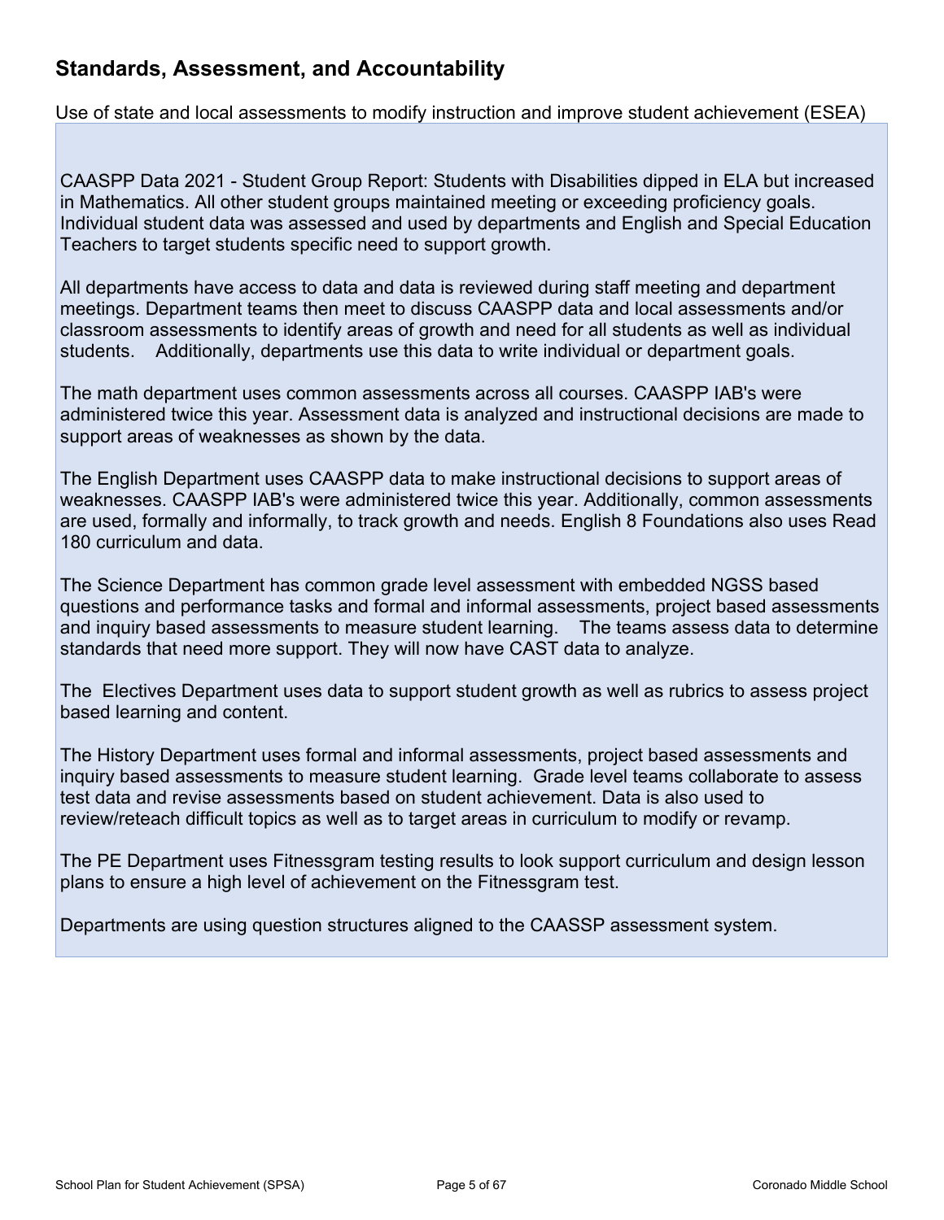## Standards, Assessment, and Accountability

Use of state and local assessments to modify instruction and improve student achievement (ESEA)

CAASPP Data 2021 - Student Group Report: Students with Disabilities dipped in ELA but increased in Mathematics. All other student groups maintained meeting or exceeding proficiency goals. Individual student data was assessed and used by departments and English and Special Education Teachers to target students specific need to support growth.

All departments have access to data and data is reviewed during staff meeting and department meetings. Department teams then meet to discuss CAASPP data and local assessments and/or classroom assessments to identify areas of growth and need for all students as well as individual students. Additionally, departments use this data to write individual or department goals.

The math department uses common assessments across all courses. CAASPP IAB's were administered twice this year. Assessment data is analyzed and instructional decisions are made to support areas of weaknesses as shown by the data.

The English Department uses CAASPP data to make instructional decisions to support areas of weaknesses. CAASPP IAB's were administered twice this year. Additionally, common assessments are used, formally and informally, to track growth and needs. English 8 Foundations also uses Read 180 curriculum and data.

The Science Department has common grade level assessment with embedded NGSS based questions and performance tasks and formal and informal assessments, project based assessments and inquiry based assessments to measure student learning. The teams assess data to determine standards that need more support. They will now have CAST data to analyze.

The Electives Department uses data to support student growth as well as rubrics to assess project based learning and content.

The History Department uses formal and informal assessments, project based assessments and inquiry based assessments to measure student learning. Grade level teams collaborate to assess test data and revise assessments based on student achievement. Data is also used to review/reteach difficult topics as well as to target areas in curriculum to modify or revamp.

The PE Department uses Fitnessgram testing results to look support curriculum and design lesson plans to ensure a high level of achievement on the Fitnessgram test.

Departments are using question structures aligned to the CAASSP assessment system.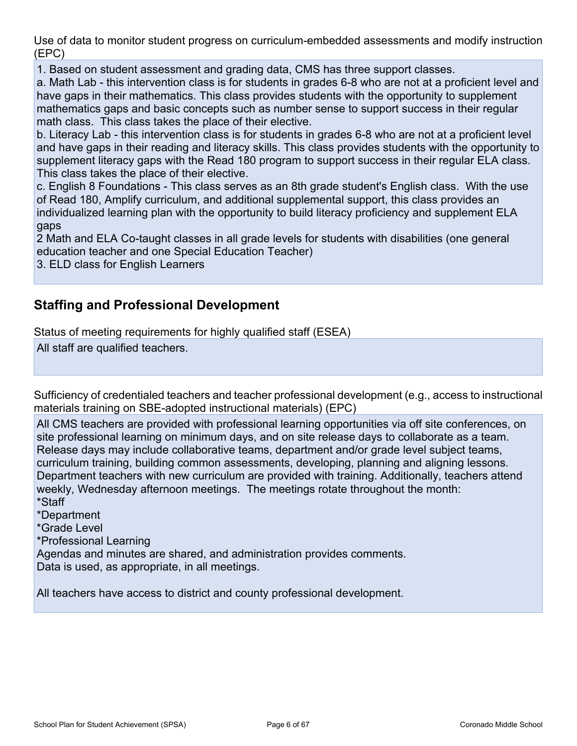Use of data to monitor student progress on curriculum-embedded assessments and modify instruction (EPC)

1. Based on student assessment and grading data, CMS has three support classes.
a. Math Lab - this intervention class is for students in grades 6-8 who are not at a proficient level and have gaps in their mathematics. This class provides students with the opportunity to supplement mathematics gaps and basic concepts such as number sense to support success in their regular math class. This class takes the place of their elective.
b. Literacy Lab - this intervention class is for students in grades 6-8 who are not at a proficient level and have gaps in their reading and literacy skills. This class provides students with the opportunity to supplement literacy gaps with the Read 180 program to support success in their regular ELA class. This class takes the place of their elective.
c. English 8 Foundations - This class serves as an 8th grade student's English class. With the use of Read 180, Amplify curriculum, and additional supplemental support, this class provides an individualized learning plan with the opportunity to build literacy proficiency and supplement ELA gaps
2 Math and ELA Co-taught classes in all grade levels for students with disabilities (one general education teacher and one Special Education Teacher)
3. ELD class for English Learners

## Staffing and Professional Development

Status of meeting requirements for highly qualified staff (ESEA)

All staff are qualified teachers.

Sufficiency of credentialed teachers and teacher professional development (e.g., access to instructional materials training on SBE-adopted instructional materials) (EPC)

All CMS teachers are provided with professional learning opportunities via off site conferences, on site professional learning on minimum days, and on site release days to collaborate as a team. Release days may include collaborative teams, department and/or grade level subject teams, curriculum training, building common assessments, developing, planning and aligning lessons. Department teachers with new curriculum are provided with training. Additionally, teachers attend weekly, Wednesday afternoon meetings. The meetings rotate throughout the month:
*Staff
*Department
*Grade Level
*Professional Learning
Agendas and minutes are shared, and administration provides comments.
Data is used, as appropriate, in all meetings.

All teachers have access to district and county professional development.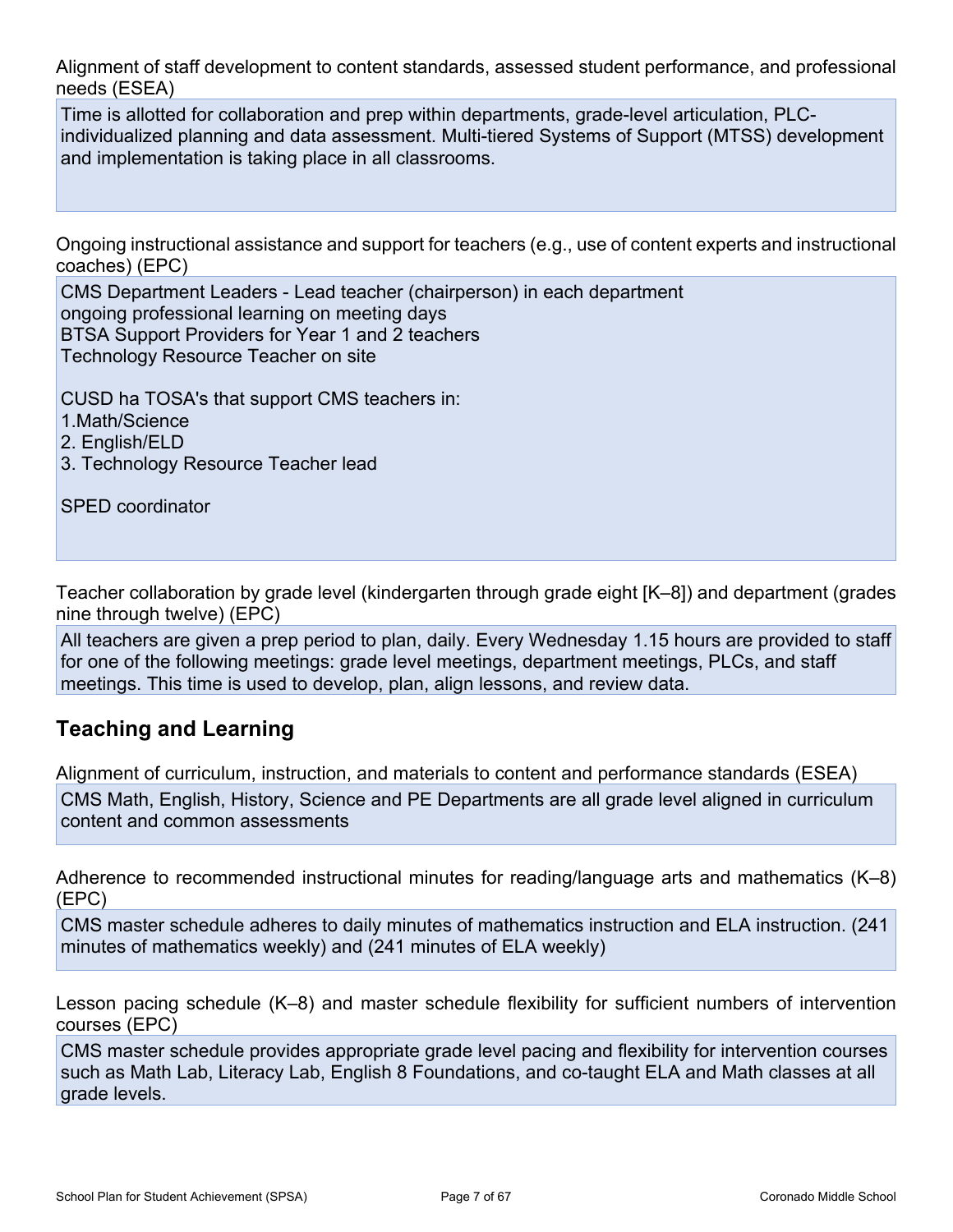Alignment of staff development to content standards, assessed student performance, and professional needs (ESEA)

Time is allotted for collaboration and prep within departments, grade-level articulation, PLC-individualized planning and data assessment. Multi-tiered Systems of Support (MTSS) development and implementation is taking place in all classrooms.

Ongoing instructional assistance and support for teachers (e.g., use of content experts and instructional coaches) (EPC)

CMS Department Leaders - Lead teacher (chairperson) in each department
ongoing professional learning on meeting days
BTSA Support Providers for Year 1 and 2 teachers
Technology Resource Teacher on site

CUSD ha TOSA's that support CMS teachers in:
1.Math/Science
2. English/ELD
3. Technology Resource Teacher lead

SPED coordinator

Teacher collaboration by grade level (kindergarten through grade eight [K–8]) and department (grades nine through twelve) (EPC)

All teachers are given a prep period to plan, daily. Every Wednesday 1.15 hours are provided to staff for one of the following meetings: grade level meetings, department meetings, PLCs, and staff meetings. This time is used to develop, plan, align lessons, and review data.

## Teaching and Learning

Alignment of curriculum, instruction, and materials to content and performance standards (ESEA)

CMS Math, English, History, Science and PE Departments are all grade level aligned in curriculum content and common assessments

Adherence to recommended instructional minutes for reading/language arts and mathematics (K–8) (EPC)

CMS master schedule adheres to daily minutes of mathematics instruction and ELA instruction. (241 minutes of mathematics weekly) and (241 minutes of ELA weekly)

Lesson pacing schedule (K–8) and master schedule flexibility for sufficient numbers of intervention courses (EPC)

CMS master schedule provides appropriate grade level pacing and flexibility for intervention courses such as Math Lab, Literacy Lab, English 8 Foundations, and co-taught ELA and Math classes at all grade levels.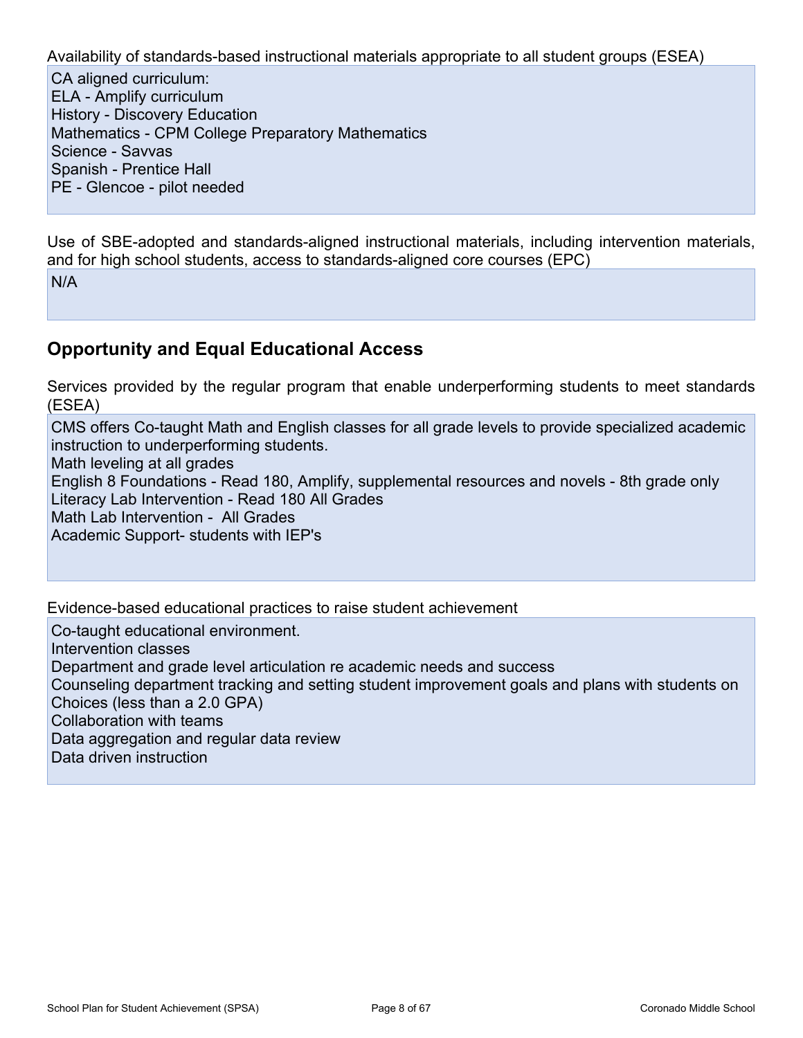Availability of standards-based instructional materials appropriate to all student groups (ESEA)

CA aligned curriculum:
ELA - Amplify curriculum
History - Discovery Education
Mathematics - CPM College Preparatory Mathematics
Science - Savvas
Spanish - Prentice Hall
PE - Glencoe - pilot needed

Use of SBE-adopted and standards-aligned instructional materials, including intervention materials, and for high school students, access to standards-aligned core courses (EPC)

N/A

## Opportunity and Equal Educational Access

Services provided by the regular program that enable underperforming students to meet standards (ESEA)

CMS offers Co-taught Math and English classes for all grade levels to provide specialized academic instruction to underperforming students.
Math leveling at all grades
English 8 Foundations - Read 180, Amplify, supplemental resources and novels - 8th grade only
Literacy Lab Intervention - Read 180 All Grades
Math Lab Intervention - All Grades
Academic Support- students with IEP's

Evidence-based educational practices to raise student achievement

Co-taught educational environment.
Intervention classes
Department and grade level articulation re academic needs and success
Counseling department tracking and setting student improvement goals and plans with students on Choices (less than a 2.0 GPA)
Collaboration with teams
Data aggregation and regular data review
Data driven instruction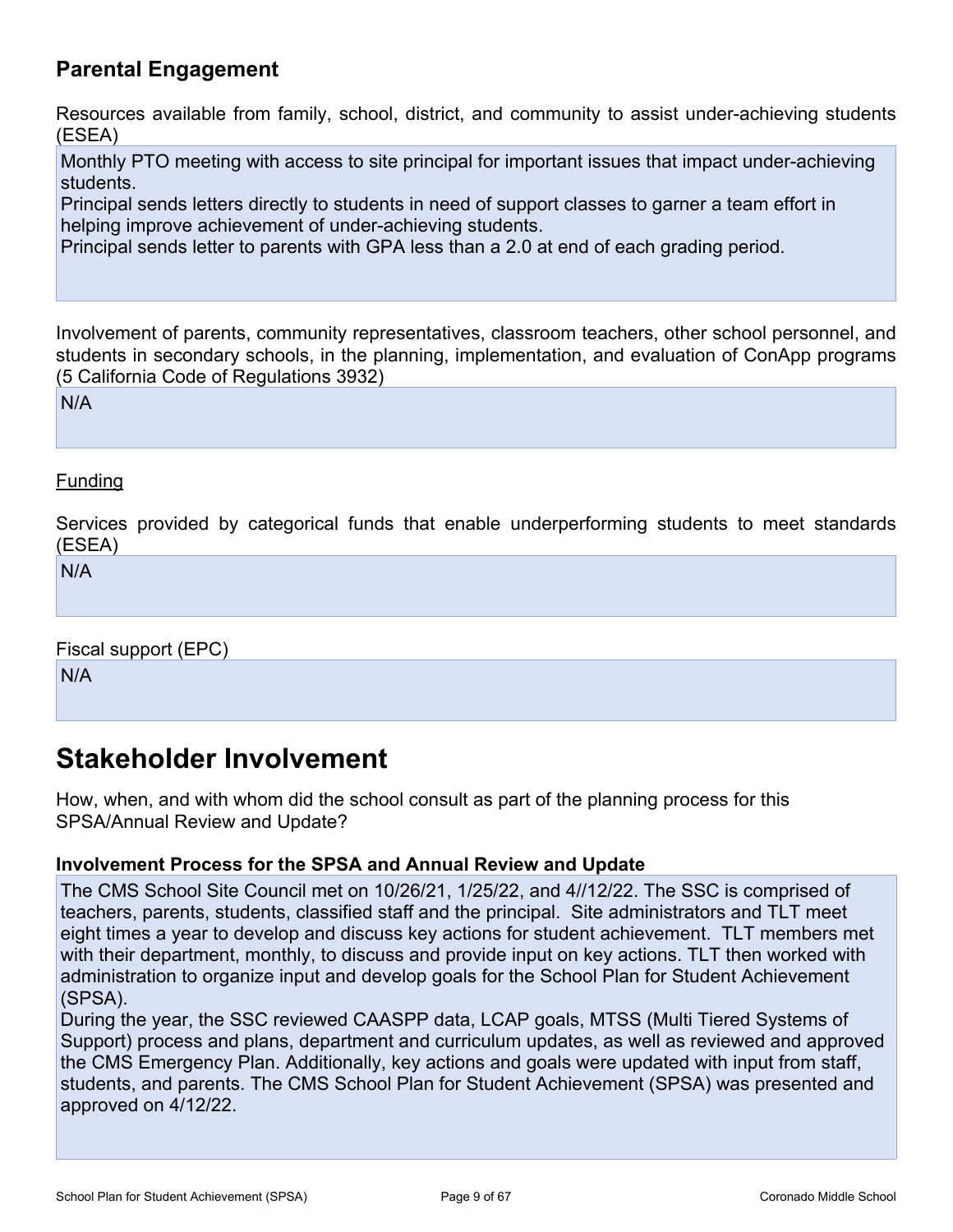## Parental Engagement

Resources available from family, school, district, and community to assist under-achieving students (ESEA)

Monthly PTO meeting with access to site principal for important issues that impact under-achieving students.
Principal sends letters directly to students in need of support classes to garner a team effort in helping improve achievement of under-achieving students.
Principal sends letter to parents with GPA less than a 2.0 at end of each grading period.

Involvement of parents, community representatives, classroom teachers, other school personnel, and students in secondary schools, in the planning, implementation, and evaluation of ConApp programs (5 California Code of Regulations 3932)

N/A

Funding

Services provided by categorical funds that enable underperforming students to meet standards (ESEA)

N/A

Fiscal support (EPC)

N/A

# Stakeholder Involvement

How, when, and with whom did the school consult as part of the planning process for this SPSA/Annual Review and Update?

### Involvement Process for the SPSA and Annual Review and Update

The CMS School Site Council met on 10/26/21, 1/25/22, and 4//12/22. The SSC is comprised of teachers, parents, students, classified staff and the principal. Site administrators and TLT meet eight times a year to develop and discuss key actions for student achievement. TLT members met with their department, monthly, to discuss and provide input on key actions. TLT then worked with administration to organize input and develop goals for the School Plan for Student Achievement (SPSA).
During the year, the SSC reviewed CAASPP data, LCAP goals, MTSS (Multi Tiered Systems of Support) process and plans, department and curriculum updates, as well as reviewed and approved the CMS Emergency Plan. Additionally, key actions and goals were updated with input from staff, students, and parents. The CMS School Plan for Student Achievement (SPSA) was presented and approved on 4/12/22.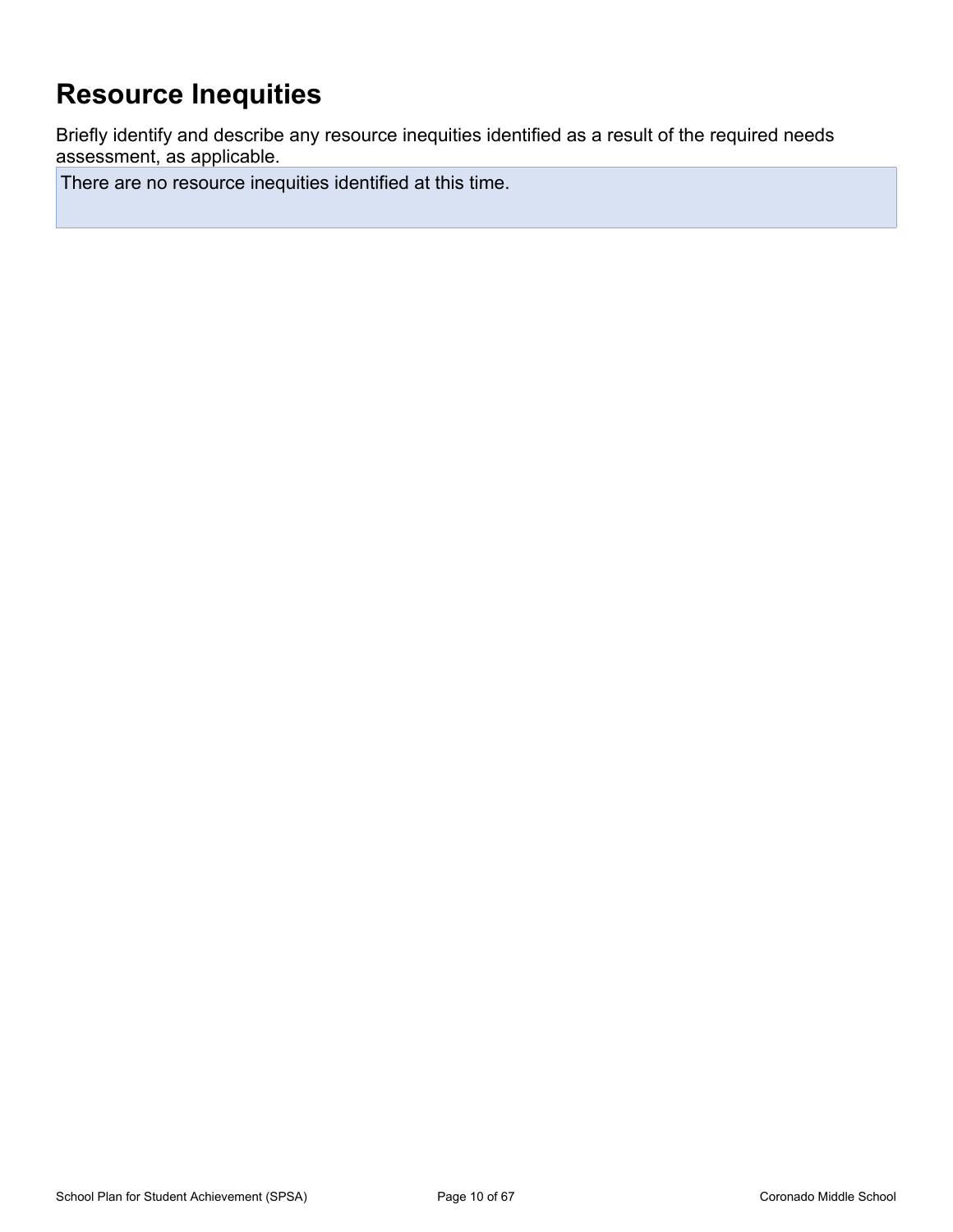# Resource Inequities

Briefly identify and describe any resource inequities identified as a result of the required needs assessment, as applicable.

There are no resource inequities identified at this time.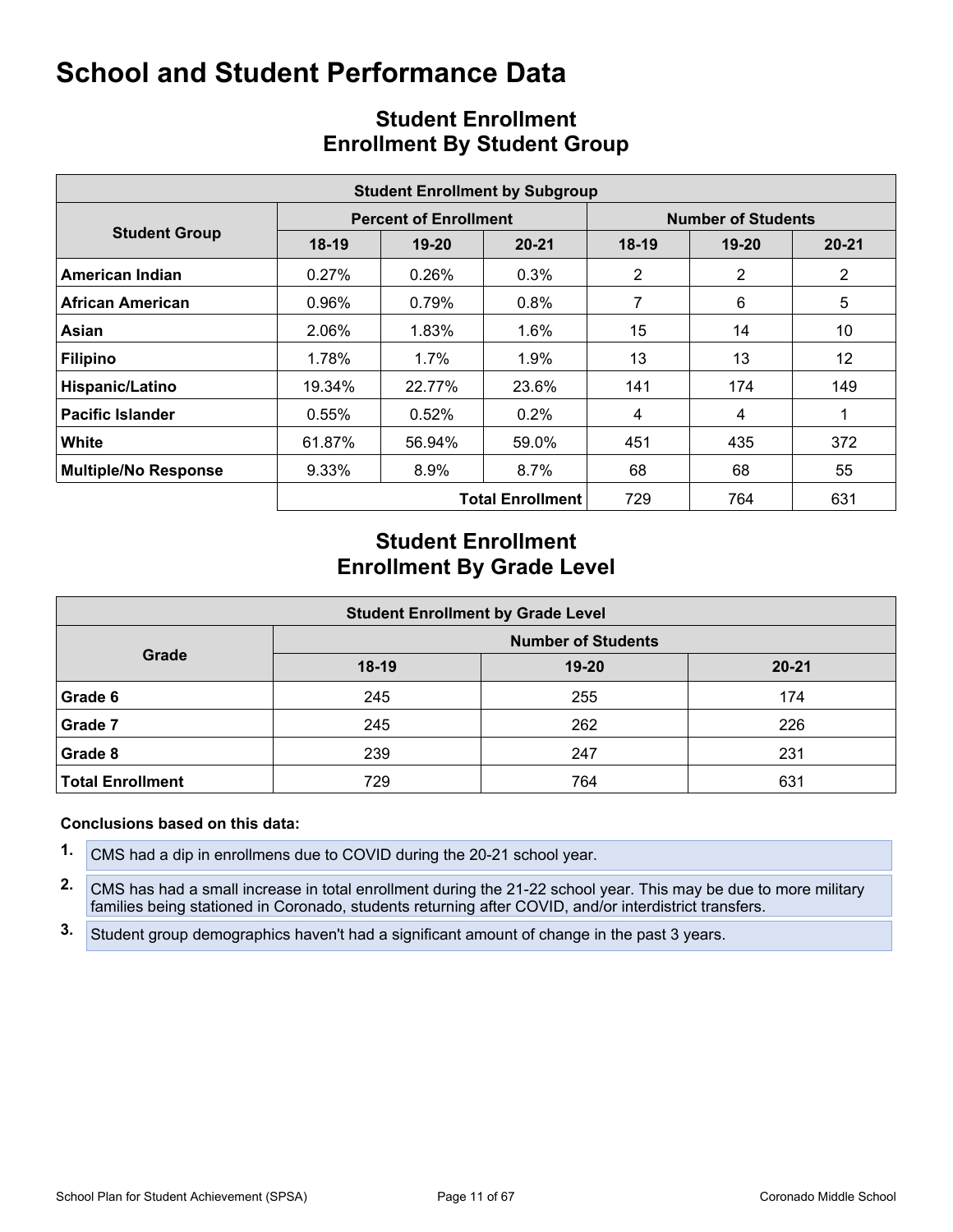# School and Student Performance Data

## Student Enrollment
## Enrollment By Student Group

| Student Enrollment by Subgroup | | | | | | |
|---|---|---|---|---|---|---|
| **Student Group** | **Percent of Enrollment** | | | **Number of Students** | | |
| | **18-19** | **19-20** | **20-21** | **18-19** | **19-20** | **20-21** |
| **American Indian** | 0.27% | 0.26% | 0.3% | 2 | 2 | 2 |
| **African American** | 0.96% | 0.79% | 0.8% | 7 | 6 | 5 |
| **Asian** | 2.06% | 1.83% | 1.6% | 15 | 14 | 10 |
| **Filipino** | 1.78% | 1.7% | 1.9% | 13 | 13 | 12 |
| **Hispanic/Latino** | 19.34% | 22.77% | 23.6% | 141 | 174 | 149 |
| **Pacific Islander** | 0.55% | 0.52% | 0.2% | 4 | 4 | 1 |
| **White** | 61.87% | 56.94% | 59.0% | 451 | 435 | 372 |
| **Multiple/No Response** | 9.33% | 8.9% | 8.7% | 68 | 68 | 55 |
| | | | **Total Enrollment** | 729 | 764 | 631 |

## Student Enrollment
## Enrollment By Grade Level

| Student Enrollment by Grade Level | | | |
|---|---|---|---|
| **Grade** | **Number of Students** | | |
| | **18-19** | **19-20** | **20-21** |
| **Grade 6** | 245 | 255 | 174 |
| **Grade 7** | 245 | 262 | 226 |
| **Grade 8** | 239 | 247 | 231 |
| **Total Enrollment** | 729 | 764 | 631 |

**Conclusions based on this data:**

1. CMS had a dip in enrollmens due to COVID during the 20-21 school year.
2. CMS has had a small increase in total enrollment during the 21-22 school year. This may be due to more military families being stationed in Coronado, students returning after COVID, and/or interdistrict transfers.
3. Student group demographics haven't had a significant amount of change in the past 3 years.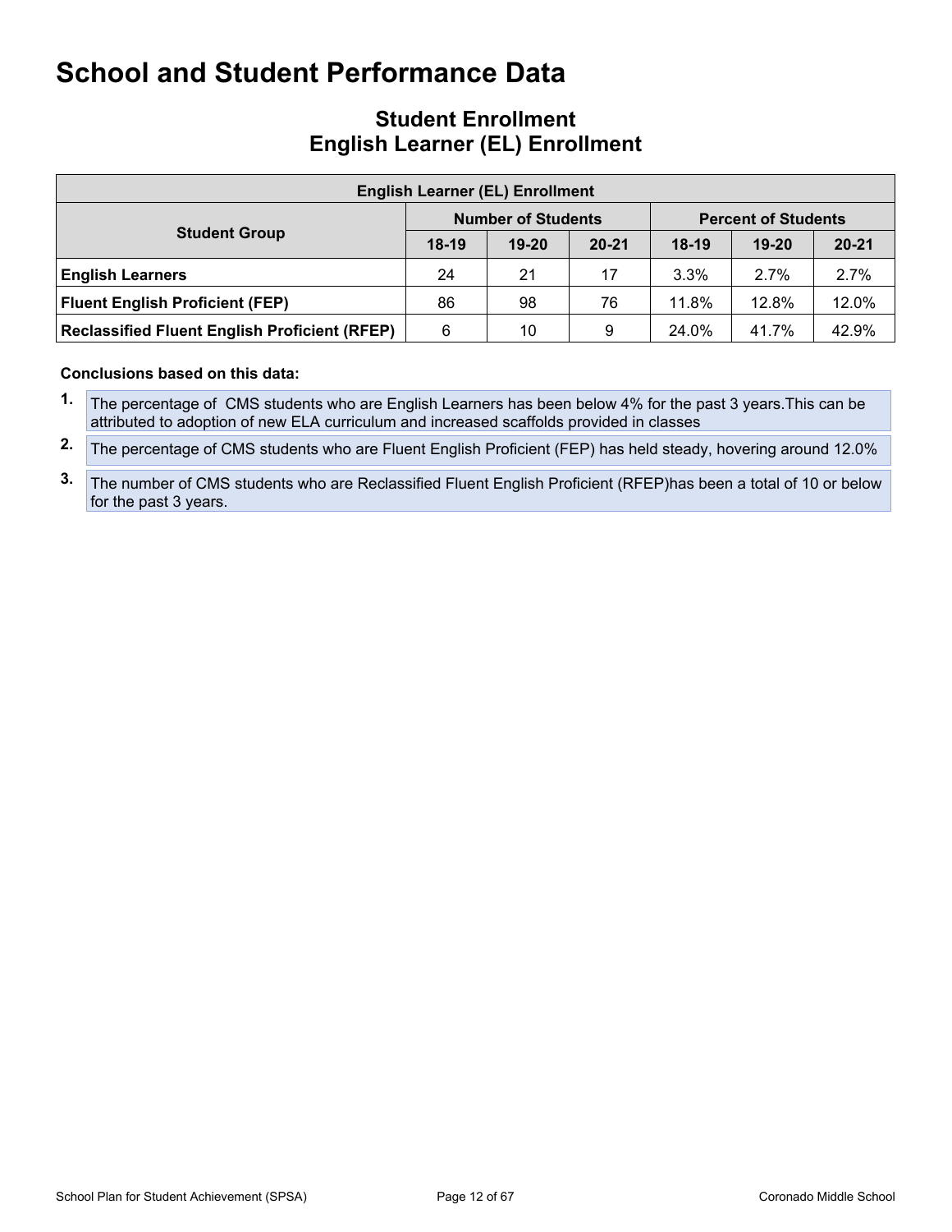# School and Student Performance Data

## Student Enrollment
## English Learner (EL) Enrollment

| English Learner (EL) Enrollment | | | | | | |
|---|---|---|---|---|---|---|
| **Student Group** | **Number of Students** | | | **Percent of Students** | | |
| | **18-19** | **19-20** | **20-21** | **18-19** | **19-20** | **20-21** |
| **English Learners** | 24 | 21 | 17 | 3.3% | 2.7% | 2.7% |
| **Fluent English Proficient (FEP)** | 86 | 98 | 76 | 11.8% | 12.8% | 12.0% |
| **Reclassified Fluent English Proficient (RFEP)** | 6 | 10 | 9 | 24.0% | 41.7% | 42.9% |

**Conclusions based on this data:**

1. The percentage of CMS students who are English Learners has been below 4% for the past 3 years.This can be attributed to adoption of new ELA curriculum and increased scaffolds provided in classes
2. The percentage of CMS students who are Fluent English Proficient (FEP) has held steady, hovering around 12.0%
3. The number of CMS students who are Reclassified Fluent English Proficient (RFEP)has been a total of 10 or below for the past 3 years.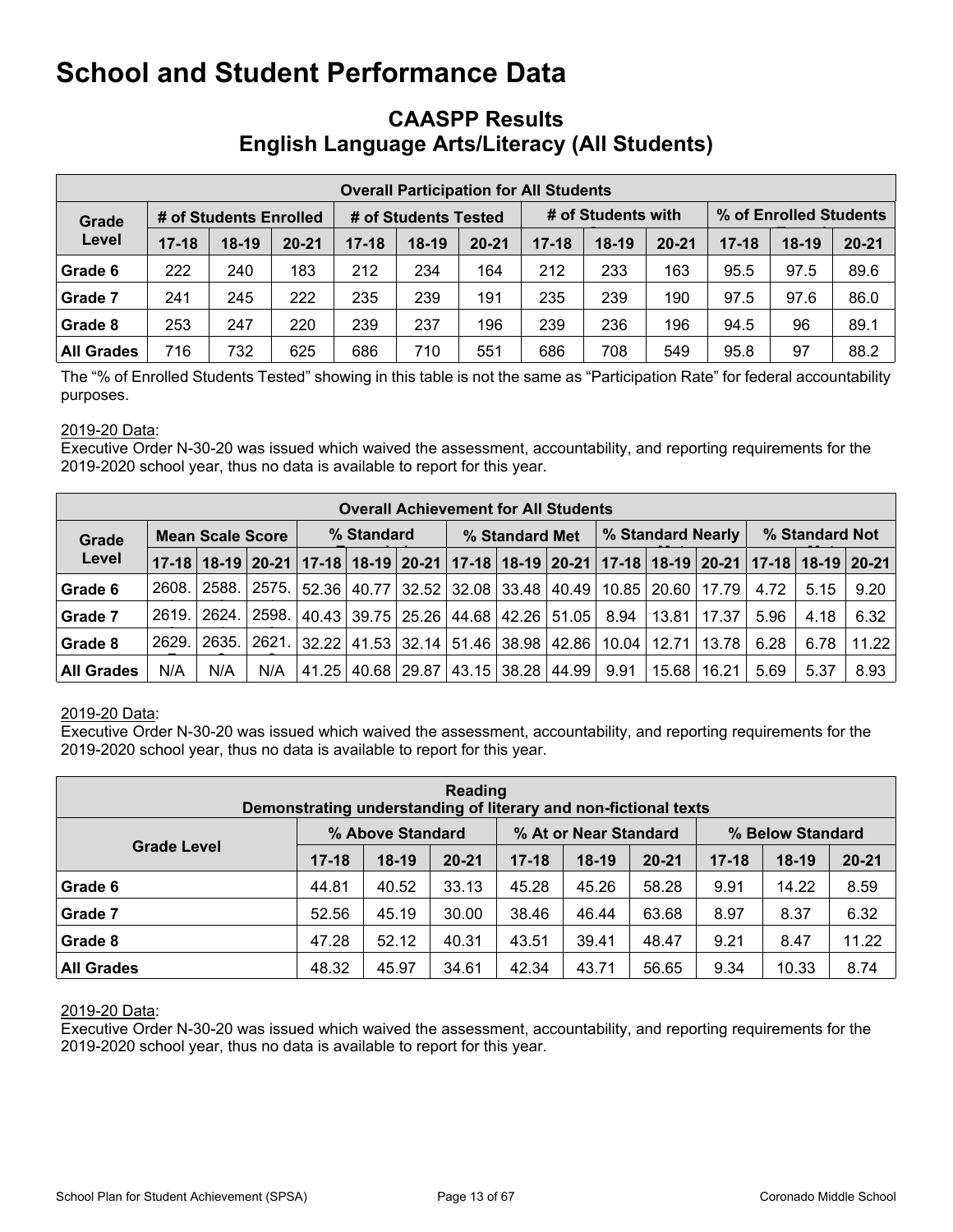# School and Student Performance Data

## CAASPP Results
## English Language Arts/Literacy (All Students)

| Overall Participation for All Students | | | | | | | | | | | | |
|---|---|---|---|---|---|---|---|---|---|---|---|---|
| Grade Level | # of Students Enrolled | | | # of Students Tested | | | # of Students with | | | % of Enrolled Students | | |
| | 17-18 | 18-19 | 20-21 | 17-18 | 18-19 | 20-21 | 17-18 | 18-19 | 20-21 | 17-18 | 18-19 | 20-21 |
| Grade 6 | 222 | 240 | 183 | 212 | 234 | 164 | 212 | 233 | 163 | 95.5 | 97.5 | 89.6 |
| Grade 7 | 241 | 245 | 222 | 235 | 239 | 191 | 235 | 239 | 190 | 97.5 | 97.6 | 86.0 |
| Grade 8 | 253 | 247 | 220 | 239 | 237 | 196 | 239 | 236 | 196 | 94.5 | 96 | 89.1 |
| All Grades | 716 | 732 | 625 | 686 | 710 | 551 | 686 | 708 | 549 | 95.8 | 97 | 88.2 |

The "% of Enrolled Students Tested" showing in this table is not the same as "Participation Rate" for federal accountability purposes.

2019-20 Data:
Executive Order N-30-20 was issued which waived the assessment, accountability, and reporting requirements for the 2019-2020 school year, thus no data is available to report for this year.

| Overall Achievement for All Students | | | | | | | | | | | | | | | |
|---|---|---|---|---|---|---|---|---|---|---|---|---|---|---|---|
| Grade Level | Mean Scale Score | | | % Standard | | | % Standard Met | | | % Standard Nearly | | | % Standard Not | | |
| | 17-18 | 18-19 | 20-21 | 17-18 | 18-19 | 20-21 | 17-18 | 18-19 | 20-21 | 17-18 | 18-19 | 20-21 | 17-18 | 18-19 | 20-21 |
| Grade 6 | 2608. | 2588. | 2575. | 52.36 | 40.77 | 32.52 | 32.08 | 33.48 | 40.49 | 10.85 | 20.60 | 17.79 | 4.72 | 5.15 | 9.20 |
| Grade 7 | 2619. | 2624. | 2598. | 40.43 | 39.75 | 25.26 | 44.68 | 42.26 | 51.05 | 8.94 | 13.81 | 17.37 | 5.96 | 4.18 | 6.32 |
| Grade 8 | 2629. | 2635. | 2621. | 32.22 | 41.53 | 32.14 | 51.46 | 38.98 | 42.86 | 10.04 | 12.71 | 13.78 | 6.28 | 6.78 | 11.22 |
| All Grades | N/A | N/A | N/A | 41.25 | 40.68 | 29.87 | 43.15 | 38.28 | 44.99 | 9.91 | 15.68 | 16.21 | 5.69 | 5.37 | 8.93 |

2019-20 Data:
Executive Order N-30-20 was issued which waived the assessment, accountability, and reporting requirements for the 2019-2020 school year, thus no data is available to report for this year.

| Reading<br>Demonstrating understanding of literary and non-fictional texts | | | | | | | | | |
|---|---|---|---|---|---|---|---|---|---|
| Grade Level | % Above Standard | | | % At or Near Standard | | | % Below Standard | | |
| | 17-18 | 18-19 | 20-21 | 17-18 | 18-19 | 20-21 | 17-18 | 18-19 | 20-21 |
| Grade 6 | 44.81 | 40.52 | 33.13 | 45.28 | 45.26 | 58.28 | 9.91 | 14.22 | 8.59 |
| Grade 7 | 52.56 | 45.19 | 30.00 | 38.46 | 46.44 | 63.68 | 8.97 | 8.37 | 6.32 |
| Grade 8 | 47.28 | 52.12 | 40.31 | 43.51 | 39.41 | 48.47 | 9.21 | 8.47 | 11.22 |
| All Grades | 48.32 | 45.97 | 34.61 | 42.34 | 43.71 | 56.65 | 9.34 | 10.33 | 8.74 |

2019-20 Data:
Executive Order N-30-20 was issued which waived the assessment, accountability, and reporting requirements for the 2019-2020 school year, thus no data is available to report for this year.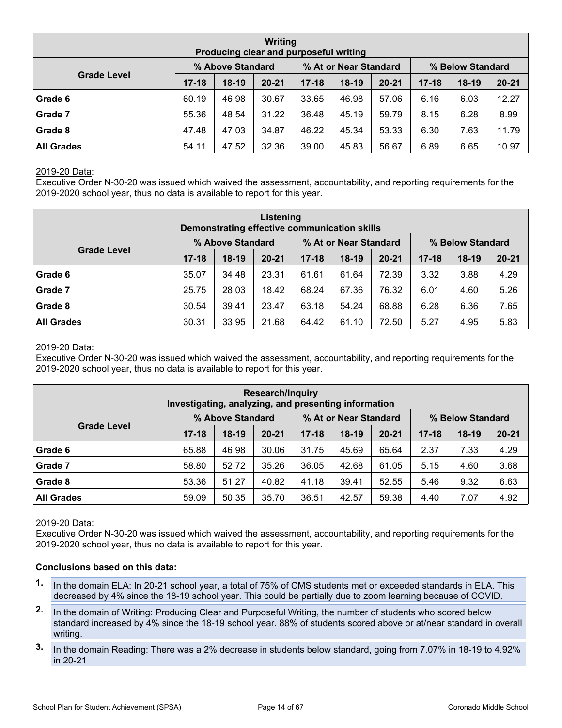| Writing<br>Producing clear and purposeful writing | | | | | | | | | |
|---|---|---|---|---|---|---|---|---|---|
| Grade Level | % Above Standard | | | % At or Near Standard | | | % Below Standard | | |
| | 17-18 | 18-19 | 20-21 | 17-18 | 18-19 | 20-21 | 17-18 | 18-19 | 20-21 |
| Grade 6 | 60.19 | 46.98 | 30.67 | 33.65 | 46.98 | 57.06 | 6.16 | 6.03 | 12.27 |
| Grade 7 | 55.36 | 48.54 | 31.22 | 36.48 | 45.19 | 59.79 | 8.15 | 6.28 | 8.99 |
| Grade 8 | 47.48 | 47.03 | 34.87 | 46.22 | 45.34 | 53.33 | 6.30 | 7.63 | 11.79 |
| All Grades | 54.11 | 47.52 | 32.36 | 39.00 | 45.83 | 56.67 | 6.89 | 6.65 | 10.97 |

2019-20 Data:
Executive Order N-30-20 was issued which waived the assessment, accountability, and reporting requirements for the 2019-2020 school year, thus no data is available to report for this year.

| Listening<br>Demonstrating effective communication skills | | | | | | | | | |
|---|---|---|---|---|---|---|---|---|---|
| Grade Level | % Above Standard | | | % At or Near Standard | | | % Below Standard | | |
| | 17-18 | 18-19 | 20-21 | 17-18 | 18-19 | 20-21 | 17-18 | 18-19 | 20-21 |
| Grade 6 | 35.07 | 34.48 | 23.31 | 61.61 | 61.64 | 72.39 | 3.32 | 3.88 | 4.29 |
| Grade 7 | 25.75 | 28.03 | 18.42 | 68.24 | 67.36 | 76.32 | 6.01 | 4.60 | 5.26 |
| Grade 8 | 30.54 | 39.41 | 23.47 | 63.18 | 54.24 | 68.88 | 6.28 | 6.36 | 7.65 |
| All Grades | 30.31 | 33.95 | 21.68 | 64.42 | 61.10 | 72.50 | 5.27 | 4.95 | 5.83 |

2019-20 Data:
Executive Order N-30-20 was issued which waived the assessment, accountability, and reporting requirements for the 2019-2020 school year, thus no data is available to report for this year.

| Research/Inquiry<br>Investigating, analyzing, and presenting information | | | | | | | | | |
|---|---|---|---|---|---|---|---|---|---|
| Grade Level | % Above Standard | | | % At or Near Standard | | | % Below Standard | | |
| | 17-18 | 18-19 | 20-21 | 17-18 | 18-19 | 20-21 | 17-18 | 18-19 | 20-21 |
| Grade 6 | 65.88 | 46.98 | 30.06 | 31.75 | 45.69 | 65.64 | 2.37 | 7.33 | 4.29 |
| Grade 7 | 58.80 | 52.72 | 35.26 | 36.05 | 42.68 | 61.05 | 5.15 | 4.60 | 3.68 |
| Grade 8 | 53.36 | 51.27 | 40.82 | 41.18 | 39.41 | 52.55 | 5.46 | 9.32 | 6.63 |
| All Grades | 59.09 | 50.35 | 35.70 | 36.51 | 42.57 | 59.38 | 4.40 | 7.07 | 4.92 |

2019-20 Data:
Executive Order N-30-20 was issued which waived the assessment, accountability, and reporting requirements for the 2019-2020 school year, thus no data is available to report for this year.

**Conclusions based on this data:**

1. In the domain ELA: In 20-21 school year, a total of 75% of CMS students met or exceeded standards in ELA. This decreased by 4% since the 18-19 school year. This could be partially due to zoom learning because of COVID.
2. In the domain of Writing: Producing Clear and Purposeful Writing, the number of students who scored below standard increased by 4% since the 18-19 school year. 88% of students scored above or at/near standard in overall writing.
3. In the domain Reading: There was a 2% decrease in students below standard, going from 7.07% in 18-19 to 4.92% in 20-21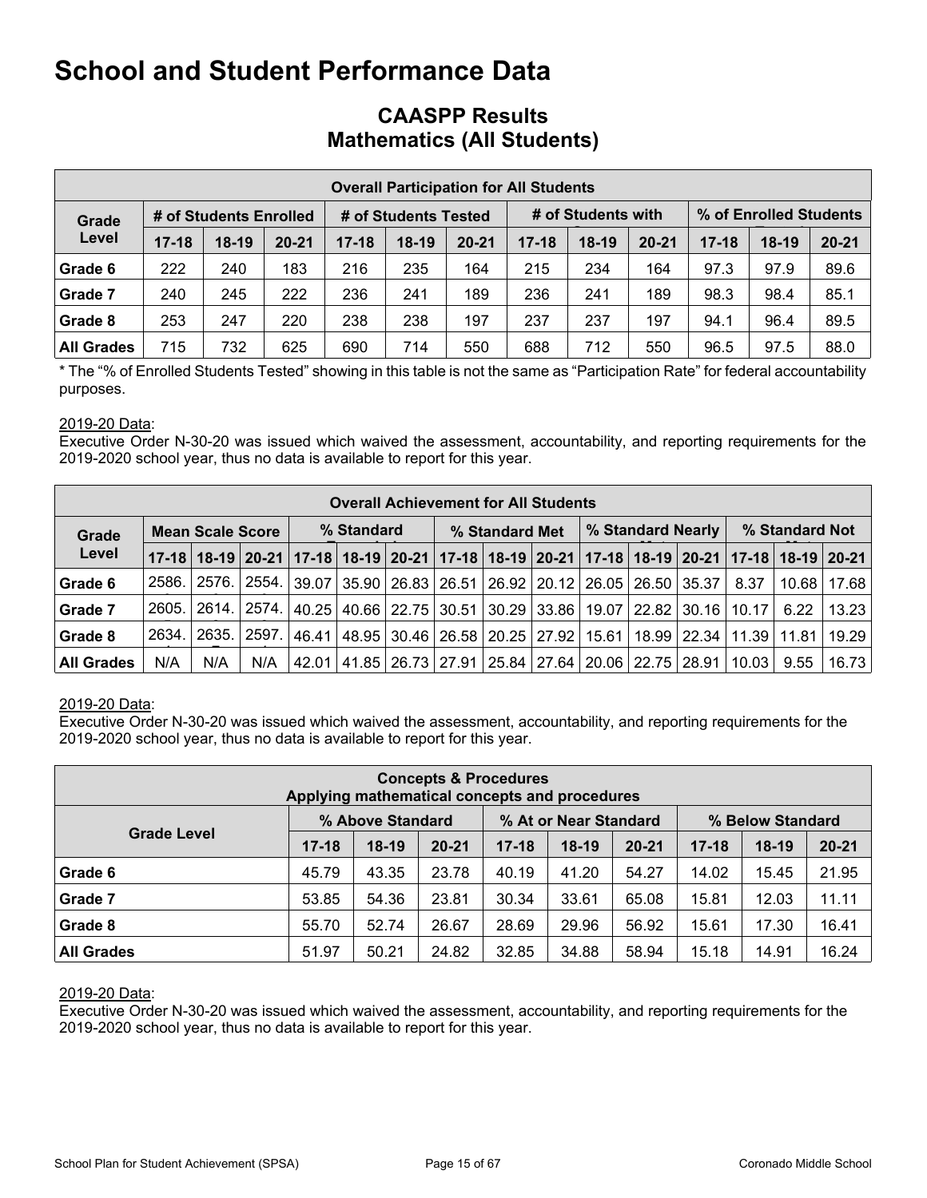# School and Student Performance Data

## CAASPP Results
## Mathematics (All Students)

| Overall Participation for All Students | | | | | | | | | | | | |
|---|---|---|---|---|---|---|---|---|---|---|---|---|
| Grade Level | # of Students Enrolled | | | # of Students Tested | | | # of Students with Scores | | | % of Enrolled Students Tested | | |
| | 17-18 | 18-19 | 20-21 | 17-18 | 18-19 | 20-21 | 17-18 | 18-19 | 20-21 | 17-18 | 18-19 | 20-21 |
| Grade 6 | 222 | 240 | 183 | 216 | 235 | 164 | 215 | 234 | 164 | 97.3 | 97.9 | 89.6 |
| Grade 7 | 240 | 245 | 222 | 236 | 241 | 189 | 236 | 241 | 189 | 98.3 | 98.4 | 85.1 |
| Grade 8 | 253 | 247 | 220 | 238 | 238 | 197 | 237 | 237 | 197 | 94.1 | 96.4 | 89.5 |
| All Grades | 715 | 732 | 625 | 690 | 714 | 550 | 688 | 712 | 550 | 96.5 | 97.5 | 88.0 |

* The "% of Enrolled Students Tested" showing in this table is not the same as "Participation Rate" for federal accountability purposes.

2019-20 Data:
Executive Order N-30-20 was issued which waived the assessment, accountability, and reporting requirements for the 2019-2020 school year, thus no data is available to report for this year.

| Overall Achievement for All Students | | | | | | | | | | | | | | | |
|---|---|---|---|---|---|---|---|---|---|---|---|---|---|---|---|
| Grade Level | Mean Scale Score | | | % Standard Exceeded | | | % Standard Met | | | % Standard Nearly Met | | | % Standard Not Met | | |
| | 17-18 | 18-19 | 20-21 | 17-18 | 18-19 | 20-21 | 17-18 | 18-19 | 20-21 | 17-18 | 18-19 | 20-21 | 17-18 | 18-19 | 20-21 |
| Grade 6 | 2586. | 2576. | 2554. | 39.07 | 35.90 | 26.83 | 26.51 | 26.92 | 20.12 | 26.05 | 26.50 | 35.37 | 8.37 | 10.68 | 17.68 |
| Grade 7 | 2605. | 2614. | 2574. | 40.25 | 40.66 | 22.75 | 30.51 | 30.29 | 33.86 | 19.07 | 22.82 | 30.16 | 10.17 | 6.22 | 13.23 |
| Grade 8 | 2634. | 2635. | 2597. | 46.41 | 48.95 | 30.46 | 26.58 | 20.25 | 27.92 | 15.61 | 18.99 | 22.34 | 11.39 | 11.81 | 19.29 |
| All Grades | N/A | N/A | N/A | 42.01 | 41.85 | 26.73 | 27.91 | 25.84 | 27.64 | 20.06 | 22.75 | 28.91 | 10.03 | 9.55 | 16.73 |

2019-20 Data:
Executive Order N-30-20 was issued which waived the assessment, accountability, and reporting requirements for the 2019-2020 school year, thus no data is available to report for this year.

| Concepts & Procedures<br>Applying mathematical concepts and procedures | | | | | | | | | |
|---|---|---|---|---|---|---|---|---|---|
| Grade Level | % Above Standard | | | % At or Near Standard | | | % Below Standard | | |
| | 17-18 | 18-19 | 20-21 | 17-18 | 18-19 | 20-21 | 17-18 | 18-19 | 20-21 |
| Grade 6 | 45.79 | 43.35 | 23.78 | 40.19 | 41.20 | 54.27 | 14.02 | 15.45 | 21.95 |
| Grade 7 | 53.85 | 54.36 | 23.81 | 30.34 | 33.61 | 65.08 | 15.81 | 12.03 | 11.11 |
| Grade 8 | 55.70 | 52.74 | 26.67 | 28.69 | 29.96 | 56.92 | 15.61 | 17.30 | 16.41 |
| All Grades | 51.97 | 50.21 | 24.82 | 32.85 | 34.88 | 58.94 | 15.18 | 14.91 | 16.24 |

2019-20 Data:
Executive Order N-30-20 was issued which waived the assessment, accountability, and reporting requirements for the 2019-2020 school year, thus no data is available to report for this year.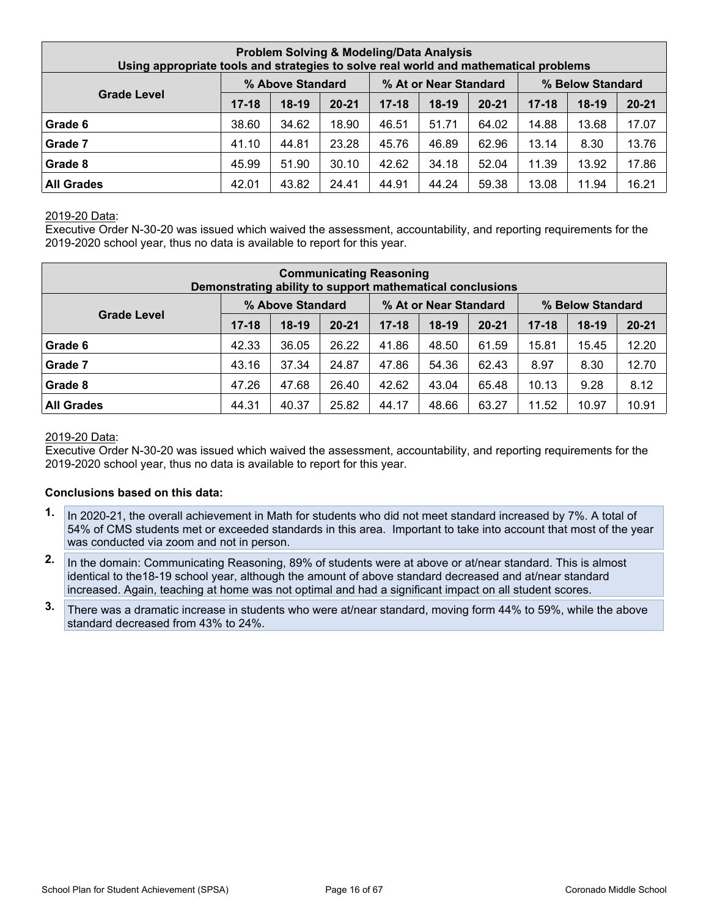| Problem Solving & Modeling/Data Analysis<br>Using appropriate tools and strategies to solve real world and mathematical problems | | | | | | | | | |
|---|---|---|---|---|---|---|---|---|---|
| Grade Level | % Above Standard | | | % At or Near Standard | | | % Below Standard | | |
| | 17-18 | 18-19 | 20-21 | 17-18 | 18-19 | 20-21 | 17-18 | 18-19 | 20-21 |
| Grade 6 | 38.60 | 34.62 | 18.90 | 46.51 | 51.71 | 64.02 | 14.88 | 13.68 | 17.07 |
| Grade 7 | 41.10 | 44.81 | 23.28 | 45.76 | 46.89 | 62.96 | 13.14 | 8.30 | 13.76 |
| Grade 8 | 45.99 | 51.90 | 30.10 | 42.62 | 34.18 | 52.04 | 11.39 | 13.92 | 17.86 |
| All Grades | 42.01 | 43.82 | 24.41 | 44.91 | 44.24 | 59.38 | 13.08 | 11.94 | 16.21 |

2019-20 Data:
Executive Order N-30-20 was issued which waived the assessment, accountability, and reporting requirements for the 2019-2020 school year, thus no data is available to report for this year.

| Communicating Reasoning<br>Demonstrating ability to support mathematical conclusions | | | | | | | | | |
|---|---|---|---|---|---|---|---|---|---|
| Grade Level | % Above Standard | | | % At or Near Standard | | | % Below Standard | | |
| | 17-18 | 18-19 | 20-21 | 17-18 | 18-19 | 20-21 | 17-18 | 18-19 | 20-21 |
| Grade 6 | 42.33 | 36.05 | 26.22 | 41.86 | 48.50 | 61.59 | 15.81 | 15.45 | 12.20 |
| Grade 7 | 43.16 | 37.34 | 24.87 | 47.86 | 54.36 | 62.43 | 8.97 | 8.30 | 12.70 |
| Grade 8 | 47.26 | 47.68 | 26.40 | 42.62 | 43.04 | 65.48 | 10.13 | 9.28 | 8.12 |
| All Grades | 44.31 | 40.37 | 25.82 | 44.17 | 48.66 | 63.27 | 11.52 | 10.97 | 10.91 |

2019-20 Data:
Executive Order N-30-20 was issued which waived the assessment, accountability, and reporting requirements for the 2019-2020 school year, thus no data is available to report for this year.

**Conclusions based on this data:**

1. In 2020-21, the overall achievement in Math for students who did not meet standard increased by 7%. A total of 54% of CMS students met or exceeded standards in this area. Important to take into account that most of the year was conducted via zoom and not in person.
2. In the domain: Communicating Reasoning, 89% of students were at above or at/near standard. This is almost identical to the18-19 school year, although the amount of above standard decreased and at/near standard increased. Again, teaching at home was not optimal and had a significant impact on all student scores.
3. There was a dramatic increase in students who were at/near standard, moving form 44% to 59%, while the above standard decreased from 43% to 24%.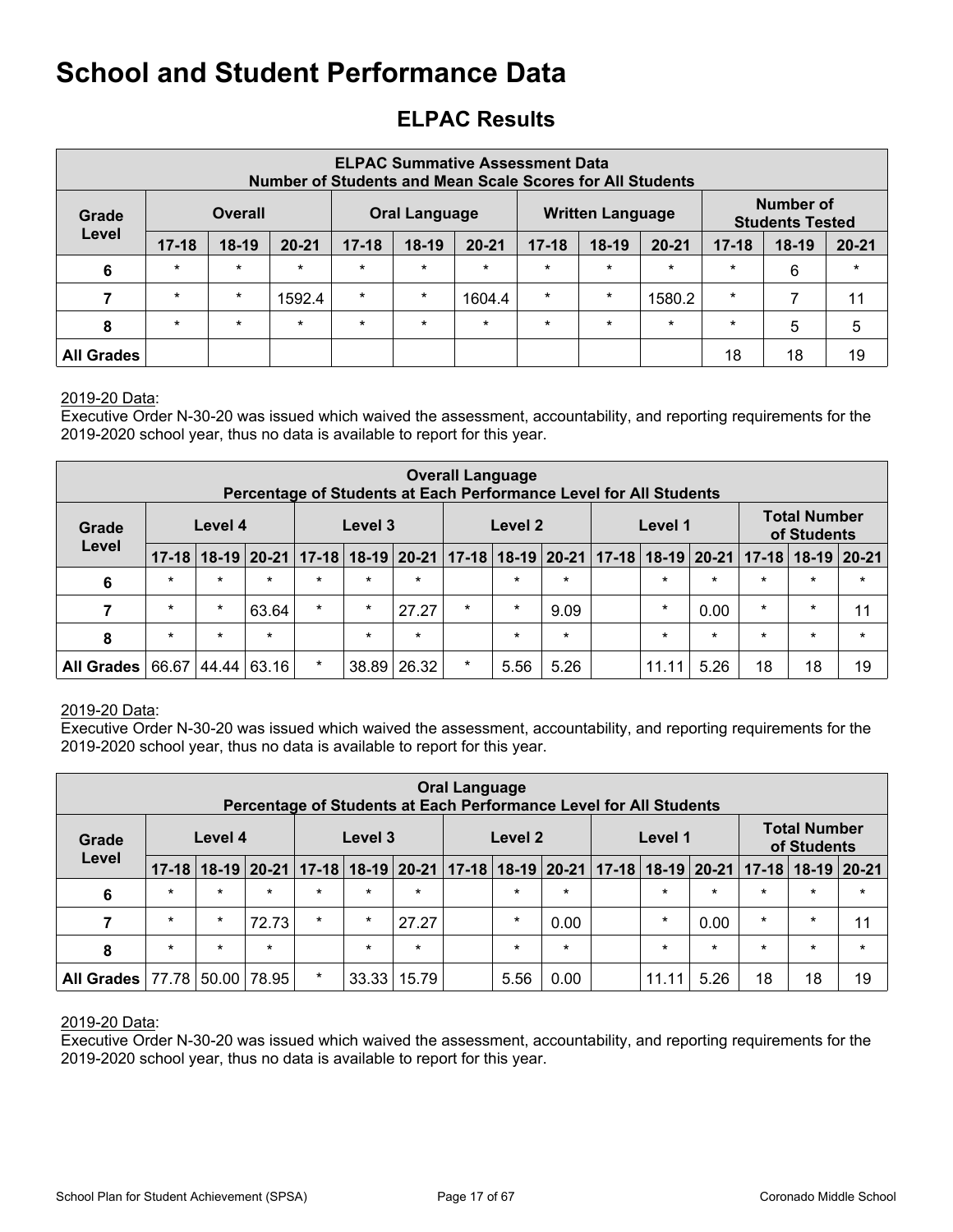# School and Student Performance Data

## ELPAC Results

| ELPAC Summative Assessment Data Number of Students and Mean Scale Scores for All Students | | | | | | | | | | | | |
|---|---|---|---|---|---|---|---|---|---|---|---|---|
| Grade Level | Overall | | | Oral Language | | | Written Language | | | Number of Students Tested | | |
| | 17-18 | 18-19 | 20-21 | 17-18 | 18-19 | 20-21 | 17-18 | 18-19 | 20-21 | 17-18 | 18-19 | 20-21 |
| 6 | * | * | * | * | * | * | * | * | * | * | 6 | * |
| 7 | * | * | 1592.4 | * | * | 1604.4 | * | * | 1580.2 | * | 7 | 11 |
| 8 | * | * | * | * | * | * | * | * | * | * | 5 | 5 |
| All Grades | | | | | | | | | | 18 | 18 | 19 |

2019-20 Data:
Executive Order N-30-20 was issued which waived the assessment, accountability, and reporting requirements for the 2019-2020 school year, thus no data is available to report for this year.

| Overall Language Percentage of Students at Each Performance Level for All Students | | | | | | | | | | | | | | | |
|---|---|---|---|---|---|---|---|---|---|---|---|---|---|---|---|
| Grade Level | Level 4 | | | Level 3 | | | Level 2 | | | Level 1 | | | Total Number of Students | | |
| | 17-18 | 18-19 | 20-21 | 17-18 | 18-19 | 20-21 | 17-18 | 18-19 | 20-21 | 17-18 | 18-19 | 20-21 | 17-18 | 18-19 | 20-21 |
| 6 | * | * | * | * | * | * | | * | * | | * | * | * | * | * |
| 7 | * | * | 63.64 | * | * | 27.27 | * | * | 9.09 | | * | 0.00 | * | * | 11 |
| 8 | * | * | * | | * | * | | * | * | | * | * | * | * | * |
| All Grades | 66.67 | 44.44 | 63.16 | * | 38.89 | 26.32 | * | 5.56 | 5.26 | | 11.11 | 5.26 | 18 | 18 | 19 |

2019-20 Data:
Executive Order N-30-20 was issued which waived the assessment, accountability, and reporting requirements for the 2019-2020 school year, thus no data is available to report for this year.

| Oral Language Percentage of Students at Each Performance Level for All Students | | | | | | | | | | | | | | | |
|---|---|---|---|---|---|---|---|---|---|---|---|---|---|---|---|
| Grade Level | Level 4 | | | Level 3 | | | Level 2 | | | Level 1 | | | Total Number of Students | | |
| | 17-18 | 18-19 | 20-21 | 17-18 | 18-19 | 20-21 | 17-18 | 18-19 | 20-21 | 17-18 | 18-19 | 20-21 | 17-18 | 18-19 | 20-21 |
| 6 | * | * | * | * | * | * | | * | * | | * | * | * | * | * |
| 7 | * | * | 72.73 | * | * | 27.27 | | * | 0.00 | | * | 0.00 | * | * | 11 |
| 8 | * | * | * | | * | * | | * | * | | * | * | * | * | * |
| All Grades | 77.78 | 50.00 | 78.95 | * | 33.33 | 15.79 | | 5.56 | 0.00 | | 11.11 | 5.26 | 18 | 18 | 19 |

2019-20 Data:
Executive Order N-30-20 was issued which waived the assessment, accountability, and reporting requirements for the 2019-2020 school year, thus no data is available to report for this year.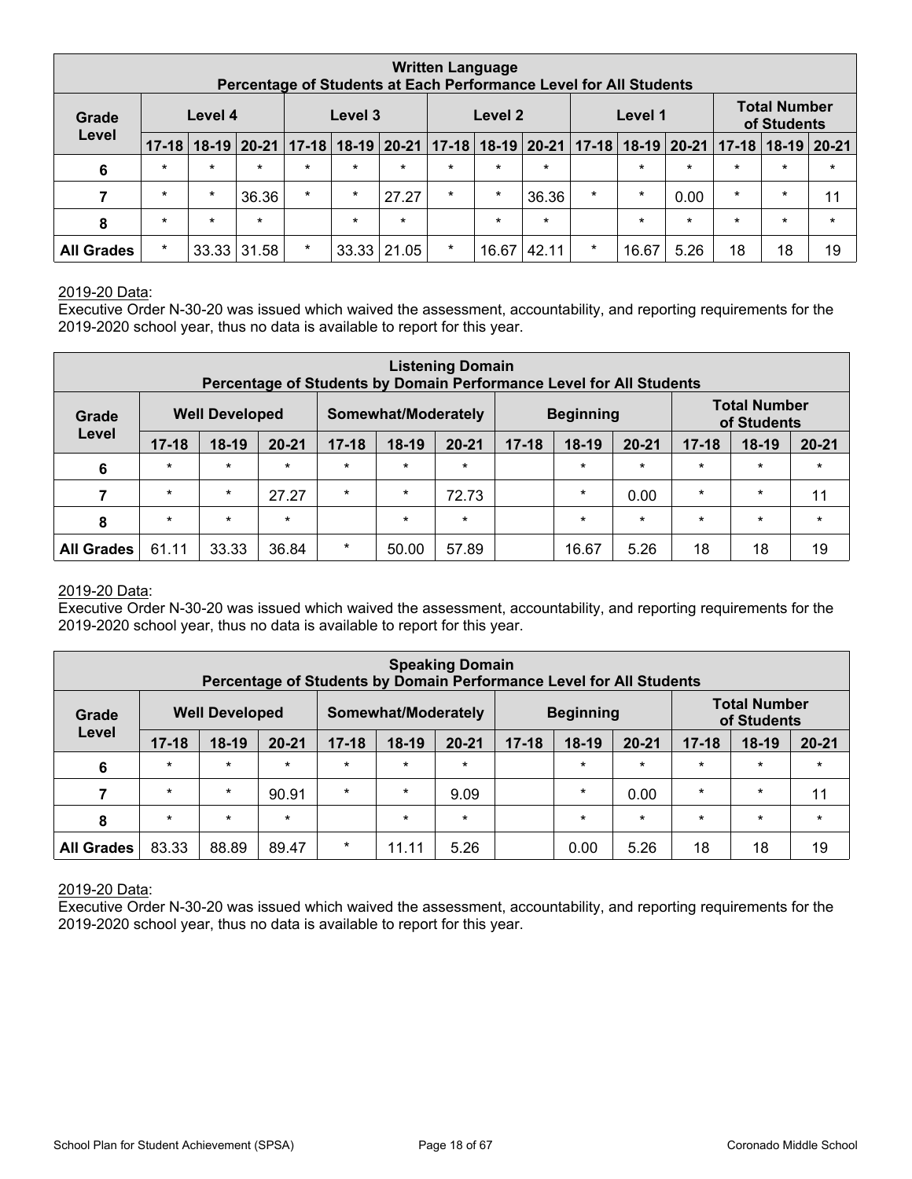| Written Language Percentage of Students at Each Performance Level for All Students | | | | | | | | | | | | | | | |
|---|---|---|---|---|---|---|---|---|---|---|---|---|---|---|---|
| Grade Level | Level 4 | | | Level 3 | | | Level 2 | | | Level 1 | | | Total Number of Students | | |
| | 17-18 | 18-19 | 20-21 | 17-18 | 18-19 | 20-21 | 17-18 | 18-19 | 20-21 | 17-18 | 18-19 | 20-21 | 17-18 | 18-19 | 20-21 |
| 6 | * | * | * | * | * | * | * | * | * | | * | * | * | * | * |
| 7 | * | * | 36.36 | * | * | 27.27 | * | * | 36.36 | * | * | 0.00 | * | * | 11 |
| 8 | * | * | * | | * | * | | * | * | | * | * | * | * | * |
| All Grades | * | 33.33 | 31.58 | * | 33.33 | 21.05 | * | 16.67 | 42.11 | * | 16.67 | 5.26 | 18 | 18 | 19 |

2019-20 Data:
Executive Order N-30-20 was issued which waived the assessment, accountability, and reporting requirements for the 2019-2020 school year, thus no data is available to report for this year.

| Listening Domain Percentage of Students by Domain Performance Level for All Students | | | | | | | | | | | | |
|---|---|---|---|---|---|---|---|---|---|---|---|---|
| Grade Level | Well Developed | | | Somewhat/Moderately | | | Beginning | | | Total Number of Students | | |
| | 17-18 | 18-19 | 20-21 | 17-18 | 18-19 | 20-21 | 17-18 | 18-19 | 20-21 | 17-18 | 18-19 | 20-21 |
| 6 | * | * | * | * | * | * | | * | * | * | * | * |
| 7 | * | * | 27.27 | * | * | 72.73 | | * | 0.00 | * | * | 11 |
| 8 | * | * | * | | * | * | | * | * | * | * | * |
| All Grades | 61.11 | 33.33 | 36.84 | * | 50.00 | 57.89 | | 16.67 | 5.26 | 18 | 18 | 19 |

2019-20 Data:
Executive Order N-30-20 was issued which waived the assessment, accountability, and reporting requirements for the 2019-2020 school year, thus no data is available to report for this year.

| Speaking Domain Percentage of Students by Domain Performance Level for All Students | | | | | | | | | | | | |
|---|---|---|---|---|---|---|---|---|---|---|---|---|
| Grade Level | Well Developed | | | Somewhat/Moderately | | | Beginning | | | Total Number of Students | | |
| | 17-18 | 18-19 | 20-21 | 17-18 | 18-19 | 20-21 | 17-18 | 18-19 | 20-21 | 17-18 | 18-19 | 20-21 |
| 6 | * | * | * | * | * | * | | * | * | * | * | * |
| 7 | * | * | 90.91 | * | * | 9.09 | | * | 0.00 | * | * | 11 |
| 8 | * | * | * | | * | * | | * | * | * | * | * |
| All Grades | 83.33 | 88.89 | 89.47 | * | 11.11 | 5.26 | | 0.00 | 5.26 | 18 | 18 | 19 |

2019-20 Data:
Executive Order N-30-20 was issued which waived the assessment, accountability, and reporting requirements for the 2019-2020 school year, thus no data is available to report for this year.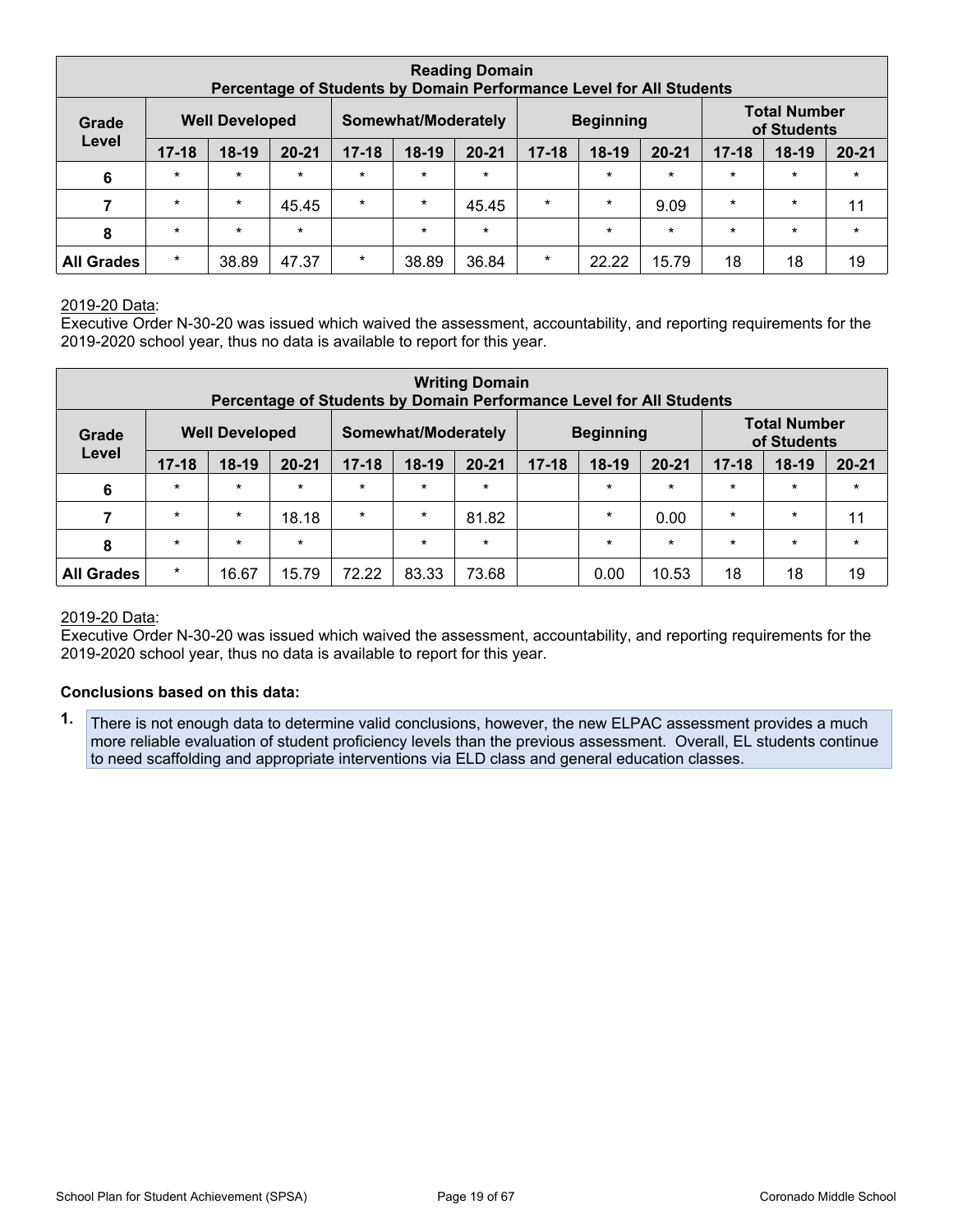| Reading Domain<br>Percentage of Students by Domain Performance Level for All Students | | | | | | | | | | | | |
|---|---|---|---|---|---|---|---|---|---|---|---|---|
| Grade Level | Well Developed | | | Somewhat/Moderately | | | Beginning | | | Total Number of Students | | |
| | 17-18 | 18-19 | 20-21 | 17-18 | 18-19 | 20-21 | 17-18 | 18-19 | 20-21 | 17-18 | 18-19 | 20-21 |
| 6 | * | * | * | * | * | * | | * | * | * | * | * |
| 7 | * | * | 45.45 | * | * | 45.45 | * | * | 9.09 | * | * | 11 |
| 8 | * | * | * | | * | * | | * | * | * | * | * |
| All Grades | * | 38.89 | 47.37 | * | 38.89 | 36.84 | * | 22.22 | 15.79 | 18 | 18 | 19 |

2019-20 Data:
Executive Order N-30-20 was issued which waived the assessment, accountability, and reporting requirements for the 2019-2020 school year, thus no data is available to report for this year.

| Writing Domain<br>Percentage of Students by Domain Performance Level for All Students | | | | | | | | | | | | |
|---|---|---|---|---|---|---|---|---|---|---|---|---|
| Grade Level | Well Developed | | | Somewhat/Moderately | | | Beginning | | | Total Number of Students | | |
| | 17-18 | 18-19 | 20-21 | 17-18 | 18-19 | 20-21 | 17-18 | 18-19 | 20-21 | 17-18 | 18-19 | 20-21 |
| 6 | * | * | * | * | * | * | | * | * | * | * | * |
| 7 | * | * | 18.18 | * | * | 81.82 | | * | 0.00 | * | * | 11 |
| 8 | * | * | * | | * | * | | * | * | * | * | * |
| All Grades | * | 16.67 | 15.79 | 72.22 | 83.33 | 73.68 | | 0.00 | 10.53 | 18 | 18 | 19 |

2019-20 Data:
Executive Order N-30-20 was issued which waived the assessment, accountability, and reporting requirements for the 2019-2020 school year, thus no data is available to report for this year.

**Conclusions based on this data:**

1. There is not enough data to determine valid conclusions, however, the new ELPAC assessment provides a much more reliable evaluation of student proficiency levels than the previous assessment. Overall, EL students continue to need scaffolding and appropriate interventions via ELD class and general education classes.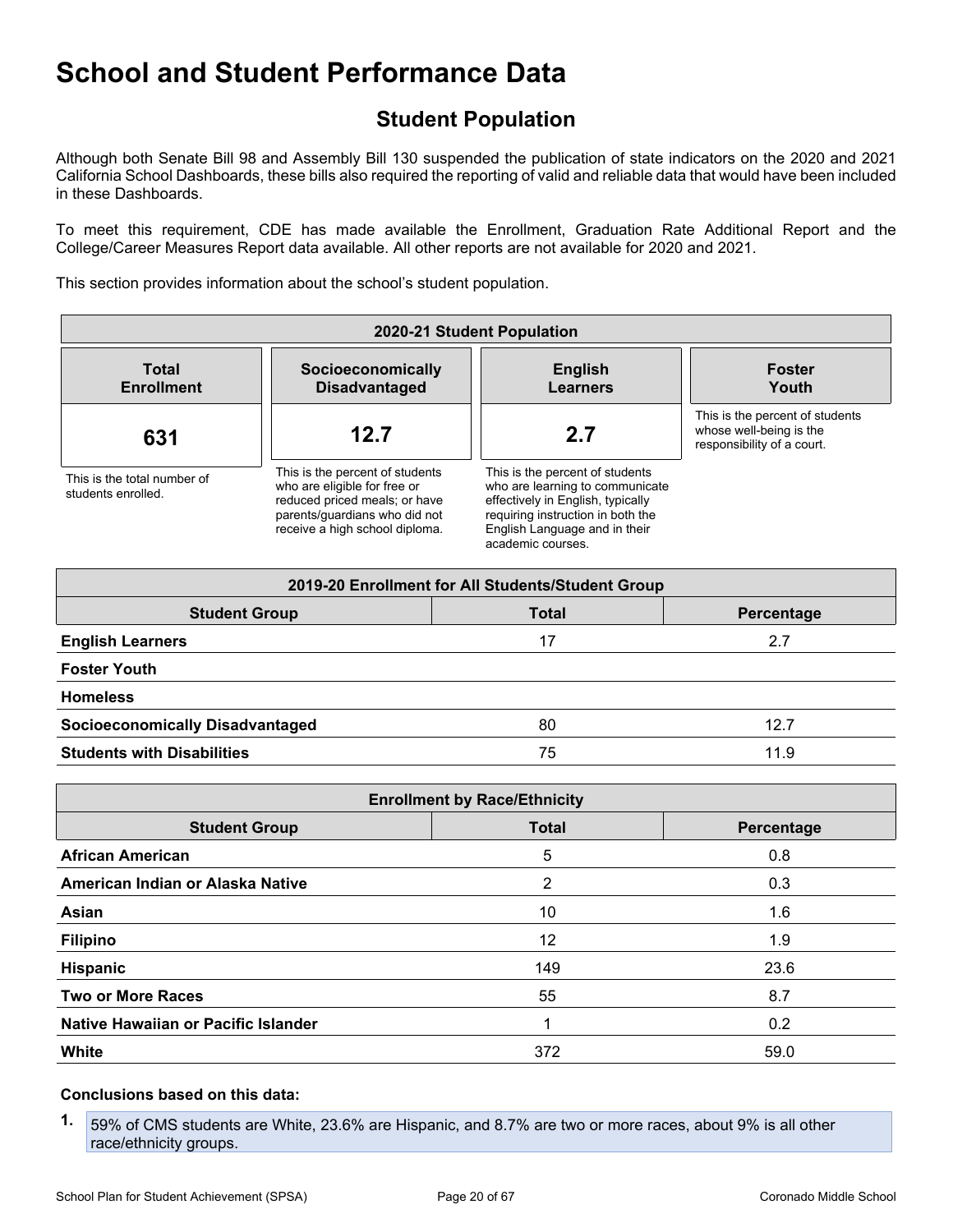# School and Student Performance Data

## Student Population

Although both Senate Bill 98 and Assembly Bill 130 suspended the publication of state indicators on the 2020 and 2021 California School Dashboards, these bills also required the reporting of valid and reliable data that would have been included in these Dashboards.

To meet this requirement, CDE has made available the Enrollment, Graduation Rate Additional Report and the College/Career Measures Report data available. All other reports are not available for 2020 and 2021.

This section provides information about the school's student population.

| 2020-21 Student Population | | | |
|---|---|---|---|
| **Total Enrollment** | **Socioeconomically Disadvantaged** | **English Learners** | **Foster Youth** |
| **631** | **12.7** | **2.7** | |
| This is the total number of students enrolled. | This is the percent of students who are eligible for free or reduced priced meals; or have parents/guardians who did not receive a high school diploma. | This is the percent of students who are learning to communicate effectively in English, typically requiring instruction in both the English Language and in their academic courses. | This is the percent of students whose well-being is the responsibility of a court. |

| 2019-20 Enrollment for All Students/Student Group | | |
|---|---|---|
| **Student Group** | **Total** | **Percentage** |
| **English Learners** | 17 | 2.7 |
| **Foster Youth** | | |
| **Homeless** | | |
| **Socioeconomically Disadvantaged** | 80 | 12.7 |
| **Students with Disabilities** | 75 | 11.9 |

| Enrollment by Race/Ethnicity | | |
|---|---|---|
| **Student Group** | **Total** | **Percentage** |
| **African American** | 5 | 0.8 |
| **American Indian or Alaska Native** | 2 | 0.3 |
| **Asian** | 10 | 1.6 |
| **Filipino** | 12 | 1.9 |
| **Hispanic** | 149 | 23.6 |
| **Two or More Races** | 55 | 8.7 |
| **Native Hawaiian or Pacific Islander** | 1 | 0.2 |
| **White** | 372 | 59.0 |

**Conclusions based on this data:**

1. 59% of CMS students are White, 23.6% are Hispanic, and 8.7% are two or more races, about 9% is all other race/ethnicity groups.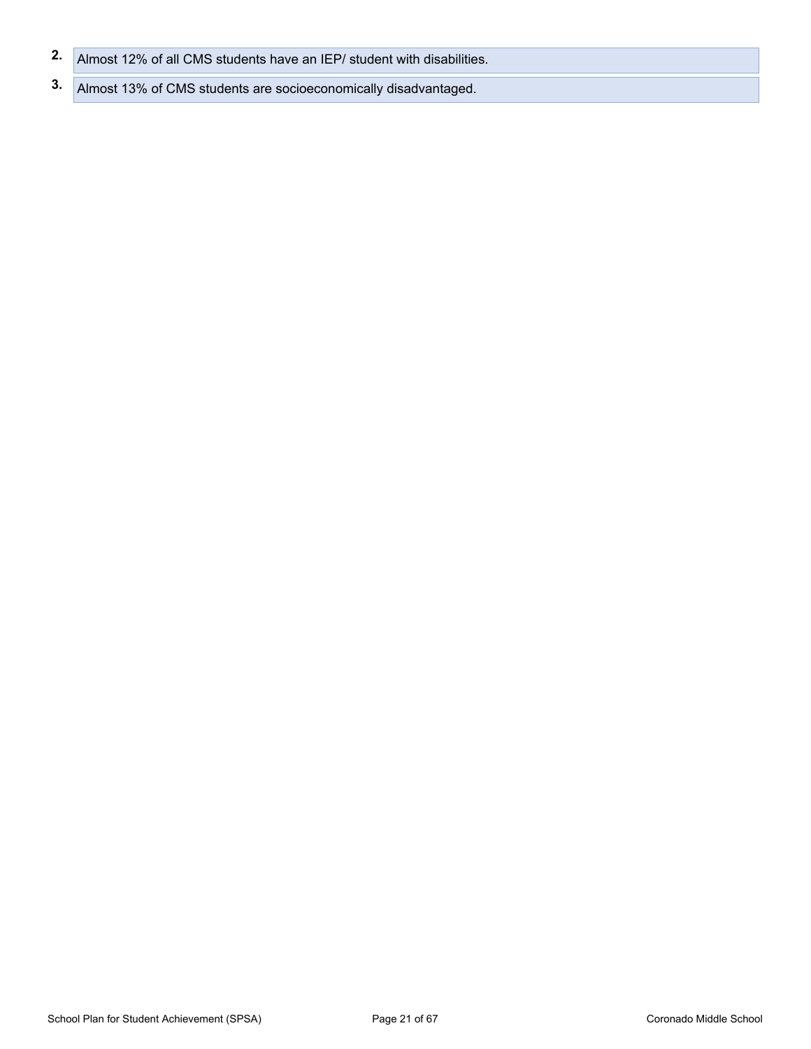2. Almost 12% of all CMS students have an IEP/ student with disabilities.
3. Almost 13% of CMS students are socioeconomically disadvantaged.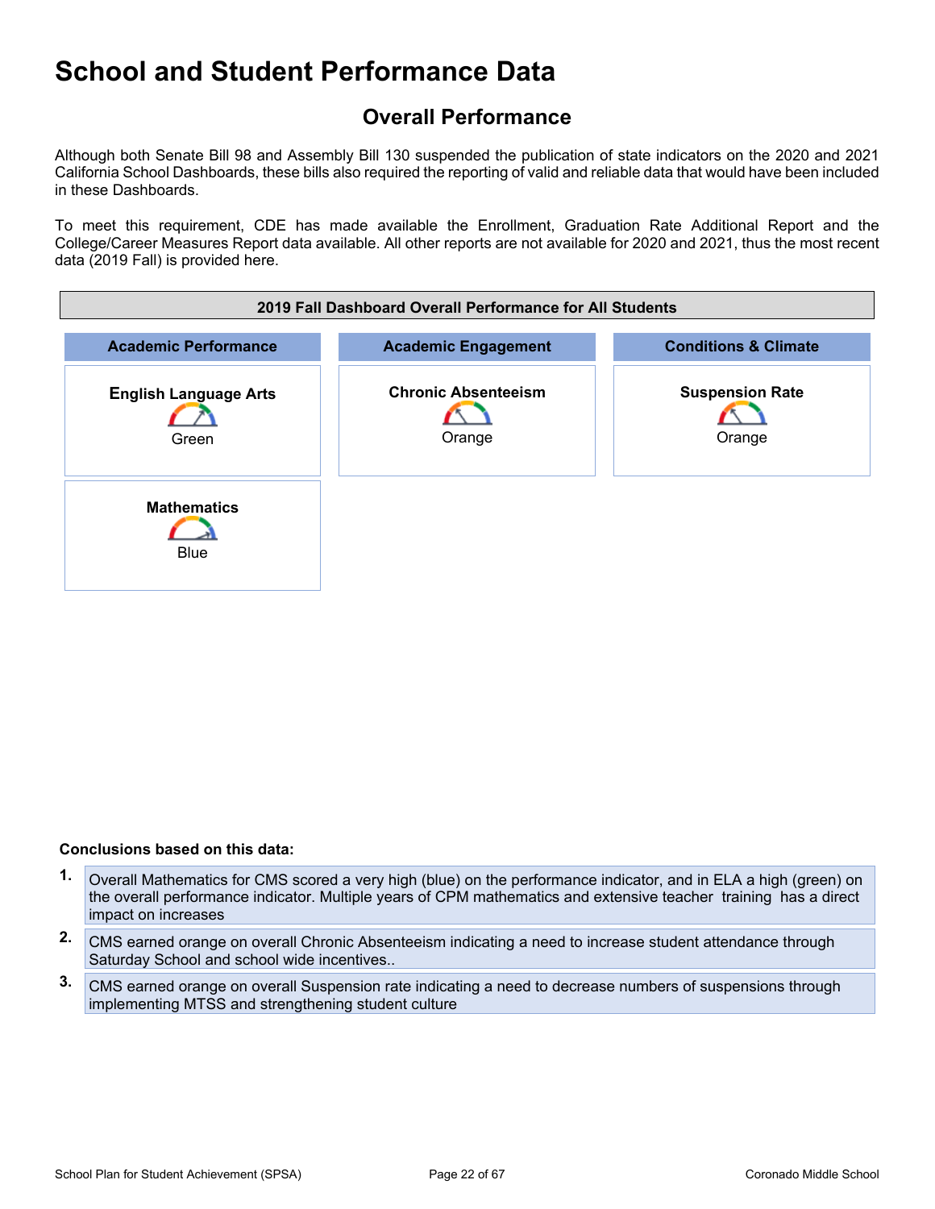# School and Student Performance Data

## Overall Performance

Although both Senate Bill 98 and Assembly Bill 130 suspended the publication of state indicators on the 2020 and 2021 California School Dashboards, these bills also required the reporting of valid and reliable data that would have been included in these Dashboards.

To meet this requirement, CDE has made available the Enrollment, Graduation Rate Additional Report and the College/Career Measures Report data available. All other reports are not available for 2020 and 2021, thus the most recent data (2019 Fall) is provided here.

| 2019 Fall Dashboard Overall Performance for All Students | | |
|---|---|---|
| **Academic Performance** | **Academic Engagement** | **Conditions & Climate** |
| **English Language Arts** Green | **Chronic Absenteeism** Orange | **Suspension Rate** Orange |
| **Mathematics** Blue | | |

**Conclusions based on this data:**

1. Overall Mathematics for CMS scored a very high (blue) on the performance indicator, and in ELA a high (green) on the overall performance indicator. Multiple years of CPM mathematics and extensive teacher training has a direct impact on increases
2. CMS earned orange on overall Chronic Absenteeism indicating a need to increase student attendance through Saturday School and school wide incentives..
3. CMS earned orange on overall Suspension rate indicating a need to decrease numbers of suspensions through implementing MTSS and strengthening student culture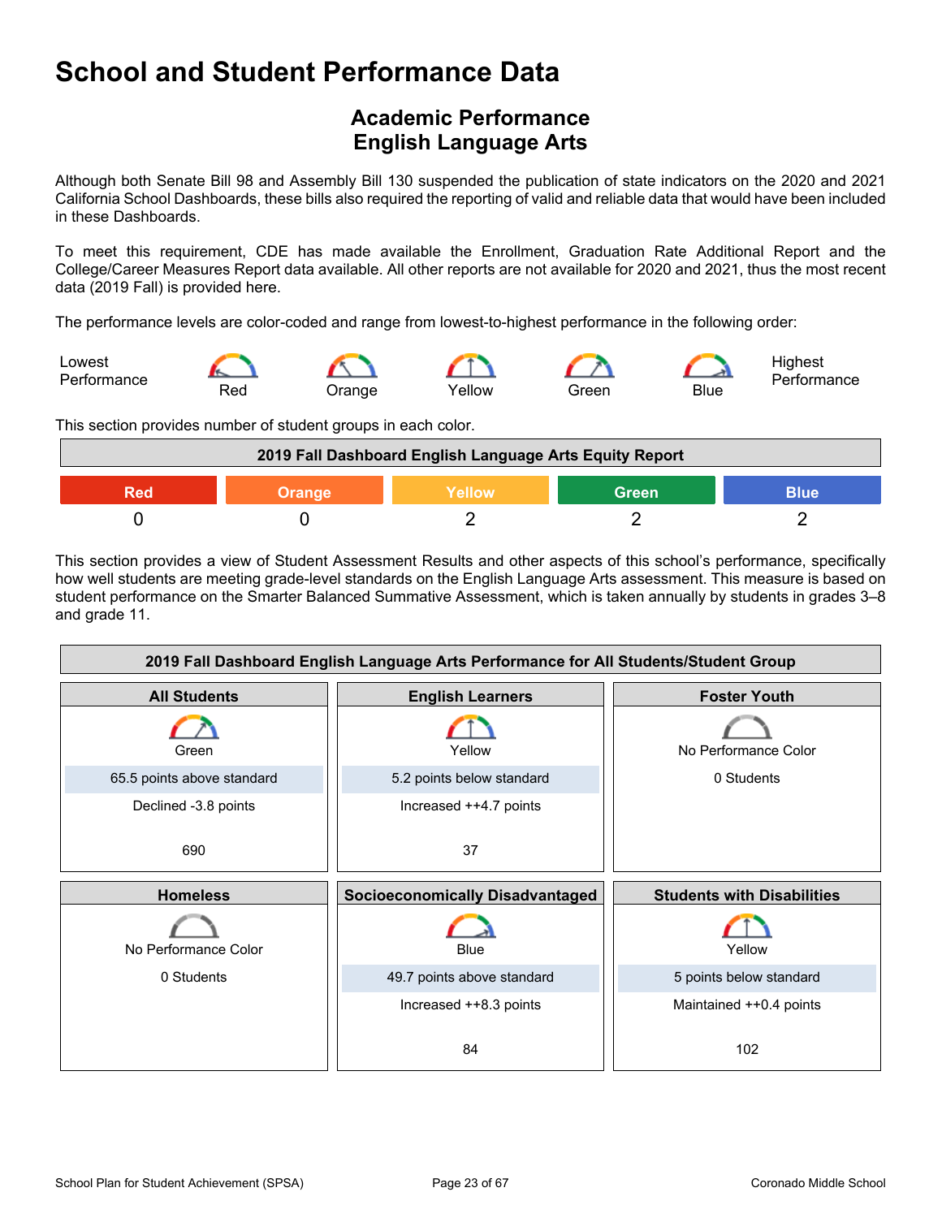# School and Student Performance Data

## Academic Performance
## English Language Arts

Although both Senate Bill 98 and Assembly Bill 130 suspended the publication of state indicators on the 2020 and 2021 California School Dashboards, these bills also required the reporting of valid and reliable data that would have been included in these Dashboards.

To meet this requirement, CDE has made available the Enrollment, Graduation Rate Additional Report and the College/Career Measures Report data available. All other reports are not available for 2020 and 2021, thus the most recent data (2019 Fall) is provided here.

The performance levels are color-coded and range from lowest-to-highest performance in the following order:

Lowest Performance — Red — Orange — Yellow — Green — Blue — Highest Performance

This section provides number of student groups in each color.

| 2019 Fall Dashboard English Language Arts Equity Report | | | | |
|---|---|---|---|---|
| Red | Orange | Yellow | Green | Blue |
| 0 | 0 | 2 | 2 | 2 |

This section provides a view of Student Assessment Results and other aspects of this school's performance, specifically how well students are meeting grade-level standards on the English Language Arts assessment. This measure is based on student performance on the Smarter Balanced Summative Assessment, which is taken annually by students in grades 3–8 and grade 11.

| 2019 Fall Dashboard English Language Arts Performance for All Students/Student Group | | |
|---|---|---|
| **All Students** | **English Learners** | **Foster Youth** |
| Green | Yellow | No Performance Color |
| 65.5 points above standard | 5.2 points below standard | 0 Students |
| Declined -3.8 points | Increased ++4.7 points | |
| 690 | 37 | |
| **Homeless** | **Socioeconomically Disadvantaged** | **Students with Disabilities** |
| No Performance Color | Blue | Yellow |
| 0 Students | 49.7 points above standard | 5 points below standard |
| | Increased ++8.3 points | Maintained ++0.4 points |
| | 84 | 102 |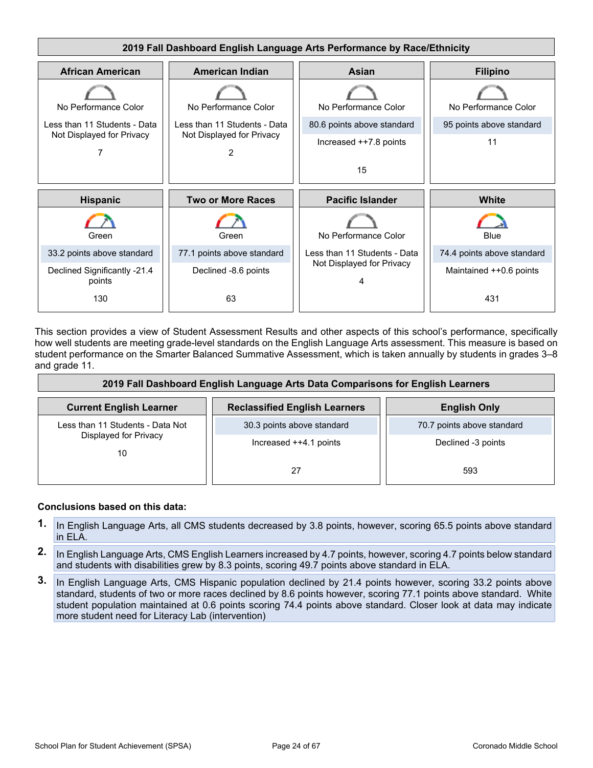**2019 Fall Dashboard English Language Arts Performance by Race/Ethnicity**

| African American | American Indian | Asian | Filipino |
|---|---|---|---|
| No Performance Color | No Performance Color | No Performance Color | No Performance Color |
| Less than 11 Students - Data Not Displayed for Privacy | Less than 11 Students - Data Not Displayed for Privacy | 80.6 points above standard | 95 points above standard |
| 7 | 2 | Increased ++7.8 points | 11 |
| | | 15 | |

| Hispanic | Two or More Races | Pacific Islander | White |
|---|---|---|---|
| Green | Green | No Performance Color | Blue |
| 33.2 points above standard | 77.1 points above standard | Less than 11 Students - Data Not Displayed for Privacy | 74.4 points above standard |
| Declined Significantly -21.4 points | Declined -8.6 points | 4 | Maintained ++0.6 points |
| 130 | 63 | | 431 |

This section provides a view of Student Assessment Results and other aspects of this school's performance, specifically how well students are meeting grade-level standards on the English Language Arts assessment. This measure is based on student performance on the Smarter Balanced Summative Assessment, which is taken annually by students in grades 3–8 and grade 11.

**2019 Fall Dashboard English Language Arts Data Comparisons for English Learners**

| Current English Learner | Reclassified English Learners | English Only |
|---|---|---|
| Less than 11 Students - Data Not Displayed for Privacy | 30.3 points above standard | 70.7 points above standard |
| 10 | Increased ++4.1 points | Declined -3 points |
| | 27 | 593 |

**Conclusions based on this data:**

1. In English Language Arts, all CMS students decreased by 3.8 points, however, scoring 65.5 points above standard in ELA.
2. In English Language Arts, CMS English Learners increased by 4.7 points, however, scoring 4.7 points below standard and students with disabilities grew by 8.3 points, scoring 49.7 points above standard in ELA.
3. In English Language Arts, CMS Hispanic population declined by 21.4 points however, scoring 33.2 points above standard, students of two or more races declined by 8.6 points however, scoring 77.1 points above standard. White student population maintained at 0.6 points scoring 74.4 points above standard. Closer look at data may indicate more student need for Literacy Lab (intervention)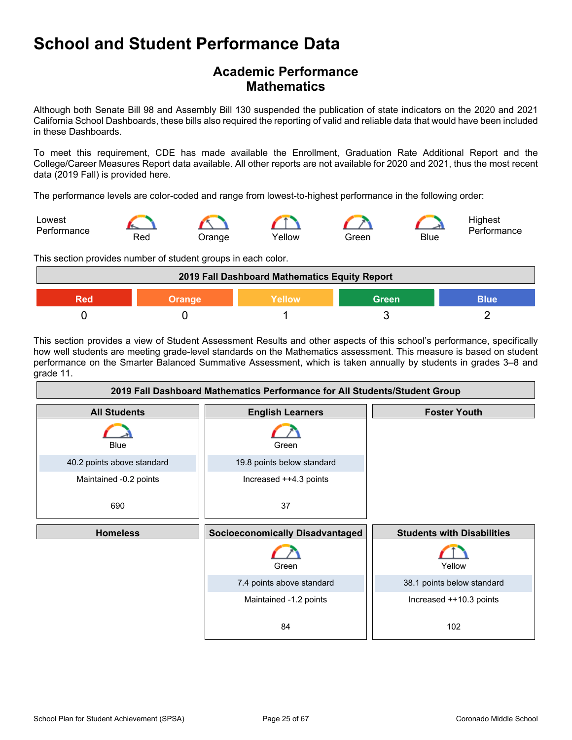# School and Student Performance Data

## Academic Performance
## Mathematics

Although both Senate Bill 98 and Assembly Bill 130 suspended the publication of state indicators on the 2020 and 2021 California School Dashboards, these bills also required the reporting of valid and reliable data that would have been included in these Dashboards.

To meet this requirement, CDE has made available the Enrollment, Graduation Rate Additional Report and the College/Career Measures Report data available. All other reports are not available for 2020 and 2021, thus the most recent data (2019 Fall) is provided here.

The performance levels are color-coded and range from lowest-to-highest performance in the following order:

Lowest Performance — Red — Orange — Yellow — Green — Blue — Highest Performance

This section provides number of student groups in each color.

| 2019 Fall Dashboard Mathematics Equity Report | | | | |
|---|---|---|---|---|
| Red | Orange | Yellow | Green | Blue |
| 0 | 0 | 1 | 3 | 2 |

This section provides a view of Student Assessment Results and other aspects of this school's performance, specifically how well students are meeting grade-level standards on the Mathematics assessment. This measure is based on student performance on the Smarter Balanced Summative Assessment, which is taken annually by students in grades 3–8 and grade 11.

| 2019 Fall Dashboard Mathematics Performance for All Students/Student Group | | |
|---|---|---|
| **All Students** | **English Learners** | **Foster Youth** |
| Blue<br>40.2 points above standard<br>Maintained -0.2 points<br>690 | Green<br>19.8 points below standard<br>Increased ++4.3 points<br>37 | |
| **Homeless** | **Socioeconomically Disadvantaged** | **Students with Disabilities** |
| | Green<br>7.4 points above standard<br>Maintained -1.2 points<br>84 | Yellow<br>38.1 points below standard<br>Increased ++10.3 points<br>102 |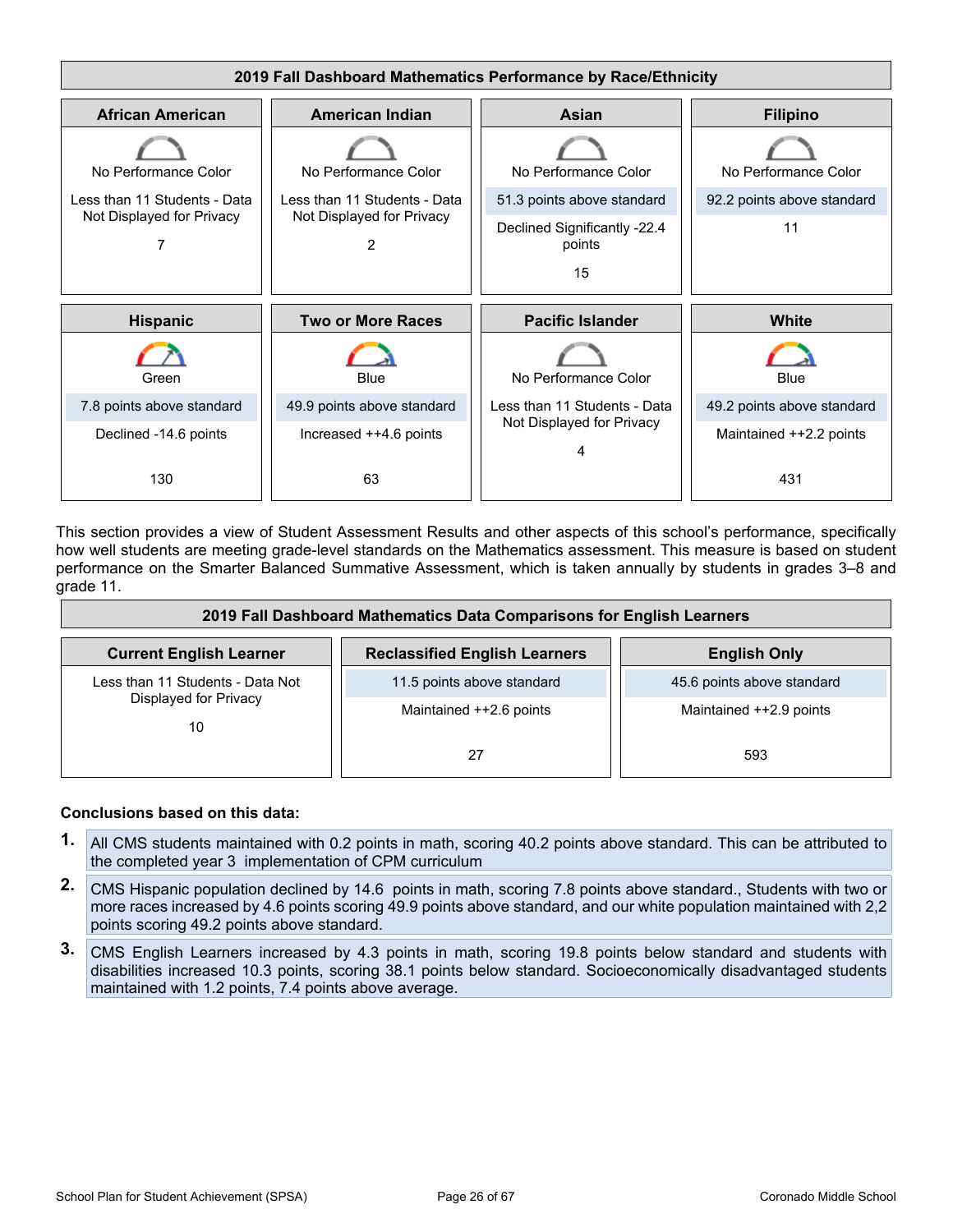| 2019 Fall Dashboard Mathematics Performance by Race/Ethnicity | | | |
|---|---|---|---|
| **African American** | **American Indian** | **Asian** | **Filipino** |
| No Performance Color<br>Less than 11 Students - Data Not Displayed for Privacy<br>7 | No Performance Color<br>Less than 11 Students - Data Not Displayed for Privacy<br>2 | No Performance Color<br>51.3 points above standard<br>Declined Significantly -22.4 points<br>15 | No Performance Color<br>92.2 points above standard<br>11 |
| **Hispanic** | **Two or More Races** | **Pacific Islander** | **White** |
| Green<br>7.8 points above standard<br>Declined -14.6 points<br>130 | Blue<br>49.9 points above standard<br>Increased ++4.6 points<br>63 | No Performance Color<br>Less than 11 Students - Data Not Displayed for Privacy<br>4 | Blue<br>49.2 points above standard<br>Maintained ++2.2 points<br>431 |

This section provides a view of Student Assessment Results and other aspects of this school's performance, specifically how well students are meeting grade-level standards on the Mathematics assessment. This measure is based on student performance on the Smarter Balanced Summative Assessment, which is taken annually by students in grades 3–8 and grade 11.

| 2019 Fall Dashboard Mathematics Data Comparisons for English Learners | | |
|---|---|---|
| **Current English Learner** | **Reclassified English Learners** | **English Only** |
| Less than 11 Students - Data Not Displayed for Privacy<br>10 | 11.5 points above standard<br>Maintained ++2.6 points<br>27 | 45.6 points above standard<br>Maintained ++2.9 points<br>593 |

**Conclusions based on this data:**

1. All CMS students maintained with 0.2 points in math, scoring 40.2 points above standard. This can be attributed to the completed year 3 implementation of CPM curriculum
2. CMS Hispanic population declined by 14.6 points in math, scoring 7.8 points above standard., Students with two or more races increased by 4.6 points scoring 49.9 points above standard, and our white population maintained with 2,2 points scoring 49.2 points above standard.
3. CMS English Learners increased by 4.3 points in math, scoring 19.8 points below standard and students with disabilities increased 10.3 points, scoring 38.1 points below standard. Socioeconomically disadvantaged students maintained with 1.2 points, 7.4 points above average.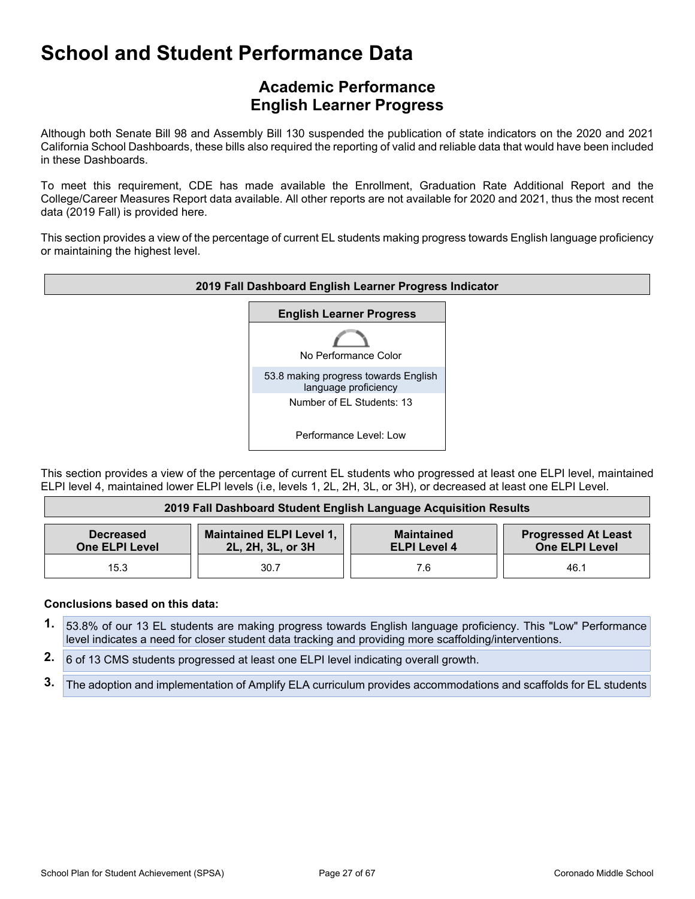# School and Student Performance Data

## Academic Performance
## English Learner Progress

Although both Senate Bill 98 and Assembly Bill 130 suspended the publication of state indicators on the 2020 and 2021 California School Dashboards, these bills also required the reporting of valid and reliable data that would have been included in these Dashboards.

To meet this requirement, CDE has made available the Enrollment, Graduation Rate Additional Report and the College/Career Measures Report data available. All other reports are not available for 2020 and 2021, thus the most recent data (2019 Fall) is provided here.

This section provides a view of the percentage of current EL students making progress towards English language proficiency or maintaining the highest level.

| 2019 Fall Dashboard English Learner Progress Indicator |
|---|
| **English Learner Progress** |
| No Performance Color |
| 53.8 making progress towards English language proficiency |
| Number of EL Students: 13 |
| Performance Level: Low |

This section provides a view of the percentage of current EL students who progressed at least one ELPI level, maintained ELPI level 4, maintained lower ELPI levels (i.e, levels 1, 2L, 2H, 3L, or 3H), or decreased at least one ELPI Level.

| 2019 Fall Dashboard Student English Language Acquisition Results | | | |
|---|---|---|---|
| **Decreased One ELPI Level** | **Maintained ELPI Level 1, 2L, 2H, 3L, or 3H** | **Maintained ELPI Level 4** | **Progressed At Least One ELPI Level** |
| 15.3 | 30.7 | 7.6 | 46.1 |

**Conclusions based on this data:**

1. 53.8% of our 13 EL students are making progress towards English language proficiency. This "Low" Performance level indicates a need for closer student data tracking and providing more scaffolding/interventions.
2. 6 of 13 CMS students progressed at least one ELPI level indicating overall growth.
3. The adoption and implementation of Amplify ELA curriculum provides accommodations and scaffolds for EL students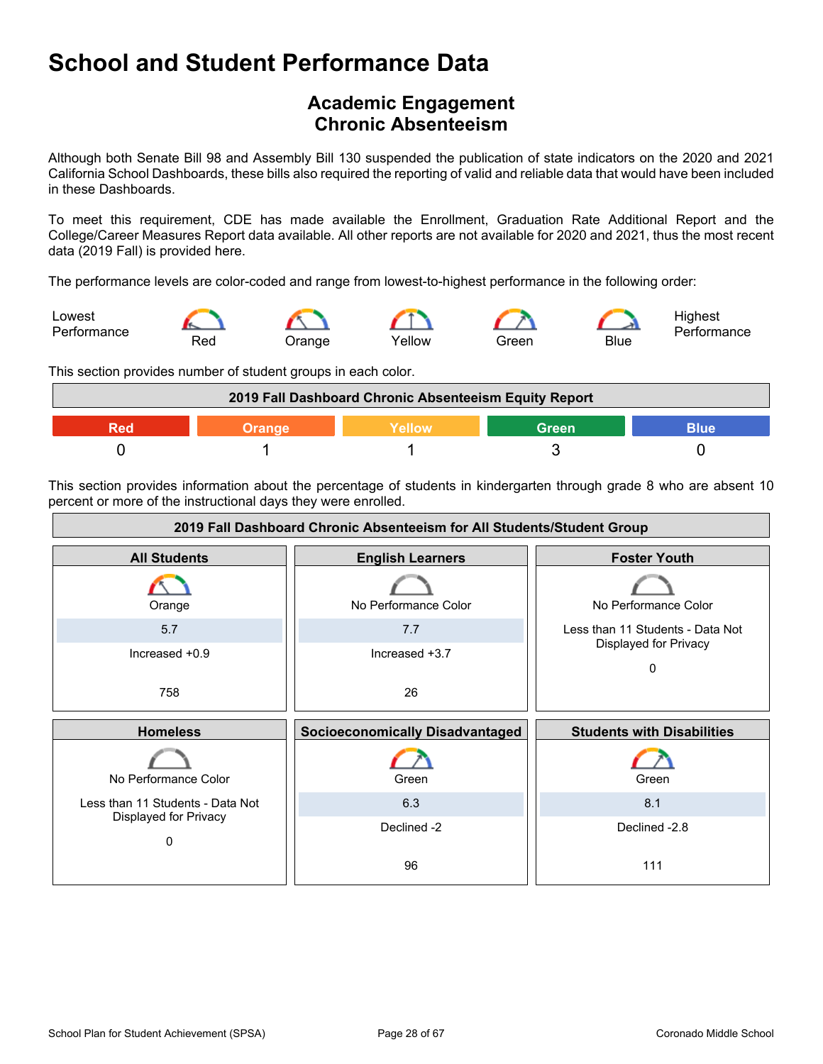# School and Student Performance Data

## Academic Engagement
## Chronic Absenteeism

Although both Senate Bill 98 and Assembly Bill 130 suspended the publication of state indicators on the 2020 and 2021 California School Dashboards, these bills also required the reporting of valid and reliable data that would have been included in these Dashboards.

To meet this requirement, CDE has made available the Enrollment, Graduation Rate Additional Report and the College/Career Measures Report data available. All other reports are not available for 2020 and 2021, thus the most recent data (2019 Fall) is provided here.

The performance levels are color-coded and range from lowest-to-highest performance in the following order:

Lowest Performance — Red — Orange — Yellow — Green — Blue — Highest Performance

This section provides number of student groups in each color.

| 2019 Fall Dashboard Chronic Absenteeism Equity Report | | | | |
|---|---|---|---|---|
| Red | Orange | Yellow | Green | Blue |
| 0 | 1 | 1 | 3 | 0 |

This section provides information about the percentage of students in kindergarten through grade 8 who are absent 10 percent or more of the instructional days they were enrolled.

| 2019 Fall Dashboard Chronic Absenteeism for All Students/Student Group | | |
|---|---|---|
| **All Students** | **English Learners** | **Foster Youth** |
| Orange | No Performance Color | No Performance Color |
| 5.7 | 7.7 | Less than 11 Students - Data Not Displayed for Privacy |
| Increased +0.9 | Increased +3.7 | |
| 758 | 26 | 0 |
| **Homeless** | **Socioeconomically Disadvantaged** | **Students with Disabilities** |
| No Performance Color | Green | Green |
| Less than 11 Students - Data Not Displayed for Privacy | 6.3 | 8.1 |
| | Declined -2 | Declined -2.8 |
| 0 | 96 | 111 |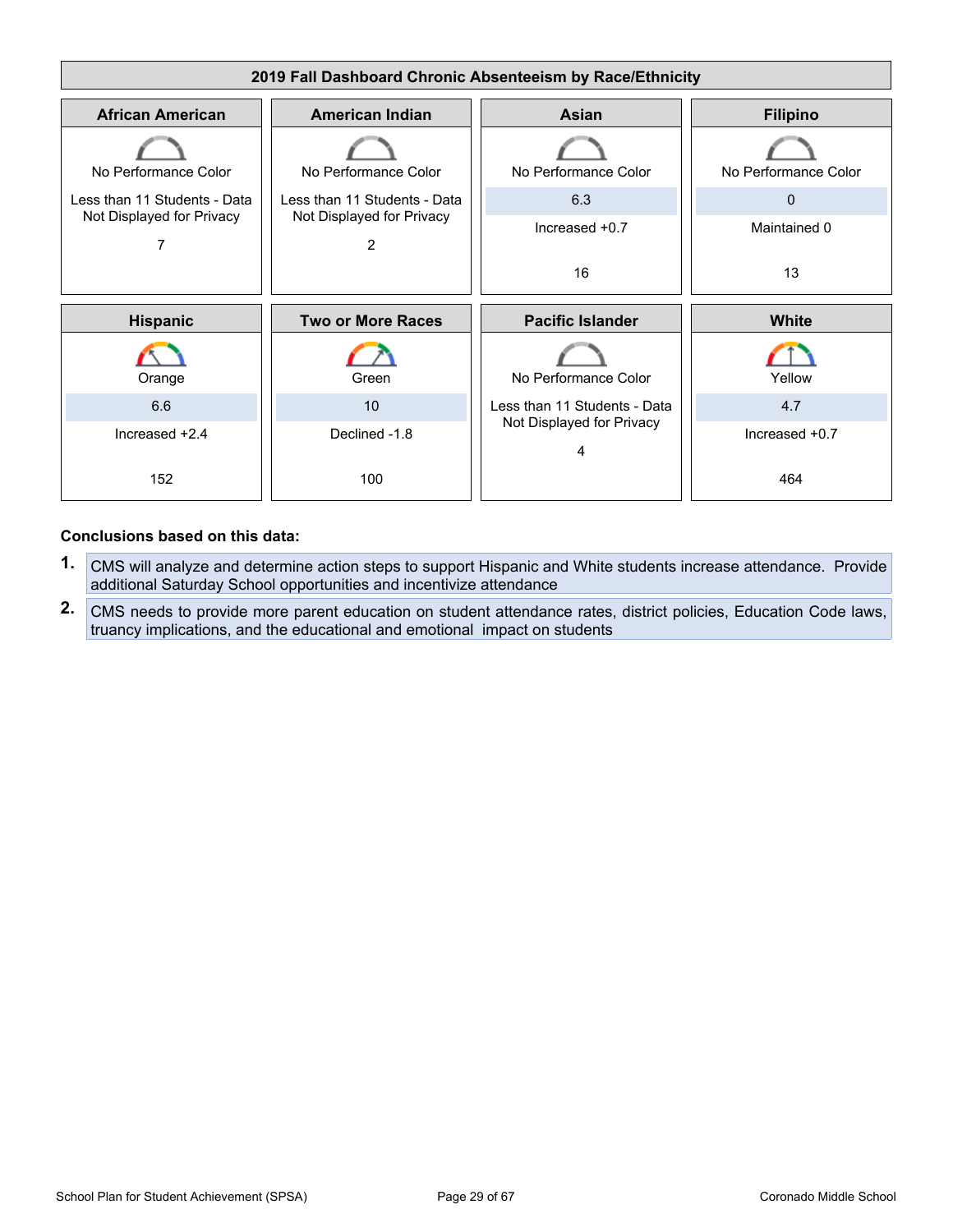## 2019 Fall Dashboard Chronic Absenteeism by Race/Ethnicity

| African American | American Indian | Asian | Filipino |
|---|---|---|---|
| No Performance Color | No Performance Color | No Performance Color | No Performance Color |
| Less than 11 Students - Data Not Displayed for Privacy | Less than 11 Students - Data Not Displayed for Privacy | 6.3 | 0 |
| | | Increased +0.7 | Maintained 0 |
| 7 | 2 | 16 | 13 |

| Hispanic | Two or More Races | Pacific Islander | White |
|---|---|---|---|
| Orange | Green | No Performance Color | Yellow |
| 6.6 | 10 | Less than 11 Students - Data Not Displayed for Privacy | 4.7 |
| Increased +2.4 | Declined -1.8 | | Increased +0.7 |
| 152 | 100 | 4 | 464 |

**Conclusions based on this data:**

1. CMS will analyze and determine action steps to support Hispanic and White students increase attendance. Provide additional Saturday School opportunities and incentivize attendance
2. CMS needs to provide more parent education on student attendance rates, district policies, Education Code laws, truancy implications, and the educational and emotional impact on students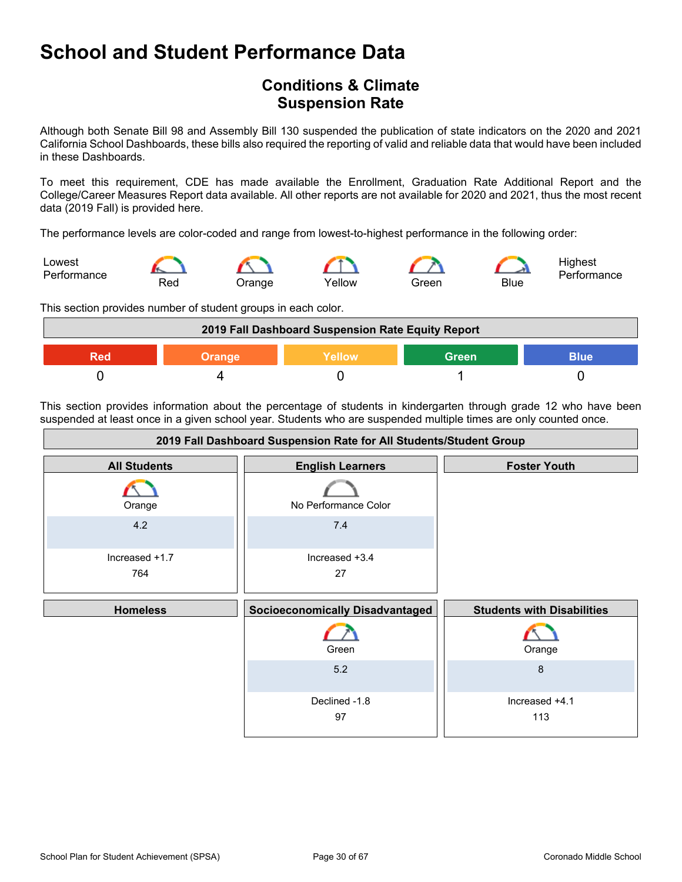# School and Student Performance Data

## Conditions & Climate
## Suspension Rate

Although both Senate Bill 98 and Assembly Bill 130 suspended the publication of state indicators on the 2020 and 2021 California School Dashboards, these bills also required the reporting of valid and reliable data that would have been included in these Dashboards.

To meet this requirement, CDE has made available the Enrollment, Graduation Rate Additional Report and the College/Career Measures Report data available. All other reports are not available for 2020 and 2021, thus the most recent data (2019 Fall) is provided here.

The performance levels are color-coded and range from lowest-to-highest performance in the following order:

Lowest Performance — Red — Orange — Yellow — Green — Blue — Highest Performance

This section provides number of student groups in each color.

| 2019 Fall Dashboard Suspension Rate Equity Report | | | | |
|---|---|---|---|---|
| Red | Orange | Yellow | Green | Blue |
| 0 | 4 | 0 | 1 | 0 |

This section provides information about the percentage of students in kindergarten through grade 12 who have been suspended at least once in a given school year. Students who are suspended multiple times are only counted once.

**2019 Fall Dashboard Suspension Rate for All Students/Student Group**

| All Students | English Learners | Foster Youth |
|---|---|---|
| Orange | No Performance Color | |
| 4.2 | 7.4 | |
| Increased +1.7 | Increased +3.4 | |
| 764 | 27 | |

| Homeless | Socioeconomically Disadvantaged | Students with Disabilities |
|---|---|---|
| | Green | Orange |
| | 5.2 | 8 |
| | Declined -1.8 | Increased +4.1 |
| | 97 | 113 |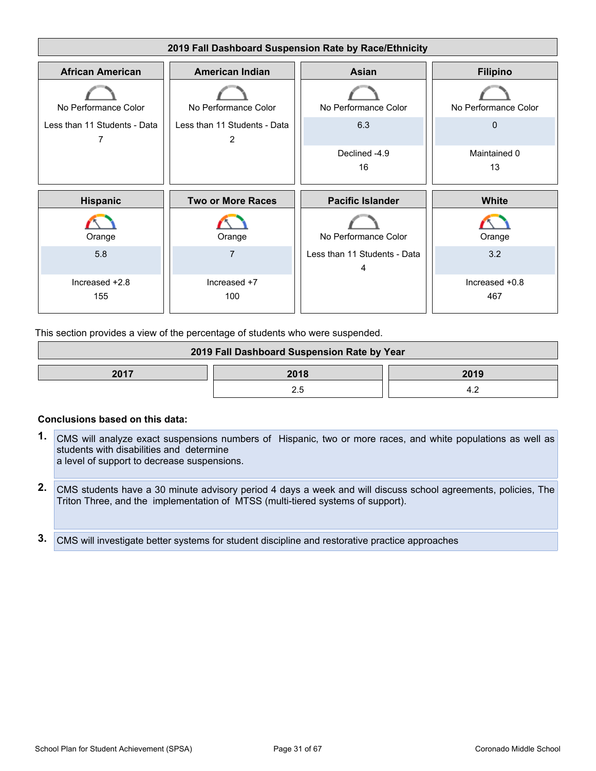### 2019 Fall Dashboard Suspension Rate by Race/Ethnicity

| African American | American Indian | Asian | Filipino |
|---|---|---|---|
| No Performance Color | No Performance Color | No Performance Color | No Performance Color |
| Less than 11 Students - Data 7 | Less than 11 Students - Data 2 | 6.3 | 0 |
| | | Declined -4.9 | Maintained 0 |
| | | 16 | 13 |

| Hispanic | Two or More Races | Pacific Islander | White |
|---|---|---|---|
| Orange | Orange | No Performance Color | Orange |
| 5.8 | 7 | Less than 11 Students - Data 4 | 3.2 |
| Increased +2.8 | Increased +7 | | Increased +0.8 |
| 155 | 100 | | 467 |

This section provides a view of the percentage of students who were suspended.

### 2019 Fall Dashboard Suspension Rate by Year

| 2017 | 2018 | 2019 |
|---|---|---|
| | 2.5 | 4.2 |

**Conclusions based on this data:**

1. CMS will analyze exact suspensions numbers of Hispanic, two or more races, and white populations as well as students with disabilities and determine a level of support to decrease suspensions.
2. CMS students have a 30 minute advisory period 4 days a week and will discuss school agreements, policies, The Triton Three, and the implementation of MTSS (multi-tiered systems of support).
3. CMS will investigate better systems for student discipline and restorative practice approaches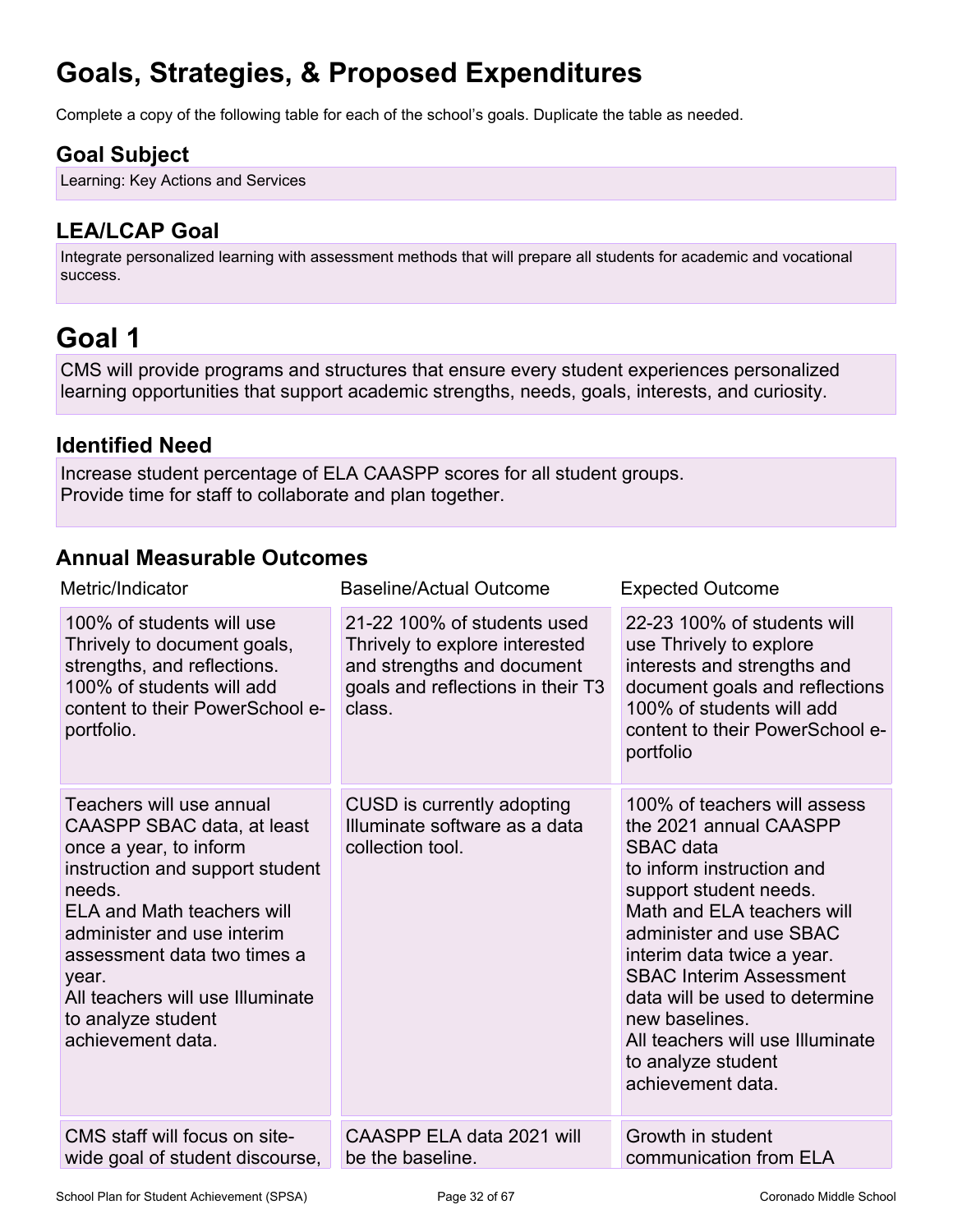# Goals, Strategies, & Proposed Expenditures

Complete a copy of the following table for each of the school's goals. Duplicate the table as needed.

## Goal Subject

Learning: Key Actions and Services

## LEA/LCAP Goal

Integrate personalized learning with assessment methods that will prepare all students for academic and vocational success.

# Goal 1

CMS will provide programs and structures that ensure every student experiences personalized learning opportunities that support academic strengths, needs, goals, interests, and curiosity.

## Identified Need

Increase student percentage of ELA CAASPP scores for all student groups.
Provide time for staff to collaborate and plan together.

## Annual Measurable Outcomes

| Metric/Indicator | Baseline/Actual Outcome | Expected Outcome |
| --- | --- | --- |
| 100% of students will use Thrively to document goals, strengths, and reflections.<br>100% of students will add content to their PowerSchool e-portfolio. | 21-22 100% of students used Thrively to explore interested and strengths and document goals and reflections in their T3 class. | 22-23 100% of students will use Thrively to explore interests and strengths and document goals and reflections<br>100% of students will add content to their PowerSchool e-portfolio |
| Teachers will use annual CAASPP SBAC data, at least once a year, to inform instruction and support student needs.<br>ELA and Math teachers will administer and use interim assessment data two times a year.<br>All teachers will use Illuminate to analyze student achievement data. | CUSD is currently adopting Illuminate software as a data collection tool. | 100% of teachers will assess the 2021 annual CAASPP SBAC data<br>to inform instruction and support student needs.<br>Math and ELA teachers will administer and use SBAC interim data twice a year.<br>SBAC Interim Assessment data will be used to determine new baselines.<br>All teachers will use Illuminate to analyze student achievement data. |
| CMS staff will focus on site-wide goal of student discourse, | CAASPP ELA data 2021 will be the baseline. | Growth in student communication from ELA |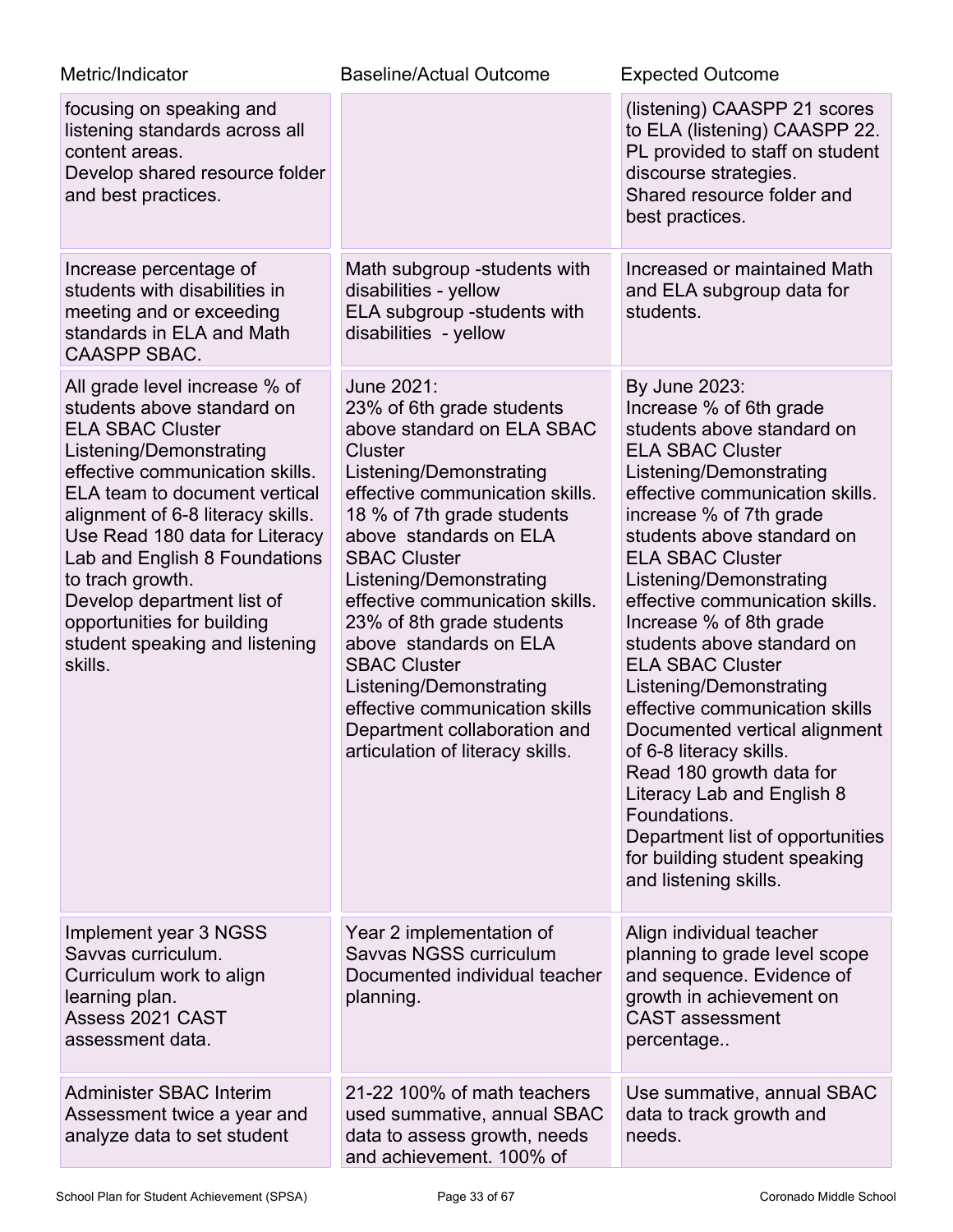| Metric/Indicator | Baseline/Actual Outcome | Expected Outcome |
|---|---|---|
| focusing on speaking and listening standards across all content areas.<br>Develop shared resource folder and best practices. | | (listening) CAASPP 21 scores to ELA (listening) CAASPP 22.<br>PL provided to staff on student discourse strategies.<br>Shared resource folder and best practices. |
| Increase percentage of students with disabilities in meeting and or exceeding standards in ELA and Math CAASPP SBAC. | Math subgroup -students with disabilities - yellow<br>ELA subgroup -students with disabilities - yellow | Increased or maintained Math and ELA subgroup data for students. |
| All grade level increase % of students above standard on ELA SBAC Cluster Listening/Demonstrating effective communication skills.<br>ELA team to document vertical alignment of 6-8 literacy skills.<br>Use Read 180 data for Literacy Lab and English 8 Foundations to trach growth.<br>Develop department list of opportunities for building student speaking and listening skills. | June 2021:<br>23% of 6th grade students above standard on ELA SBAC Cluster Listening/Demonstrating effective communication skills.<br>18 % of 7th grade students above standards on ELA SBAC Cluster Listening/Demonstrating effective communication skills.<br>23% of 8th grade students above standards on ELA SBAC Cluster Listening/Demonstrating effective communication skills<br>Department collaboration and articulation of literacy skills. | By June 2023:<br>Increase % of 6th grade students above standard on ELA SBAC Cluster Listening/Demonstrating effective communication skills.<br>increase % of 7th grade students above standard on ELA SBAC Cluster Listening/Demonstrating effective communication skills.<br>Increase % of 8th grade students above standard on ELA SBAC Cluster Listening/Demonstrating effective communication skills<br>Documented vertical alignment of 6-8 literacy skills.<br>Read 180 growth data for Literacy Lab and English 8 Foundations.<br>Department list of opportunities for building student speaking and listening skills. |
| Implement year 3 NGSS Savvas curriculum.<br>Curriculum work to align learning plan.<br>Assess 2021 CAST assessment data. | Year 2 implementation of Savvas NGSS curriculum<br>Documented individual teacher planning. | Align individual teacher planning to grade level scope and sequence. Evidence of growth in achievement on CAST assessment percentage.. |
| Administer SBAC Interim Assessment twice a year and analyze data to set student | 21-22 100% of math teachers used summative, annual SBAC data to assess growth, needs and achievement. 100% of | Use summative, annual SBAC data to track growth and needs. |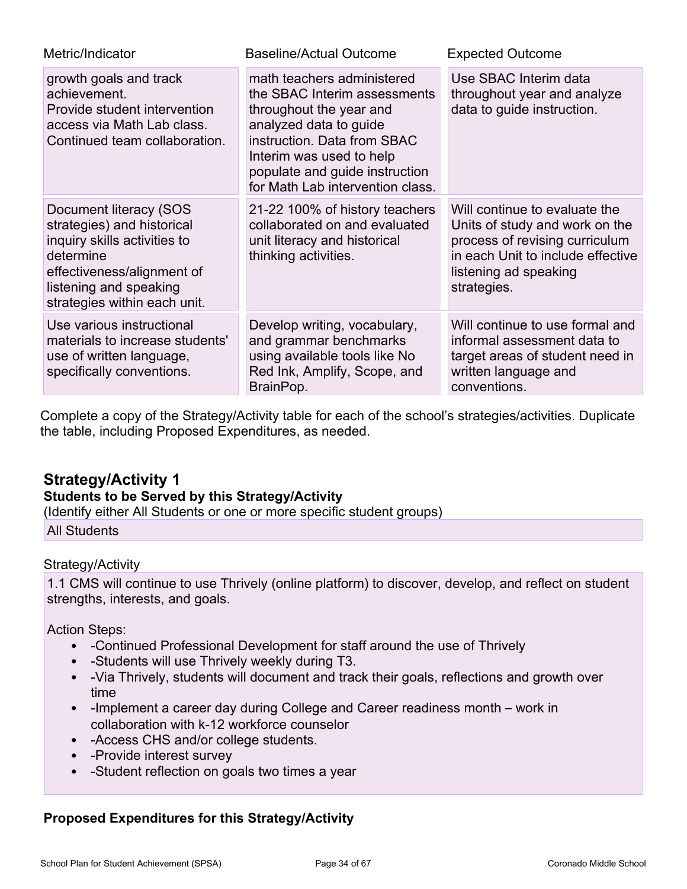| Metric/Indicator | Baseline/Actual Outcome | Expected Outcome |
| --- | --- | --- |
| growth goals and track achievement.<br>Provide student intervention access via Math Lab class.<br>Continued team collaboration. | math teachers administered the SBAC Interim assessments throughout the year and analyzed data to guide instruction. Data from SBAC Interim was used to help populate and guide instruction for Math Lab intervention class. | Use SBAC Interim data throughout year and analyze data to guide instruction. |
| Document literacy (SOS strategies) and historical inquiry skills activities to determine effectiveness/alignment of listening and speaking strategies within each unit. | 21-22 100% of history teachers collaborated on and evaluated unit literacy and historical thinking activities. | Will continue to evaluate the Units of study and work on the process of revising curriculum in each Unit to include effective listening ad speaking strategies. |
| Use various instructional materials to increase students' use of written language, specifically conventions. | Develop writing, vocabulary, and grammar benchmarks using available tools like No Red Ink, Amplify, Scope, and BrainPop. | Will continue to use formal and informal assessment data to target areas of student need in written language and conventions. |

Complete a copy of the Strategy/Activity table for each of the school's strategies/activities. Duplicate the table, including Proposed Expenditures, as needed.

## Strategy/Activity 1

**Students to be Served by this Strategy/Activity**

(Identify either All Students or one or more specific student groups)

All Students

Strategy/Activity

1.1 CMS will continue to use Thrively (online platform) to discover, develop, and reflect on student strengths, interests, and goals.

Action Steps:

- -Continued Professional Development for staff around the use of Thrively
- -Students will use Thrively weekly during T3.
- -Via Thrively, students will document and track their goals, reflections and growth over time
- -Implement a career day during College and Career readiness month – work in collaboration with k-12 workforce counselor
- -Access CHS and/or college students.
- -Provide interest survey
- -Student reflection on goals two times a year

**Proposed Expenditures for this Strategy/Activity**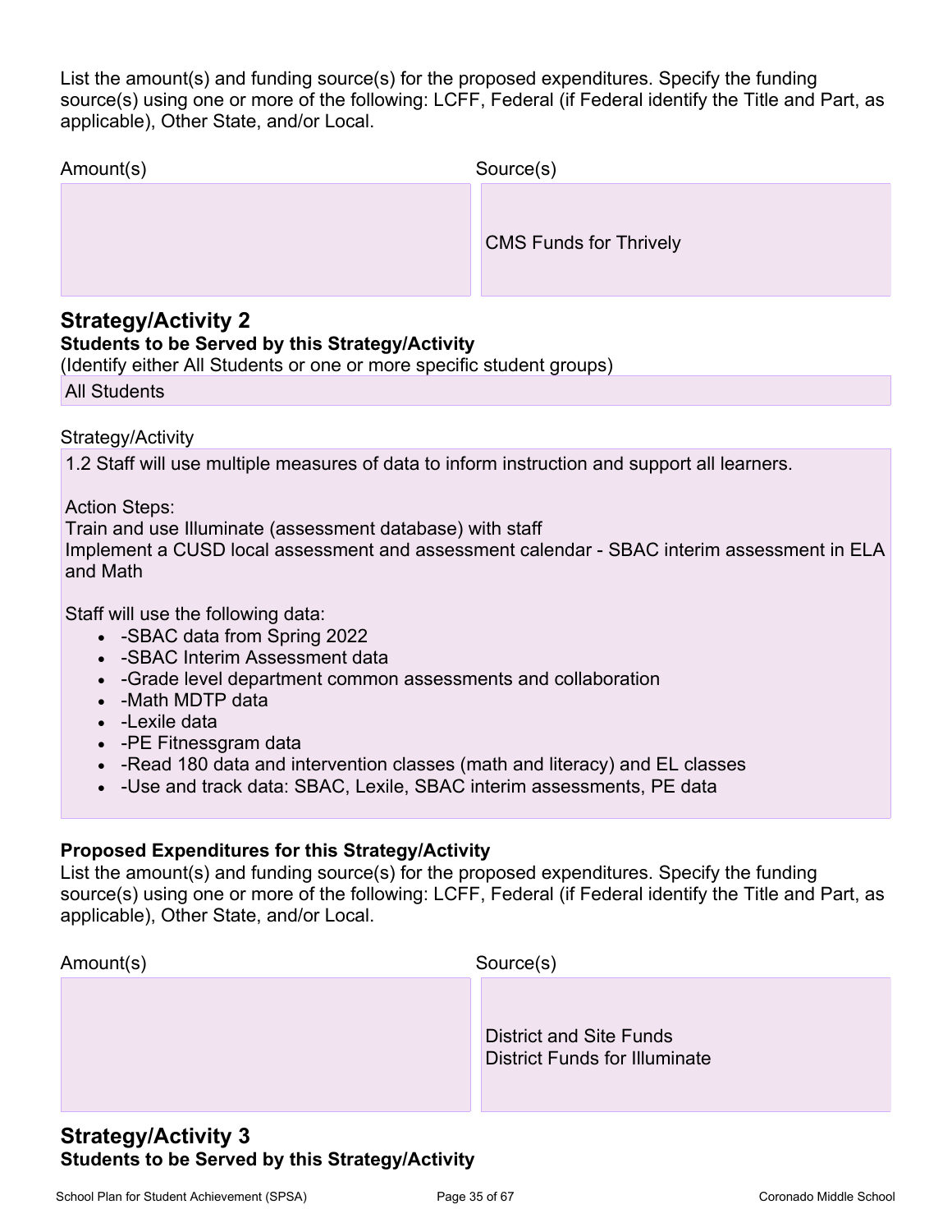List the amount(s) and funding source(s) for the proposed expenditures. Specify the funding source(s) using one or more of the following: LCFF, Federal (if Federal identify the Title and Part, as applicable), Other State, and/or Local.

| Amount(s) | Source(s) |
| --- | --- |
| | CMS Funds for Thrively |

## Strategy/Activity 2

**Students to be Served by this Strategy/Activity**

(Identify either All Students or one or more specific student groups)

All Students

Strategy/Activity

1.2 Staff will use multiple measures of data to inform instruction and support all learners.

Action Steps:
Train and use Illuminate (assessment database) with staff
Implement a CUSD local assessment and assessment calendar - SBAC interim assessment in ELA and Math

Staff will use the following data:

- -SBAC data from Spring 2022
- -SBAC Interim Assessment data
- -Grade level department common assessments and collaboration
- -Math MDTP data
- -Lexile data
- -PE Fitnessgram data
- -Read 180 data and intervention classes (math and literacy) and EL classes
- -Use and track data: SBAC, Lexile, SBAC interim assessments, PE data

**Proposed Expenditures for this Strategy/Activity**

List the amount(s) and funding source(s) for the proposed expenditures. Specify the funding source(s) using one or more of the following: LCFF, Federal (if Federal identify the Title and Part, as applicable), Other State, and/or Local.

| Amount(s) | Source(s) |
| --- | --- |
| | District and Site Funds<br>District Funds for Illuminate |

## Strategy/Activity 3

**Students to be Served by this Strategy/Activity**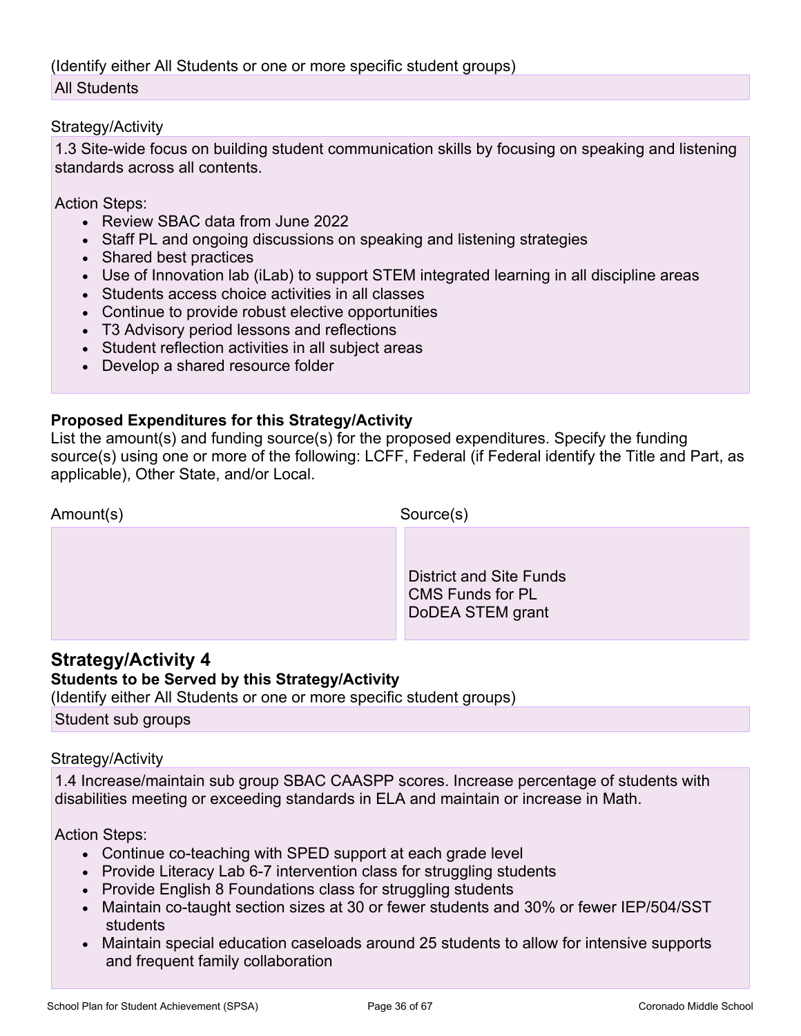(Identify either All Students or one or more specific student groups)

All Students

Strategy/Activity

1.3 Site-wide focus on building student communication skills by focusing on speaking and listening standards across all contents.

Action Steps:

- Review SBAC data from June 2022
- Staff PL and ongoing discussions on speaking and listening strategies
- Shared best practices
- Use of Innovation lab (iLab) to support STEM integrated learning in all discipline areas
- Students access choice activities in all classes
- Continue to provide robust elective opportunities
- T3 Advisory period lessons and reflections
- Student reflection activities in all subject areas
- Develop a shared resource folder

**Proposed Expenditures for this Strategy/Activity**

List the amount(s) and funding source(s) for the proposed expenditures. Specify the funding source(s) using one or more of the following: LCFF, Federal (if Federal identify the Title and Part, as applicable), Other State, and/or Local.

| Amount(s) | Source(s) |
| --- | --- |
| | District and Site Funds<br>CMS Funds for PL<br>DoDEA STEM grant |

## Strategy/Activity 4

**Students to be Served by this Strategy/Activity**

(Identify either All Students or one or more specific student groups)

Student sub groups

Strategy/Activity

1.4 Increase/maintain sub group SBAC CAASPP scores. Increase percentage of students with disabilities meeting or exceeding standards in ELA and maintain or increase in Math.

Action Steps:

- Continue co-teaching with SPED support at each grade level
- Provide Literacy Lab 6-7 intervention class for struggling students
- Provide English 8 Foundations class for struggling students
- Maintain co-taught section sizes at 30 or fewer students and 30% or fewer IEP/504/SST students
- Maintain special education caseloads around 25 students to allow for intensive supports and frequent family collaboration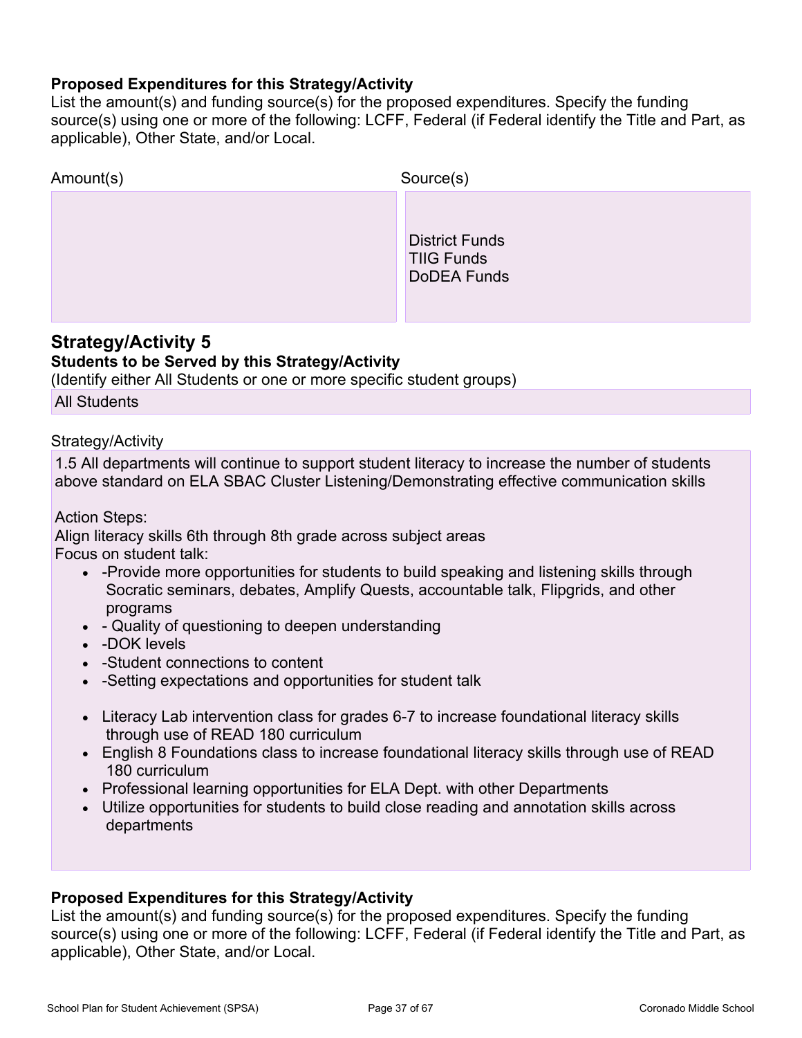### Proposed Expenditures for this Strategy/Activity

List the amount(s) and funding source(s) for the proposed expenditures. Specify the funding source(s) using one or more of the following: LCFF, Federal (if Federal identify the Title and Part, as applicable), Other State, and/or Local.

| Amount(s) | Source(s) |
| --- | --- |
| | District Funds<br>TIIG Funds<br>DoDEA Funds |

## Strategy/Activity 5

### Students to be Served by this Strategy/Activity

(Identify either All Students or one or more specific student groups)

All Students

Strategy/Activity

1.5 All departments will continue to support student literacy to increase the number of students above standard on ELA SBAC Cluster Listening/Demonstrating effective communication skills

Action Steps:
Align literacy skills 6th through 8th grade across subject areas
Focus on student talk:

- -Provide more opportunities for students to build speaking and listening skills through Socratic seminars, debates, Amplify Quests, accountable talk, Flipgrids, and other programs
- - Quality of questioning to deepen understanding
- -DOK levels
- -Student connections to content
- -Setting expectations and opportunities for student talk

- Literacy Lab intervention class for grades 6-7 to increase foundational literacy skills through use of READ 180 curriculum
- English 8 Foundations class to increase foundational literacy skills through use of READ 180 curriculum
- Professional learning opportunities for ELA Dept. with other Departments
- Utilize opportunities for students to build close reading and annotation skills across departments

### Proposed Expenditures for this Strategy/Activity

List the amount(s) and funding source(s) for the proposed expenditures. Specify the funding source(s) using one or more of the following: LCFF, Federal (if Federal identify the Title and Part, as applicable), Other State, and/or Local.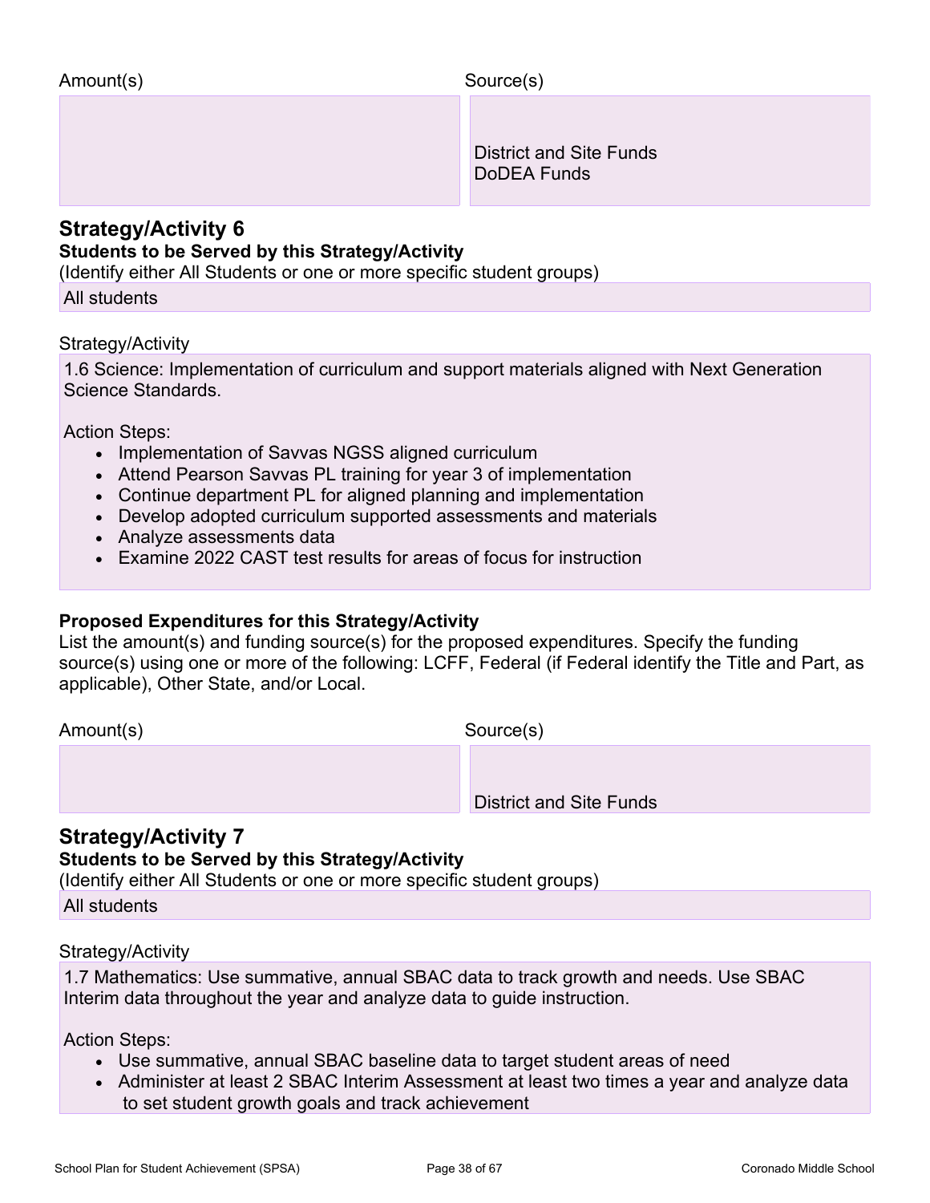| Amount(s) | Source(s) |
| --- | --- |
| | District and Site Funds<br>DoDEA Funds |

## Strategy/Activity 6

**Students to be Served by this Strategy/Activity**

(Identify either All Students or one or more specific student groups)

All students

Strategy/Activity

1.6 Science: Implementation of curriculum and support materials aligned with Next Generation Science Standards.

Action Steps:

- Implementation of Savvas NGSS aligned curriculum
- Attend Pearson Savvas PL training for year 3 of implementation
- Continue department PL for aligned planning and implementation
- Develop adopted curriculum supported assessments and materials
- Analyze assessments data
- Examine 2022 CAST test results for areas of focus for instruction

**Proposed Expenditures for this Strategy/Activity**

List the amount(s) and funding source(s) for the proposed expenditures. Specify the funding source(s) using one or more of the following: LCFF, Federal (if Federal identify the Title and Part, as applicable), Other State, and/or Local.

| Amount(s) | Source(s) |
| --- | --- |
| | District and Site Funds |

## Strategy/Activity 7

**Students to be Served by this Strategy/Activity**

(Identify either All Students or one or more specific student groups)

All students

Strategy/Activity

1.7 Mathematics: Use summative, annual SBAC data to track growth and needs. Use SBAC Interim data throughout the year and analyze data to guide instruction.

Action Steps:

- Use summative, annual SBAC baseline data to target student areas of need
- Administer at least 2 SBAC Interim Assessment at least two times a year and analyze data to set student growth goals and track achievement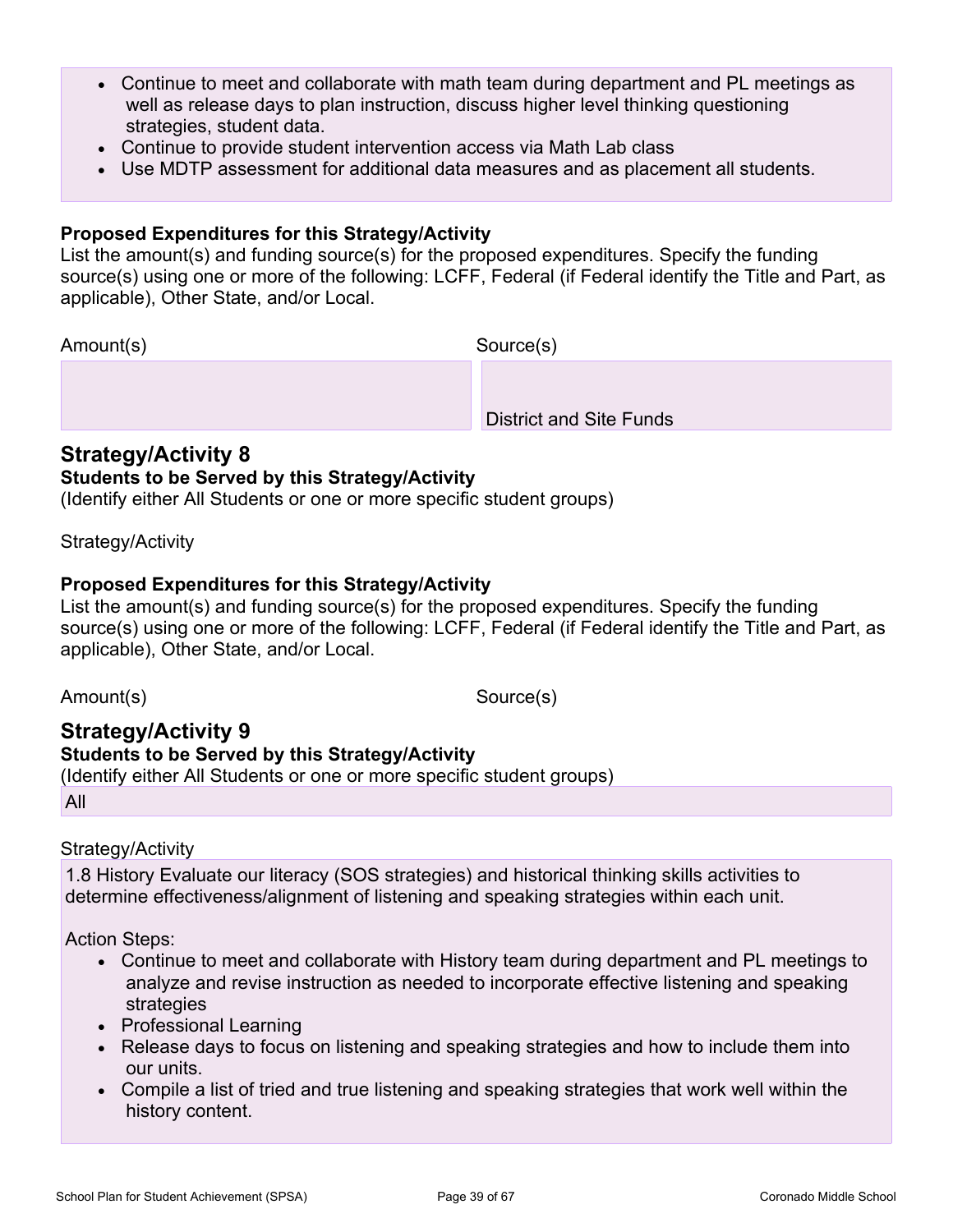- Continue to meet and collaborate with math team during department and PL meetings as well as release days to plan instruction, discuss higher level thinking questioning strategies, student data.
- Continue to provide student intervention access via Math Lab class
- Use MDTP assessment for additional data measures and as placement all students.

**Proposed Expenditures for this Strategy/Activity**

List the amount(s) and funding source(s) for the proposed expenditures. Specify the funding source(s) using one or more of the following: LCFF, Federal (if Federal identify the Title and Part, as applicable), Other State, and/or Local.

| Amount(s) | Source(s) |
| --- | --- |
| | District and Site Funds |

## Strategy/Activity 8

**Students to be Served by this Strategy/Activity**

(Identify either All Students or one or more specific student groups)

Strategy/Activity

**Proposed Expenditures for this Strategy/Activity**

List the amount(s) and funding source(s) for the proposed expenditures. Specify the funding source(s) using one or more of the following: LCFF, Federal (if Federal identify the Title and Part, as applicable), Other State, and/or Local.

| Amount(s) | Source(s) |
| --- | --- |

## Strategy/Activity 9

**Students to be Served by this Strategy/Activity**

(Identify either All Students or one or more specific student groups)

All

Strategy/Activity

1.8 History Evaluate our literacy (SOS strategies) and historical thinking skills activities to determine effectiveness/alignment of listening and speaking strategies within each unit.

Action Steps:

- Continue to meet and collaborate with History team during department and PL meetings to analyze and revise instruction as needed to incorporate effective listening and speaking strategies
- Professional Learning
- Release days to focus on listening and speaking strategies and how to include them into our units.
- Compile a list of tried and true listening and speaking strategies that work well within the history content.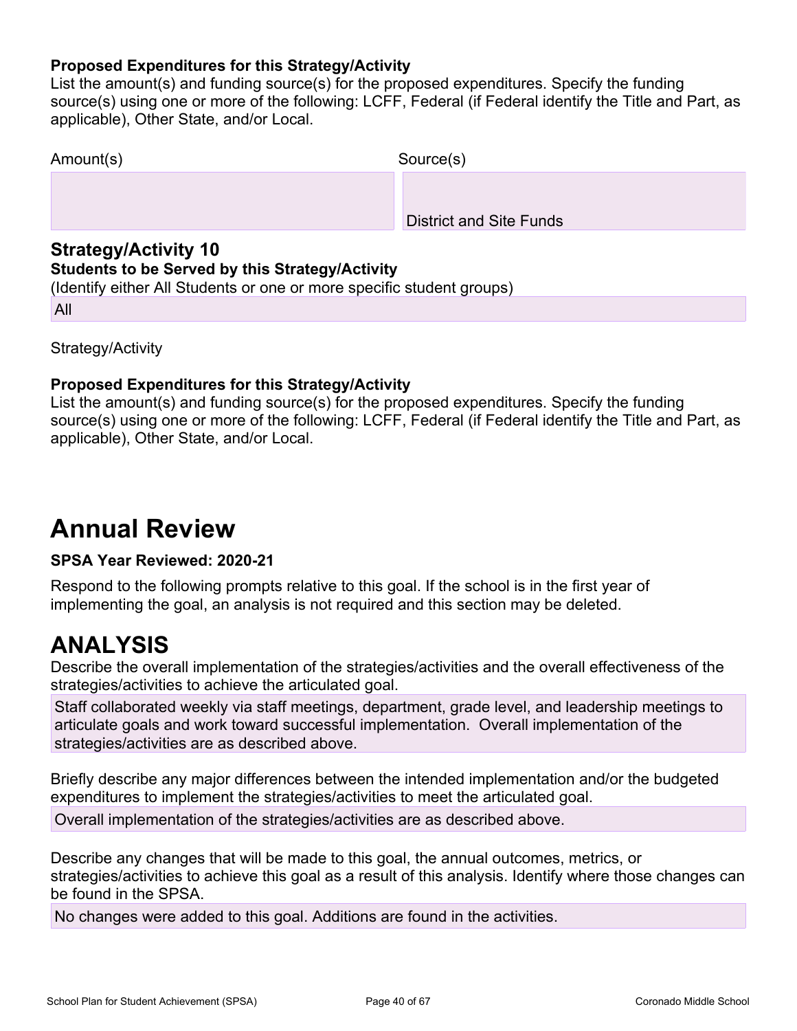**Proposed Expenditures for this Strategy/Activity**

List the amount(s) and funding source(s) for the proposed expenditures. Specify the funding source(s) using one or more of the following: LCFF, Federal (if Federal identify the Title and Part, as applicable), Other State, and/or Local.

| Amount(s) | Source(s) |
| --- | --- |
| | District and Site Funds |

### Strategy/Activity 10

**Students to be Served by this Strategy/Activity**

(Identify either All Students or one or more specific student groups)

All

Strategy/Activity

**Proposed Expenditures for this Strategy/Activity**

List the amount(s) and funding source(s) for the proposed expenditures. Specify the funding source(s) using one or more of the following: LCFF, Federal (if Federal identify the Title and Part, as applicable), Other State, and/or Local.

# Annual Review

**SPSA Year Reviewed: 2020-21**

Respond to the following prompts relative to this goal. If the school is in the first year of implementing the goal, an analysis is not required and this section may be deleted.

# ANALYSIS

Describe the overall implementation of the strategies/activities and the overall effectiveness of the strategies/activities to achieve the articulated goal.

Staff collaborated weekly via staff meetings, department, grade level, and leadership meetings to articulate goals and work toward successful implementation. Overall implementation of the strategies/activities are as described above.

Briefly describe any major differences between the intended implementation and/or the budgeted expenditures to implement the strategies/activities to meet the articulated goal.

Overall implementation of the strategies/activities are as described above.

Describe any changes that will be made to this goal, the annual outcomes, metrics, or strategies/activities to achieve this goal as a result of this analysis. Identify where those changes can be found in the SPSA.

No changes were added to this goal. Additions are found in the activities.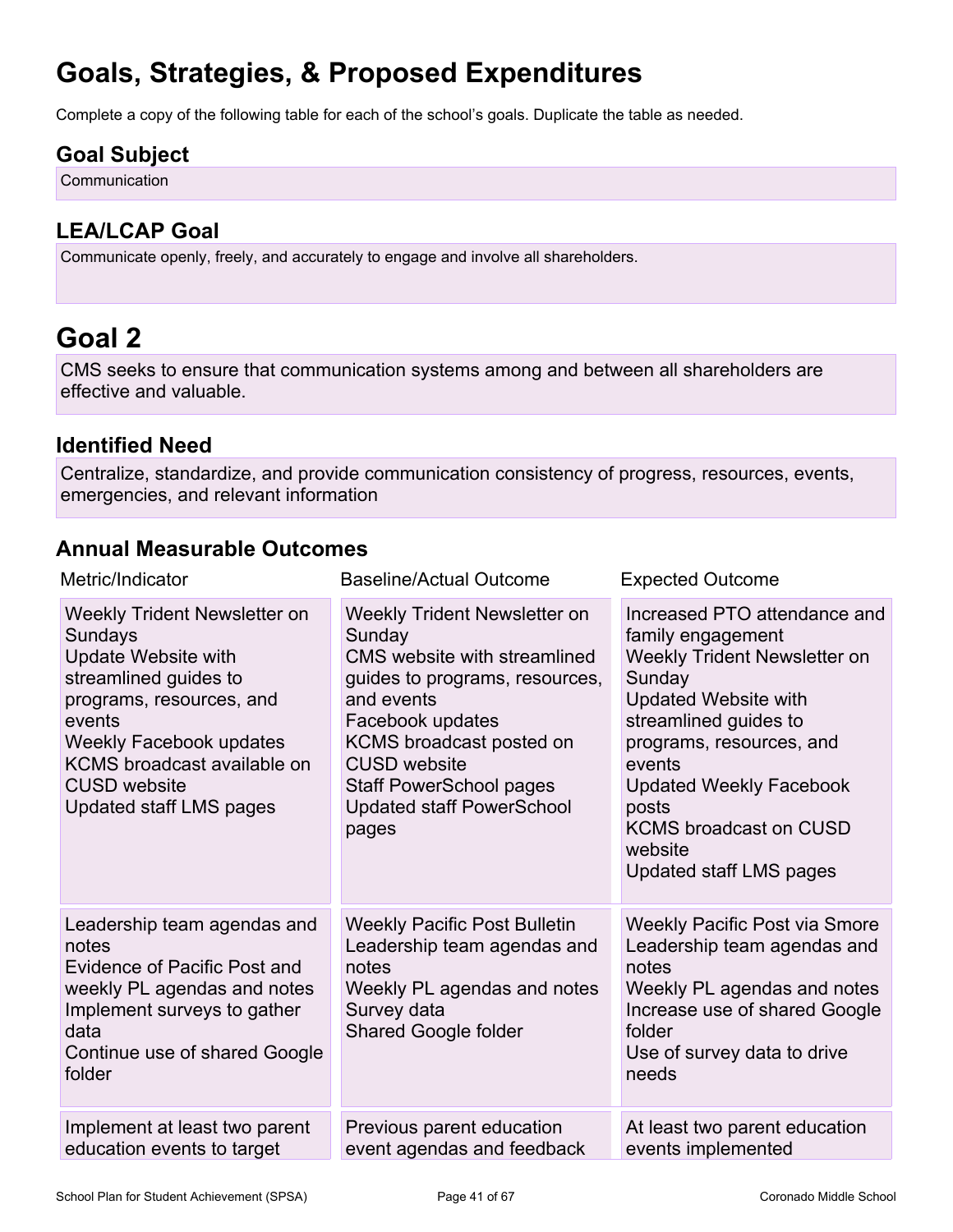# Goals, Strategies, & Proposed Expenditures

Complete a copy of the following table for each of the school's goals. Duplicate the table as needed.

## Goal Subject

Communication

## LEA/LCAP Goal

Communicate openly, freely, and accurately to engage and involve all shareholders.

# Goal 2

CMS seeks to ensure that communication systems among and between all shareholders are effective and valuable.

## Identified Need

Centralize, standardize, and provide communication consistency of progress, resources, events, emergencies, and relevant information

## Annual Measurable Outcomes

| Metric/Indicator | Baseline/Actual Outcome | Expected Outcome |
| --- | --- | --- |
| Weekly Trident Newsletter on Sundays<br>Update Website with streamlined guides to programs, resources, and events<br>Weekly Facebook updates<br>KCMS broadcast available on CUSD website<br>Updated staff LMS pages | Weekly Trident Newsletter on Sunday<br>CMS website with streamlined guides to programs, resources, and events<br>Facebook updates<br>KCMS broadcast posted on CUSD website<br>Staff PowerSchool pages<br>Updated staff PowerSchool pages | Increased PTO attendance and family engagement<br>Weekly Trident Newsletter on Sunday<br>Updated Website with streamlined guides to programs, resources, and events<br>Updated Weekly Facebook posts<br>KCMS broadcast on CUSD website<br>Updated staff LMS pages |
| Leadership team agendas and notes<br>Evidence of Pacific Post and weekly PL agendas and notes<br>Implement surveys to gather data<br>Continue use of shared Google folder | Weekly Pacific Post Bulletin<br>Leadership team agendas and notes<br>Weekly PL agendas and notes<br>Survey data<br>Shared Google folder | Weekly Pacific Post via Smore<br>Leadership team agendas and notes<br>Weekly PL agendas and notes<br>Increase use of shared Google folder<br>Use of survey data to drive needs |
| Implement at least two parent education events to target | Previous parent education event agendas and feedback | At least two parent education events implemented |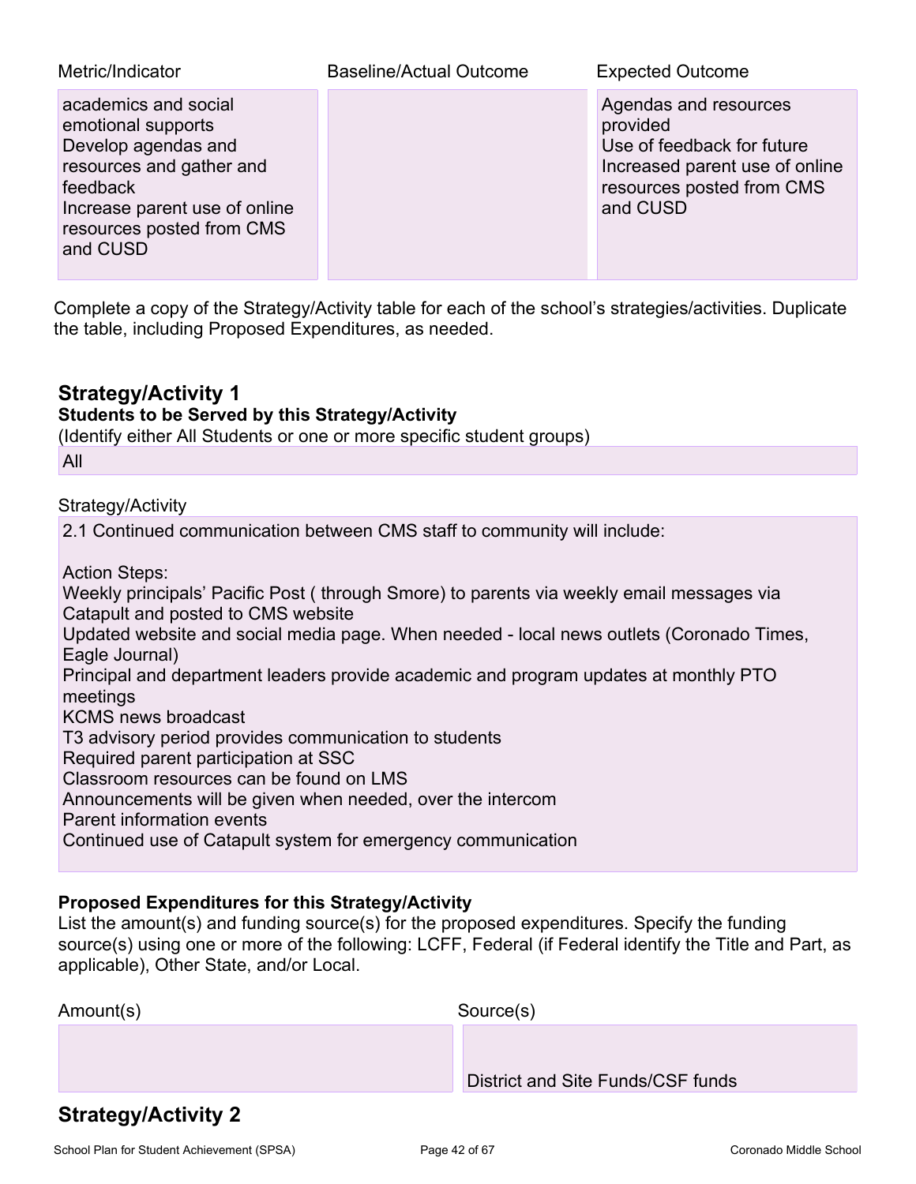| Metric/Indicator | Baseline/Actual Outcome | Expected Outcome |
|---|---|---|
| academics and social emotional supports<br>Develop agendas and resources and gather and feedback<br>Increase parent use of online resources posted from CMS and CUSD | | Agendas and resources provided<br>Use of feedback for future<br>Increased parent use of online resources posted from CMS and CUSD |

Complete a copy of the Strategy/Activity table for each of the school's strategies/activities. Duplicate the table, including Proposed Expenditures, as needed.

## Strategy/Activity 1

**Students to be Served by this Strategy/Activity**

(Identify either All Students or one or more specific student groups)

All

Strategy/Activity

2.1 Continued communication between CMS staff to community will include:

Action Steps:
Weekly principals' Pacific Post ( through Smore) to parents via weekly email messages via Catapult and posted to CMS website
Updated website and social media page. When needed - local news outlets (Coronado Times, Eagle Journal)
Principal and department leaders provide academic and program updates at monthly PTO meetings
KCMS news broadcast
T3 advisory period provides communication to students
Required parent participation at SSC
Classroom resources can be found on LMS
Announcements will be given when needed, over the intercom
Parent information events
Continued use of Catapult system for emergency communication

**Proposed Expenditures for this Strategy/Activity**

List the amount(s) and funding source(s) for the proposed expenditures. Specify the funding source(s) using one or more of the following: LCFF, Federal (if Federal identify the Title and Part, as applicable), Other State, and/or Local.

| Amount(s) | Source(s) |
|---|---|
| | District and Site Funds/CSF funds |

## Strategy/Activity 2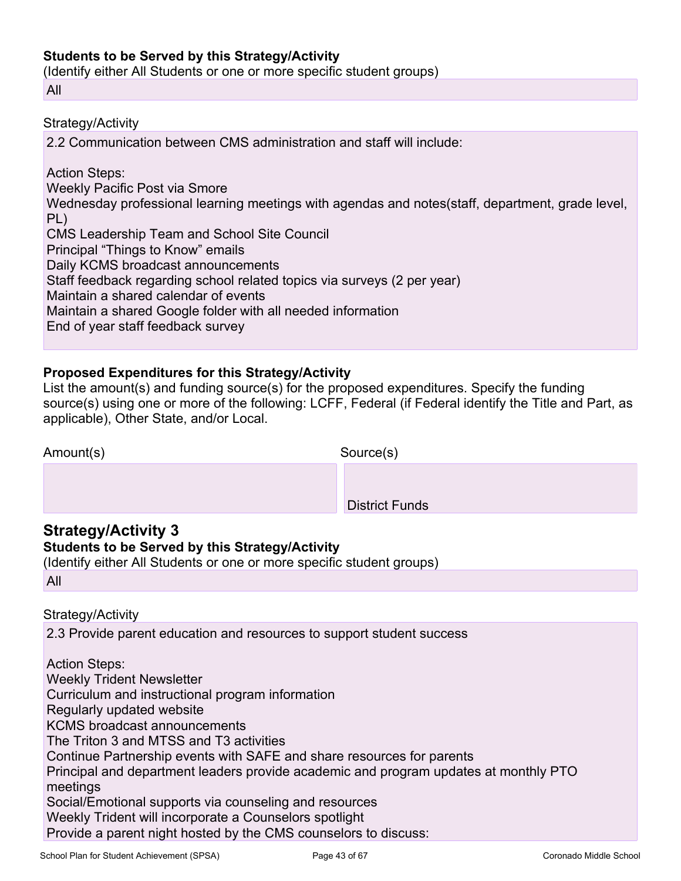**Students to be Served by this Strategy/Activity**

(Identify either All Students or one or more specific student groups)

All

Strategy/Activity

2.2 Communication between CMS administration and staff will include:

Action Steps:
Weekly Pacific Post via Smore
Wednesday professional learning meetings with agendas and notes(staff, department, grade level, PL)
CMS Leadership Team and School Site Council
Principal "Things to Know" emails
Daily KCMS broadcast announcements
Staff feedback regarding school related topics via surveys (2 per year)
Maintain a shared calendar of events
Maintain a shared Google folder with all needed information
End of year staff feedback survey

**Proposed Expenditures for this Strategy/Activity**

List the amount(s) and funding source(s) for the proposed expenditures. Specify the funding source(s) using one or more of the following: LCFF, Federal (if Federal identify the Title and Part, as applicable), Other State, and/or Local.

| Amount(s) | Source(s) |
|---|---|
| | District Funds |

## Strategy/Activity 3

**Students to be Served by this Strategy/Activity**

(Identify either All Students or one or more specific student groups)

All

Strategy/Activity

2.3 Provide parent education and resources to support student success

Action Steps:
Weekly Trident Newsletter
Curriculum and instructional program information
Regularly updated website
KCMS broadcast announcements
The Triton 3 and MTSS and T3 activities
Continue Partnership events with SAFE and share resources for parents
Principal and department leaders provide academic and program updates at monthly PTO meetings
Social/Emotional supports via counseling and resources
Weekly Trident will incorporate a Counselors spotlight
Provide a parent night hosted by the CMS counselors to discuss: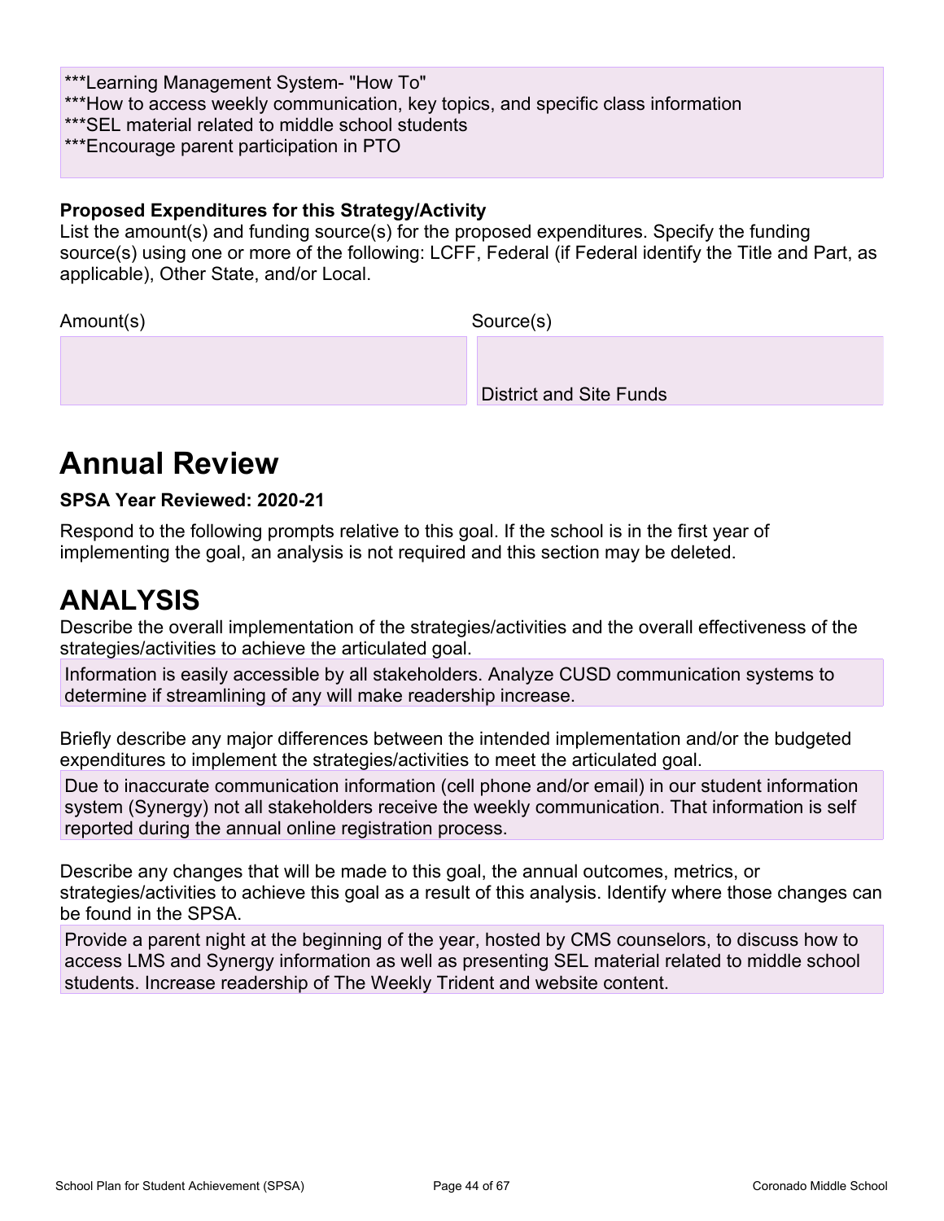***Learning Management System- "How To"
***How to access weekly communication, key topics, and specific class information
***SEL material related to middle school students
***Encourage parent participation in PTO

**Proposed Expenditures for this Strategy/Activity**

List the amount(s) and funding source(s) for the proposed expenditures. Specify the funding source(s) using one or more of the following: LCFF, Federal (if Federal identify the Title and Part, as applicable), Other State, and/or Local.

| Amount(s) | Source(s) |
|---|---|
| | District and Site Funds |

# Annual Review

**SPSA Year Reviewed: 2020-21**

Respond to the following prompts relative to this goal. If the school is in the first year of implementing the goal, an analysis is not required and this section may be deleted.

# ANALYSIS

Describe the overall implementation of the strategies/activities and the overall effectiveness of the strategies/activities to achieve the articulated goal.

Information is easily accessible by all stakeholders. Analyze CUSD communication systems to determine if streamlining of any will make readership increase.

Briefly describe any major differences between the intended implementation and/or the budgeted expenditures to implement the strategies/activities to meet the articulated goal.

Due to inaccurate communication information (cell phone and/or email) in our student information system (Synergy) not all stakeholders receive the weekly communication. That information is self reported during the annual online registration process.

Describe any changes that will be made to this goal, the annual outcomes, metrics, or strategies/activities to achieve this goal as a result of this analysis. Identify where those changes can be found in the SPSA.

Provide a parent night at the beginning of the year, hosted by CMS counselors, to discuss how to access LMS and Synergy information as well as presenting SEL material related to middle school students. Increase readership of The Weekly Trident and website content.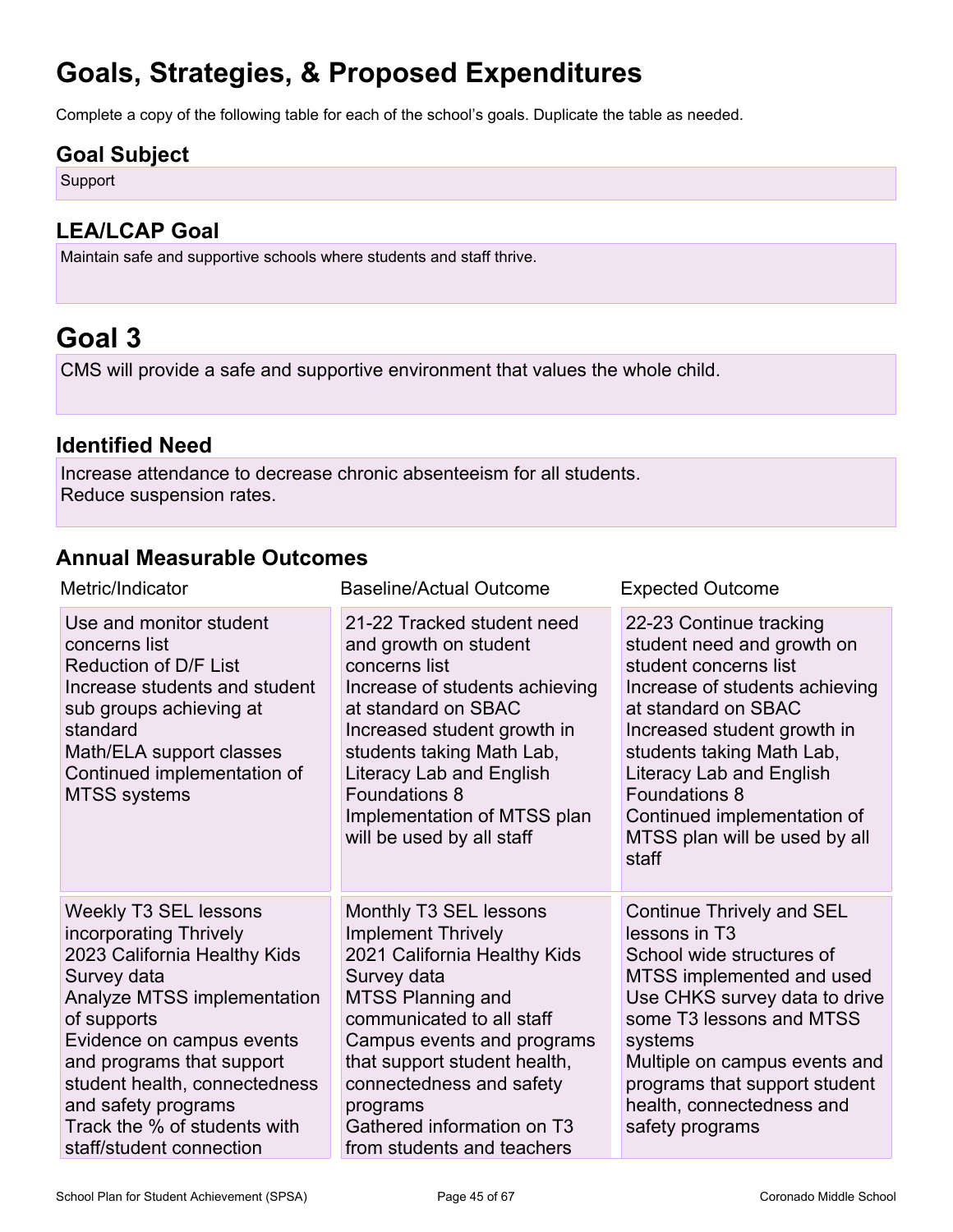# Goals, Strategies, & Proposed Expenditures

Complete a copy of the following table for each of the school's goals. Duplicate the table as needed.

## Goal Subject

Support

## LEA/LCAP Goal

Maintain safe and supportive schools where students and staff thrive.

# Goal 3

CMS will provide a safe and supportive environment that values the whole child.

## Identified Need

Increase attendance to decrease chronic absenteeism for all students.
Reduce suspension rates.

## Annual Measurable Outcomes

| Metric/Indicator | Baseline/Actual Outcome | Expected Outcome |
| --- | --- | --- |
| Use and monitor student concerns list<br>Reduction of D/F List<br>Increase students and student sub groups achieving at standard<br>Math/ELA support classes<br>Continued implementation of MTSS systems | 21-22 Tracked student need and growth on student concerns list<br>Increase of students achieving at standard on SBAC<br>Increased student growth in students taking Math Lab, Literacy Lab and English Foundations 8<br>Implementation of MTSS plan will be used by all staff | 22-23 Continue tracking student need and growth on student concerns list<br>Increase of students achieving at standard on SBAC<br>Increased student growth in students taking Math Lab, Literacy Lab and English Foundations 8<br>Continued implementation of MTSS plan will be used by all staff |
| Weekly T3 SEL lessons incorporating Thrively<br>2023 California Healthy Kids Survey data<br>Analyze MTSS implementation of supports<br>Evidence on campus events and programs that support student health, connectedness and safety programs<br>Track the % of students with staff/student connection | Monthly T3 SEL lessons<br>Implement Thrively<br>2021 California Healthy Kids Survey data<br>MTSS Planning and communicated to all staff<br>Campus events and programs that support student health, connectedness and safety programs<br>Gathered information on T3 from students and teachers | Continue Thrively and SEL lessons in T3<br>School wide structures of MTSS implemented and used<br>Use CHKS survey data to drive some T3 lessons and MTSS systems<br>Multiple on campus events and programs that support student health, connectedness and safety programs |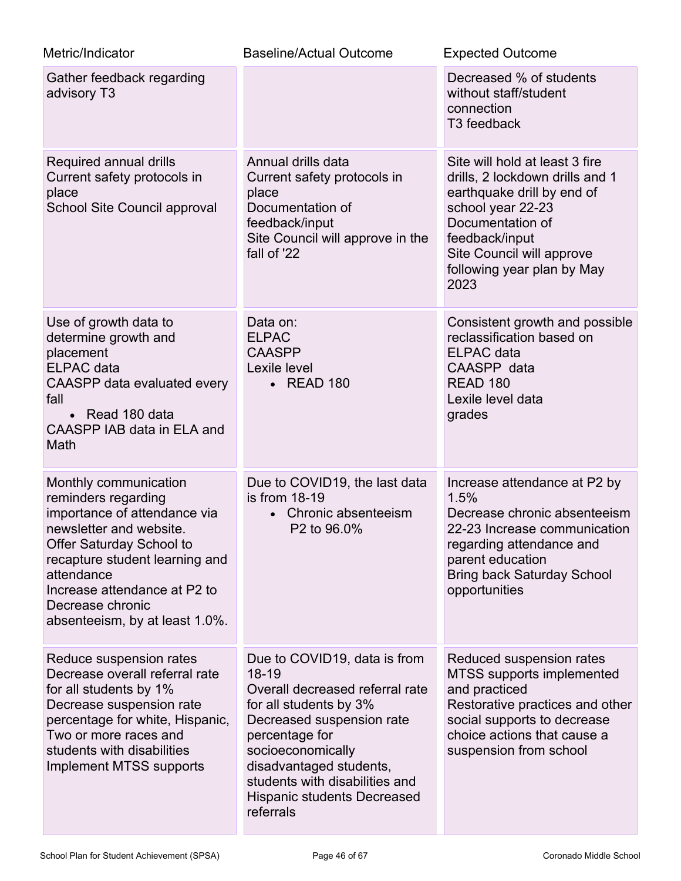| Metric/Indicator | Baseline/Actual Outcome | Expected Outcome |
| --- | --- | --- |
| Gather feedback regarding advisory T3 | | Decreased % of students without staff/student connection<br>T3 feedback |
| Required annual drills<br>Current safety protocols in place<br>School Site Council approval | Annual drills data<br>Current safety protocols in place<br>Documentation of feedback/input<br>Site Council will approve in the fall of '22 | Site will hold at least 3 fire drills, 2 lockdown drills and 1 earthquake drill by end of school year 22-23<br>Documentation of feedback/input<br>Site Council will approve following year plan by May 2023 |
| Use of growth data to determine growth and placement<br>ELPAC data<br>CAASPP data evaluated every fall<br>• Read 180 data<br>CAASPP IAB data in ELA and Math | Data on:<br>ELPAC<br>CAASPP<br>Lexile level<br>• READ 180 | Consistent growth and possible reclassification based on<br>ELPAC data<br>CAASPP data<br>READ 180<br>Lexile level data<br>grades |
| Monthly communication reminders regarding importance of attendance via newsletter and website.<br>Offer Saturday School to recapture student learning and attendance<br>Increase attendance at P2 to Decrease chronic absenteeism, by at least 1.0%. | Due to COVID19, the last data is from 18-19<br>• Chronic absenteeism P2 to 96.0% | Increase attendance at P2 by 1.5%<br>Decrease chronic absenteeism<br>22-23 Increase communication regarding attendance and parent education<br>Bring back Saturday School opportunities |
| Reduce suspension rates<br>Decrease overall referral rate for all students by 1%<br>Decrease suspension rate percentage for white, Hispanic, Two or more races and students with disabilities<br>Implement MTSS supports | Due to COVID19, data is from 18-19<br>Overall decreased referral rate for all students by 3%<br>Decreased suspension rate percentage for socioeconomically disadvantaged students, students with disabilities and Hispanic students Decreased referrals | Reduced suspension rates<br>MTSS supports implemented and practiced<br>Restorative practices and other social supports to decrease choice actions that cause a suspension from school |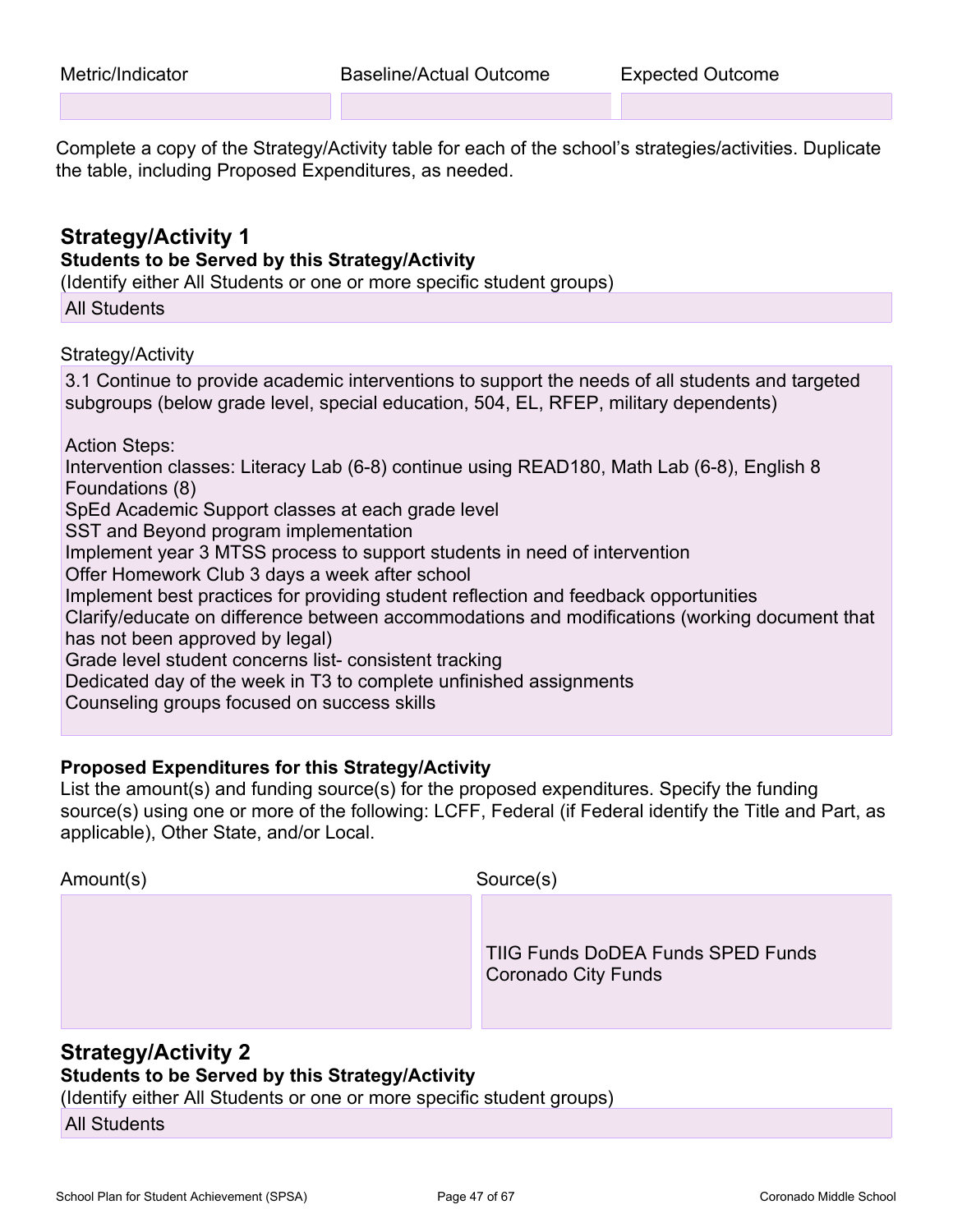| Metric/Indicator | Baseline/Actual Outcome | Expected Outcome |
|---|---|---|
| | | |

Complete a copy of the Strategy/Activity table for each of the school's strategies/activities. Duplicate the table, including Proposed Expenditures, as needed.

## Strategy/Activity 1

**Students to be Served by this Strategy/Activity**

(Identify either All Students or one or more specific student groups)

All Students

Strategy/Activity

3.1 Continue to provide academic interventions to support the needs of all students and targeted subgroups (below grade level, special education, 504, EL, RFEP, military dependents)

Action Steps:
Intervention classes: Literacy Lab (6-8) continue using READ180, Math Lab (6-8), English 8 Foundations (8)
SpEd Academic Support classes at each grade level
SST and Beyond program implementation
Implement year 3 MTSS process to support students in need of intervention
Offer Homework Club 3 days a week after school
Implement best practices for providing student reflection and feedback opportunities
Clarify/educate on difference between accommodations and modifications (working document that has not been approved by legal)
Grade level student concerns list- consistent tracking
Dedicated day of the week in T3 to complete unfinished assignments
Counseling groups focused on success skills

**Proposed Expenditures for this Strategy/Activity**

List the amount(s) and funding source(s) for the proposed expenditures. Specify the funding source(s) using one or more of the following: LCFF, Federal (if Federal identify the Title and Part, as applicable), Other State, and/or Local.

| Amount(s) | Source(s) |
|---|---|
| | TIIG Funds DoDEA Funds SPED Funds Coronado City Funds |

## Strategy/Activity 2

**Students to be Served by this Strategy/Activity**

(Identify either All Students or one or more specific student groups)

All Students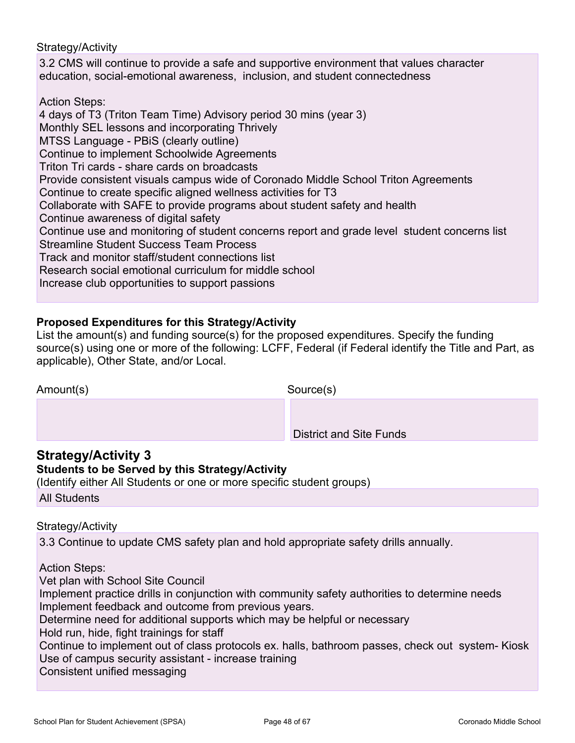Strategy/Activity

3.2 CMS will continue to provide a safe and supportive environment that values character education, social-emotional awareness, inclusion, and student connectedness

Action Steps:
4 days of T3 (Triton Team Time) Advisory period 30 mins (year 3)
Monthly SEL lessons and incorporating Thrively
MTSS Language - PBiS (clearly outline)
Continue to implement Schoolwide Agreements
Triton Tri cards - share cards on broadcasts
Provide consistent visuals campus wide of Coronado Middle School Triton Agreements
Continue to create specific aligned wellness activities for T3
Collaborate with SAFE to provide programs about student safety and health
Continue awareness of digital safety
Continue use and monitoring of student concerns report and grade level student concerns list
Streamline Student Success Team Process
Track and monitor staff/student connections list
Research social emotional curriculum for middle school
Increase club opportunities to support passions

**Proposed Expenditures for this Strategy/Activity**

List the amount(s) and funding source(s) for the proposed expenditures. Specify the funding source(s) using one or more of the following: LCFF, Federal (if Federal identify the Title and Part, as applicable), Other State, and/or Local.

| Amount(s) | Source(s) |
| --- | --- |
| | District and Site Funds |

## Strategy/Activity 3

**Students to be Served by this Strategy/Activity**

(Identify either All Students or one or more specific student groups)

All Students

Strategy/Activity

3.3 Continue to update CMS safety plan and hold appropriate safety drills annually.

Action Steps:
Vet plan with School Site Council
Implement practice drills in conjunction with community safety authorities to determine needs
Implement feedback and outcome from previous years.
Determine need for additional supports which may be helpful or necessary
Hold run, hide, fight trainings for staff
Continue to implement out of class protocols ex. halls, bathroom passes, check out system- Kiosk
Use of campus security assistant - increase training
Consistent unified messaging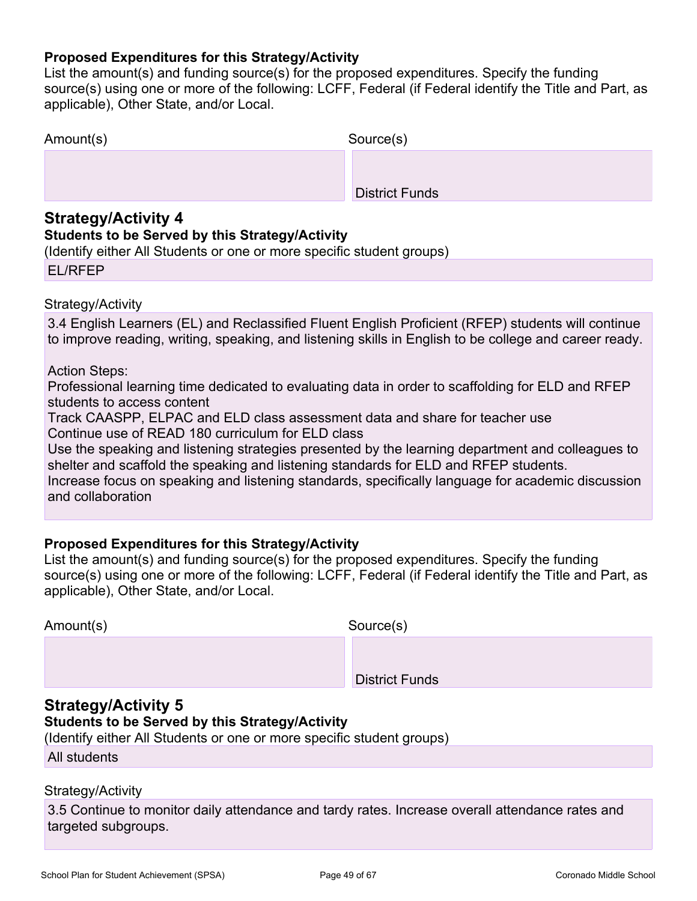**Proposed Expenditures for this Strategy/Activity**

List the amount(s) and funding source(s) for the proposed expenditures. Specify the funding source(s) using one or more of the following: LCFF, Federal (if Federal identify the Title and Part, as applicable), Other State, and/or Local.

| Amount(s) | Source(s) |
| --- | --- |
| | District Funds |

## Strategy/Activity 4

**Students to be Served by this Strategy/Activity**

(Identify either All Students or one or more specific student groups)

EL/RFEP

Strategy/Activity

3.4 English Learners (EL) and Reclassified Fluent English Proficient (RFEP) students will continue to improve reading, writing, speaking, and listening skills in English to be college and career ready.

Action Steps:

Professional learning time dedicated to evaluating data in order to scaffolding for ELD and RFEP students to access content

Track CAASPP, ELPAC and ELD class assessment data and share for teacher use

Continue use of READ 180 curriculum for ELD class

Use the speaking and listening strategies presented by the learning department and colleagues to shelter and scaffold the speaking and listening standards for ELD and RFEP students.

Increase focus on speaking and listening standards, specifically language for academic discussion and collaboration

**Proposed Expenditures for this Strategy/Activity**

List the amount(s) and funding source(s) for the proposed expenditures. Specify the funding source(s) using one or more of the following: LCFF, Federal (if Federal identify the Title and Part, as applicable), Other State, and/or Local.

| Amount(s) | Source(s) |
| --- | --- |
| | District Funds |

## Strategy/Activity 5

**Students to be Served by this Strategy/Activity**

(Identify either All Students or one or more specific student groups)

All students

Strategy/Activity

3.5 Continue to monitor daily attendance and tardy rates. Increase overall attendance rates and targeted subgroups.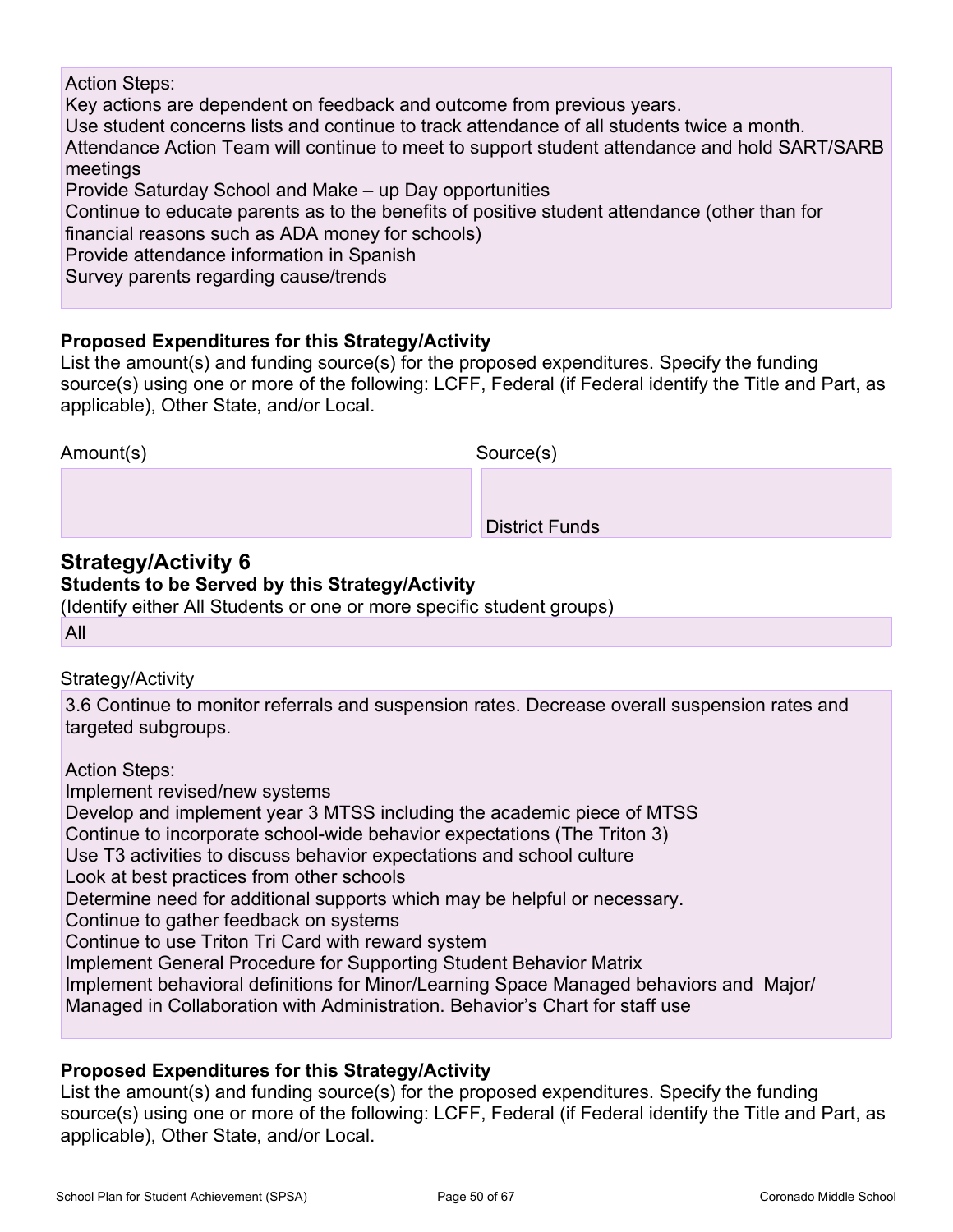Action Steps:
Key actions are dependent on feedback and outcome from previous years.
Use student concerns lists and continue to track attendance of all students twice a month.
Attendance Action Team will continue to meet to support student attendance and hold SART/SARB meetings
Provide Saturday School and Make – up Day opportunities
Continue to educate parents as to the benefits of positive student attendance (other than for financial reasons such as ADA money for schools)
Provide attendance information in Spanish
Survey parents regarding cause/trends

**Proposed Expenditures for this Strategy/Activity**

List the amount(s) and funding source(s) for the proposed expenditures. Specify the funding source(s) using one or more of the following: LCFF, Federal (if Federal identify the Title and Part, as applicable), Other State, and/or Local.

| Amount(s) | Source(s) |
| --- | --- |
| | District Funds |

## Strategy/Activity 6

**Students to be Served by this Strategy/Activity**

(Identify either All Students or one or more specific student groups)

All

Strategy/Activity

3.6 Continue to monitor referrals and suspension rates. Decrease overall suspension rates and targeted subgroups.

Action Steps:
Implement revised/new systems
Develop and implement year 3 MTSS including the academic piece of MTSS
Continue to incorporate school-wide behavior expectations (The Triton 3)
Use T3 activities to discuss behavior expectations and school culture
Look at best practices from other schools
Determine need for additional supports which may be helpful or necessary.
Continue to gather feedback on systems
Continue to use Triton Tri Card with reward system
Implement General Procedure for Supporting Student Behavior Matrix
Implement behavioral definitions for Minor/Learning Space Managed behaviors and Major/ Managed in Collaboration with Administration. Behavior's Chart for staff use

**Proposed Expenditures for this Strategy/Activity**

List the amount(s) and funding source(s) for the proposed expenditures. Specify the funding source(s) using one or more of the following: LCFF, Federal (if Federal identify the Title and Part, as applicable), Other State, and/or Local.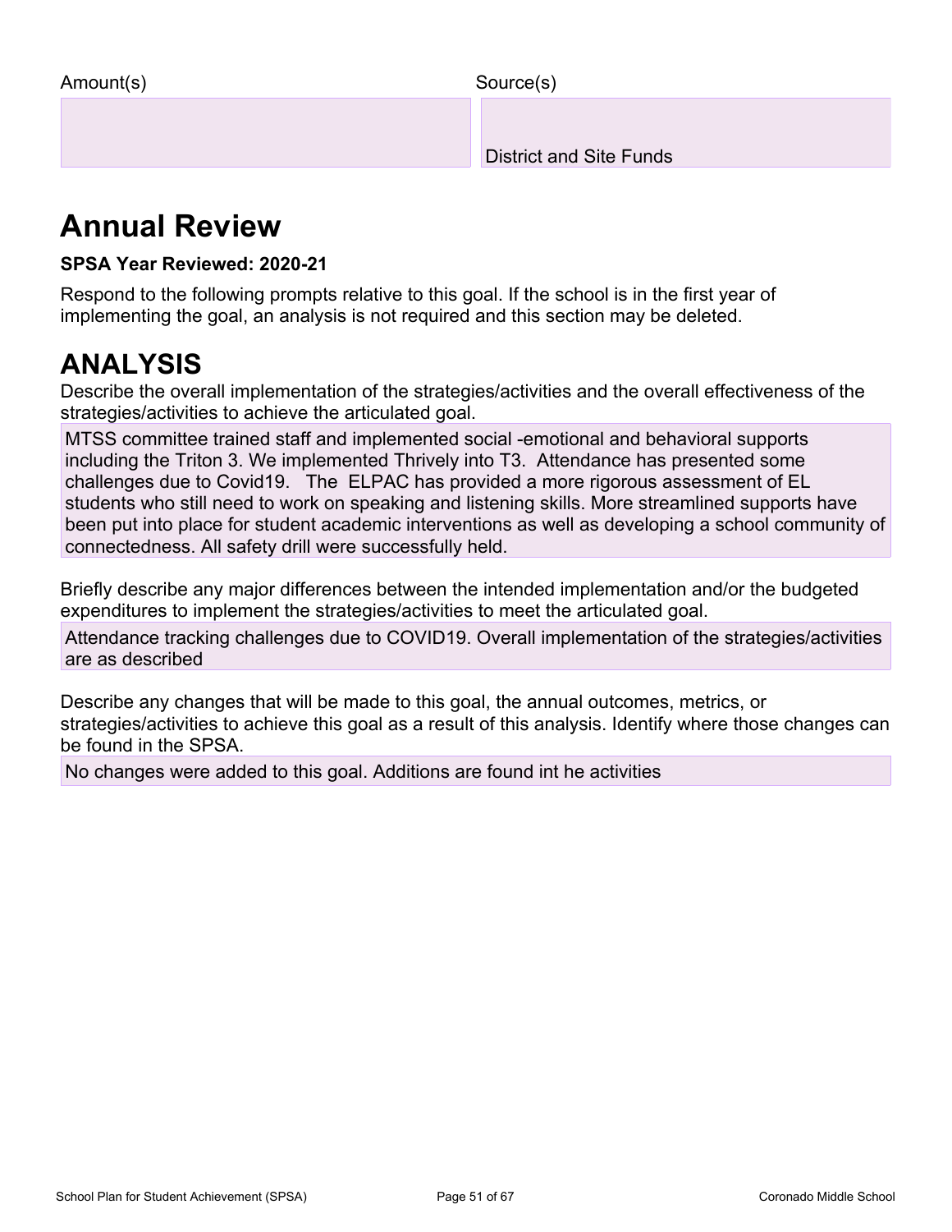| Amount(s) | Source(s) |
|---|---|
| | District and Site Funds |

# Annual Review

**SPSA Year Reviewed: 2020-21**

Respond to the following prompts relative to this goal. If the school is in the first year of implementing the goal, an analysis is not required and this section may be deleted.

# ANALYSIS

Describe the overall implementation of the strategies/activities and the overall effectiveness of the strategies/activities to achieve the articulated goal.

MTSS committee trained staff and implemented social -emotional and behavioral supports including the Triton 3. We implemented Thrively into T3. Attendance has presented some challenges due to Covid19. The ELPAC has provided a more rigorous assessment of EL students who still need to work on speaking and listening skills. More streamlined supports have been put into place for student academic interventions as well as developing a school community of connectedness. All safety drill were successfully held.

Briefly describe any major differences between the intended implementation and/or the budgeted expenditures to implement the strategies/activities to meet the articulated goal.

Attendance tracking challenges due to COVID19. Overall implementation of the strategies/activities are as described

Describe any changes that will be made to this goal, the annual outcomes, metrics, or strategies/activities to achieve this goal as a result of this analysis. Identify where those changes can be found in the SPSA.

No changes were added to this goal. Additions are found int he activities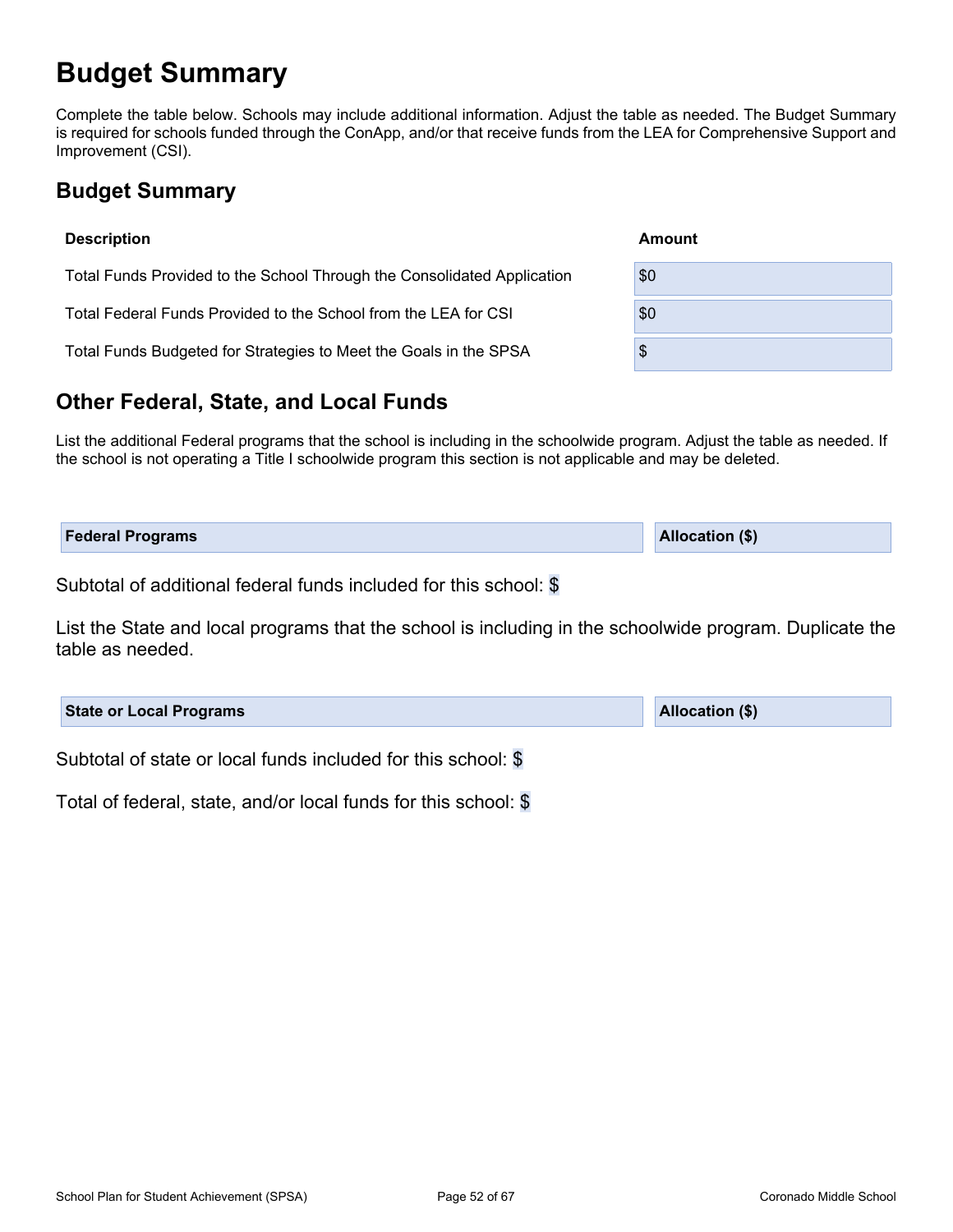# Budget Summary

Complete the table below. Schools may include additional information. Adjust the table as needed. The Budget Summary is required for schools funded through the ConApp, and/or that receive funds from the LEA for Comprehensive Support and Improvement (CSI).

## Budget Summary

| Description | Amount |
| --- | --- |
| Total Funds Provided to the School Through the Consolidated Application | $0 |
| Total Federal Funds Provided to the School from the LEA for CSI | $0 |
| Total Funds Budgeted for Strategies to Meet the Goals in the SPSA | $ |

## Other Federal, State, and Local Funds

List the additional Federal programs that the school is including in the schoolwide program. Adjust the table as needed. If the school is not operating a Title I schoolwide program this section is not applicable and may be deleted.

| Federal Programs | Allocation ($) |
| --- | --- |

Subtotal of additional federal funds included for this school: $

List the State and local programs that the school is including in the schoolwide program. Duplicate the table as needed.

| State or Local Programs | Allocation ($) |
| --- | --- |

Subtotal of state or local funds included for this school: $

Total of federal, state, and/or local funds for this school: $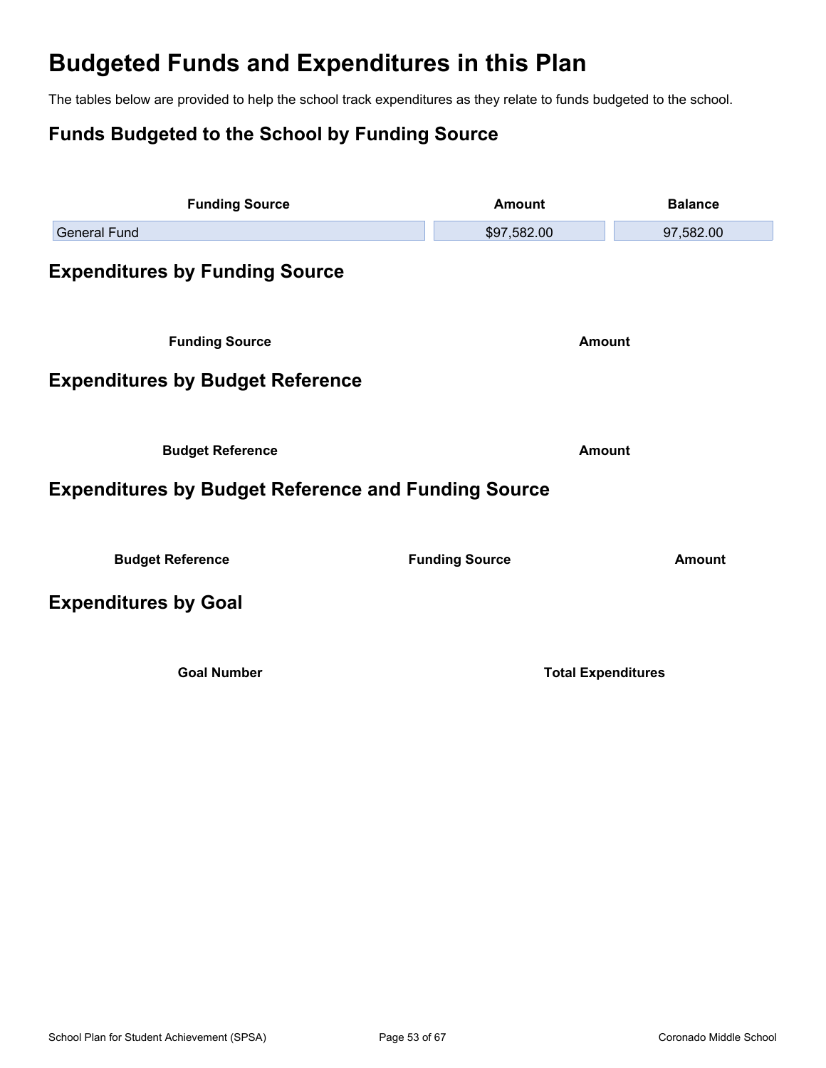# Budgeted Funds and Expenditures in this Plan

The tables below are provided to help the school track expenditures as they relate to funds budgeted to the school.

## Funds Budgeted to the School by Funding Source

| Funding Source | Amount | Balance |
| --- | --- | --- |
| General Fund | $97,582.00 | 97,582.00 |

## Expenditures by Funding Source

| Funding Source | Amount |
| --- | --- |

## Expenditures by Budget Reference

| Budget Reference | Amount |
| --- | --- |

## Expenditures by Budget Reference and Funding Source

| Budget Reference | Funding Source | Amount |
| --- | --- | --- |

## Expenditures by Goal

| Goal Number | Total Expenditures |
| --- | --- |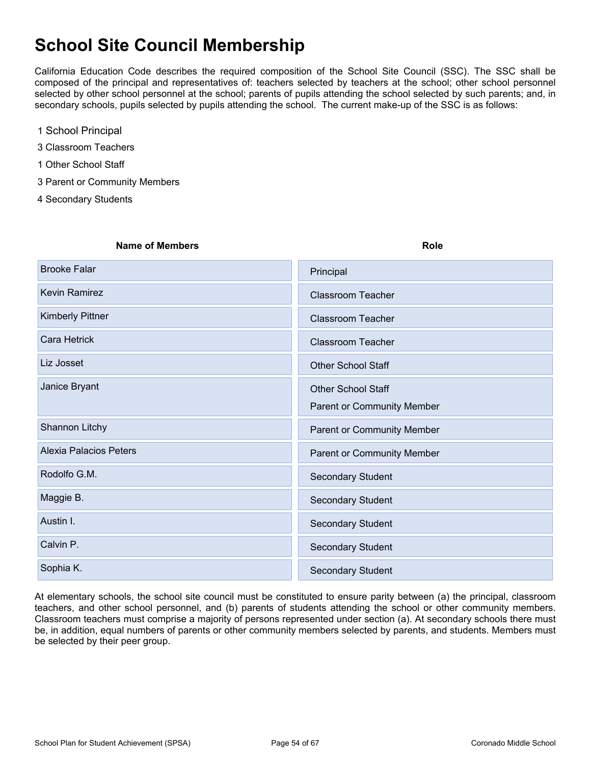# School Site Council Membership

California Education Code describes the required composition of the School Site Council (SSC). The SSC shall be composed of the principal and representatives of: teachers selected by teachers at the school; other school personnel selected by other school personnel at the school; parents of pupils attending the school selected by such parents; and, in secondary schools, pupils selected by pupils attending the school. The current make-up of the SSC is as follows:

1 School Principal

3 Classroom Teachers

1 Other School Staff

3 Parent or Community Members

4 Secondary Students

| Name of Members | Role |
|---|---|
| Brooke Falar | Principal |
| Kevin Ramirez | Classroom Teacher |
| Kimberly Pittner | Classroom Teacher |
| Cara Hetrick | Classroom Teacher |
| Liz Josset | Other School Staff |
| Janice Bryant | Other School Staff<br>Parent or Community Member |
| Shannon Litchy | Parent or Community Member |
| Alexia Palacios Peters | Parent or Community Member |
| Rodolfo G.M. | Secondary Student |
| Maggie B. | Secondary Student |
| Austin I. | Secondary Student |
| Calvin P. | Secondary Student |
| Sophia K. | Secondary Student |

At elementary schools, the school site council must be constituted to ensure parity between (a) the principal, classroom teachers, and other school personnel, and (b) parents of students attending the school or other community members. Classroom teachers must comprise a majority of persons represented under section (a). At secondary schools there must be, in addition, equal numbers of parents or other community members selected by parents, and students. Members must be selected by their peer group.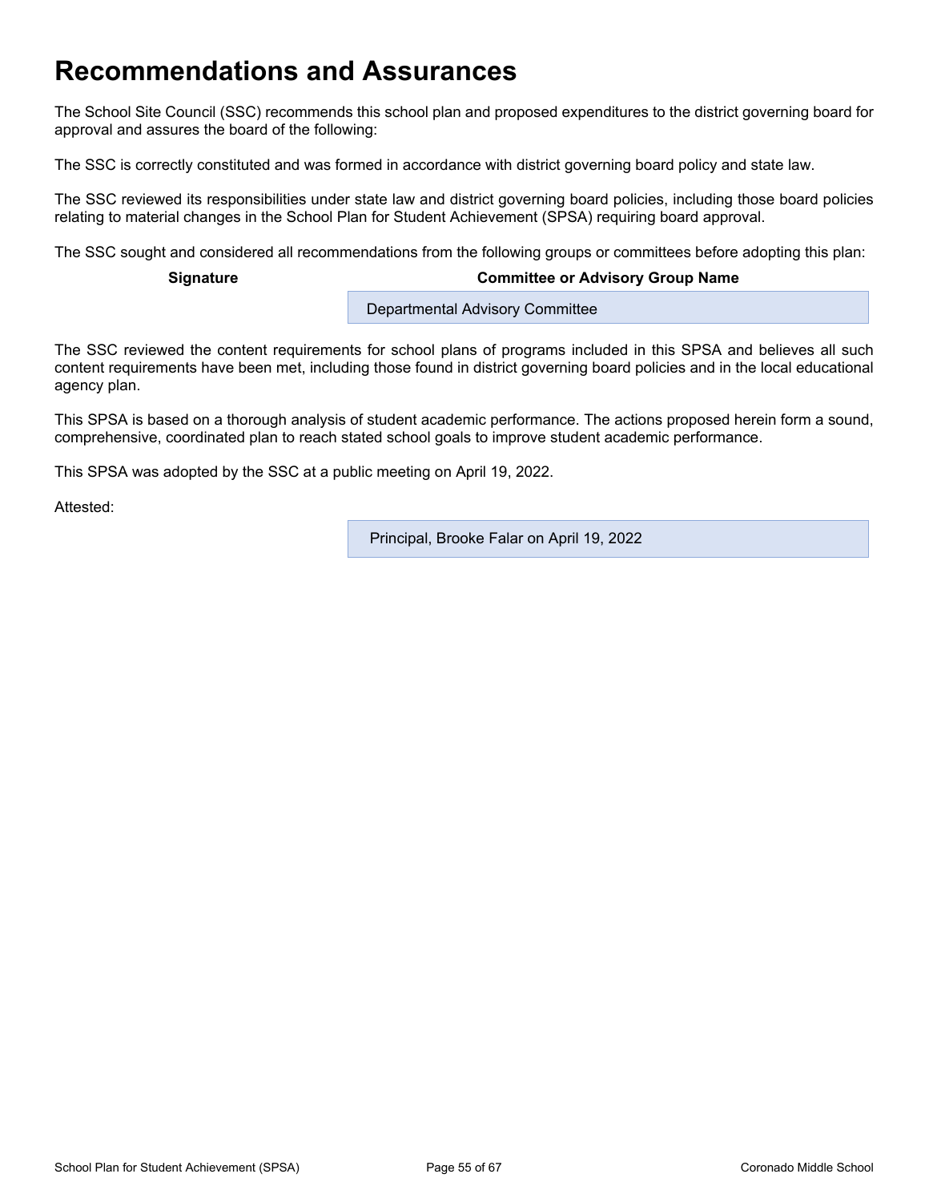# Recommendations and Assurances

The School Site Council (SSC) recommends this school plan and proposed expenditures to the district governing board for approval and assures the board of the following:

The SSC is correctly constituted and was formed in accordance with district governing board policy and state law.

The SSC reviewed its responsibilities under state law and district governing board policies, including those board policies relating to material changes in the School Plan for Student Achievement (SPSA) requiring board approval.

The SSC sought and considered all recommendations from the following groups or committees before adopting this plan:

| Signature | Committee or Advisory Group Name |
|---|---|
| | Departmental Advisory Committee |

The SSC reviewed the content requirements for school plans of programs included in this SPSA and believes all such content requirements have been met, including those found in district governing board policies and in the local educational agency plan.

This SPSA is based on a thorough analysis of student academic performance. The actions proposed herein form a sound, comprehensive, coordinated plan to reach stated school goals to improve student academic performance.

This SPSA was adopted by the SSC at a public meeting on April 19, 2022.

Attested:

Principal, Brooke Falar on April 19, 2022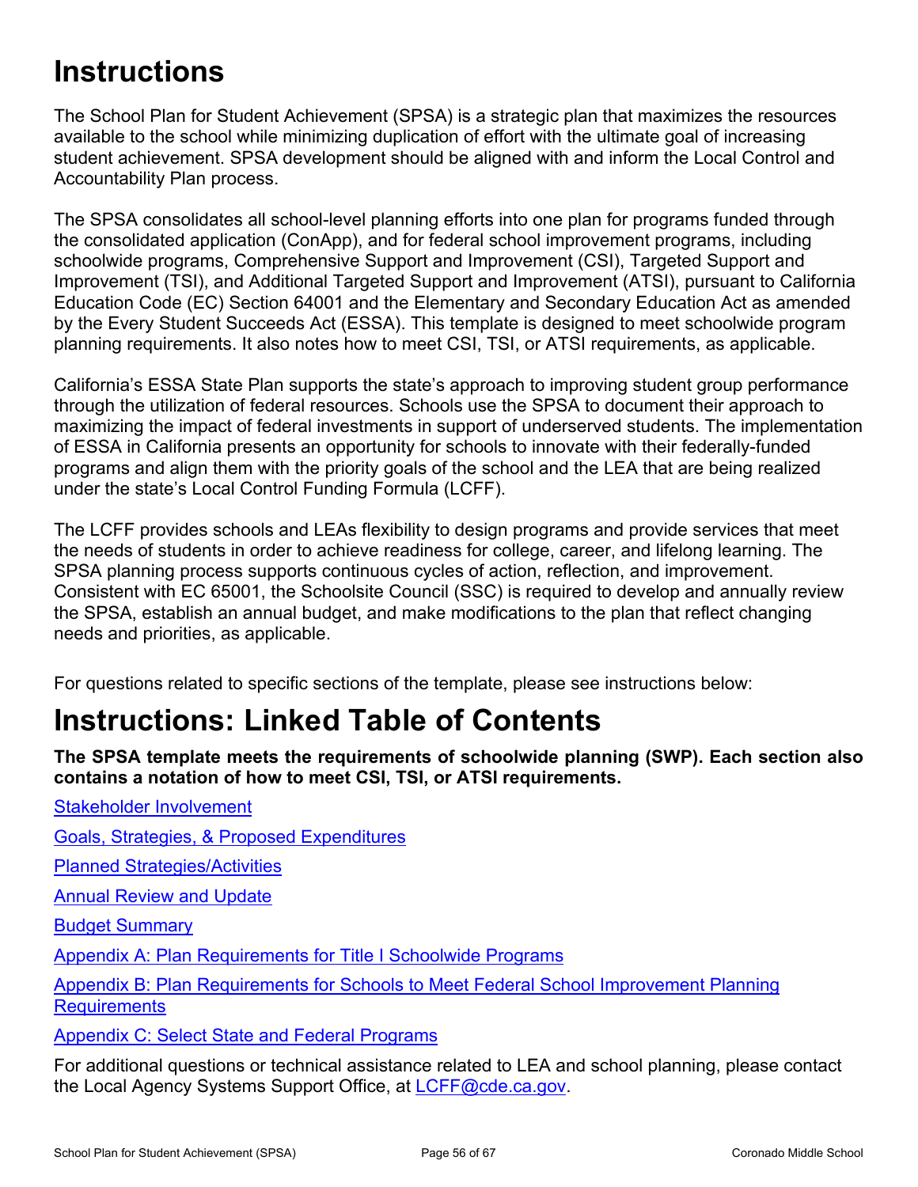# Instructions

The School Plan for Student Achievement (SPSA) is a strategic plan that maximizes the resources available to the school while minimizing duplication of effort with the ultimate goal of increasing student achievement. SPSA development should be aligned with and inform the Local Control and Accountability Plan process.

The SPSA consolidates all school-level planning efforts into one plan for programs funded through the consolidated application (ConApp), and for federal school improvement programs, including schoolwide programs, Comprehensive Support and Improvement (CSI), Targeted Support and Improvement (TSI), and Additional Targeted Support and Improvement (ATSI), pursuant to California Education Code (EC) Section 64001 and the Elementary and Secondary Education Act as amended by the Every Student Succeeds Act (ESSA). This template is designed to meet schoolwide program planning requirements. It also notes how to meet CSI, TSI, or ATSI requirements, as applicable.

California's ESSA State Plan supports the state's approach to improving student group performance through the utilization of federal resources. Schools use the SPSA to document their approach to maximizing the impact of federal investments in support of underserved students. The implementation of ESSA in California presents an opportunity for schools to innovate with their federally-funded programs and align them with the priority goals of the school and the LEA that are being realized under the state's Local Control Funding Formula (LCFF).

The LCFF provides schools and LEAs flexibility to design programs and provide services that meet the needs of students in order to achieve readiness for college, career, and lifelong learning. The SPSA planning process supports continuous cycles of action, reflection, and improvement. Consistent with EC 65001, the Schoolsite Council (SSC) is required to develop and annually review the SPSA, establish an annual budget, and make modifications to the plan that reflect changing needs and priorities, as applicable.

For questions related to specific sections of the template, please see instructions below:

# Instructions: Linked Table of Contents

**The SPSA template meets the requirements of schoolwide planning (SWP). Each section also contains a notation of how to meet CSI, TSI, or ATSI requirements.**

Stakeholder Involvement

Goals, Strategies, & Proposed Expenditures

Planned Strategies/Activities

Annual Review and Update

Budget Summary

Appendix A: Plan Requirements for Title I Schoolwide Programs

Appendix B: Plan Requirements for Schools to Meet Federal School Improvement Planning Requirements

Appendix C: Select State and Federal Programs

For additional questions or technical assistance related to LEA and school planning, please contact the Local Agency Systems Support Office, at LCFF@cde.ca.gov.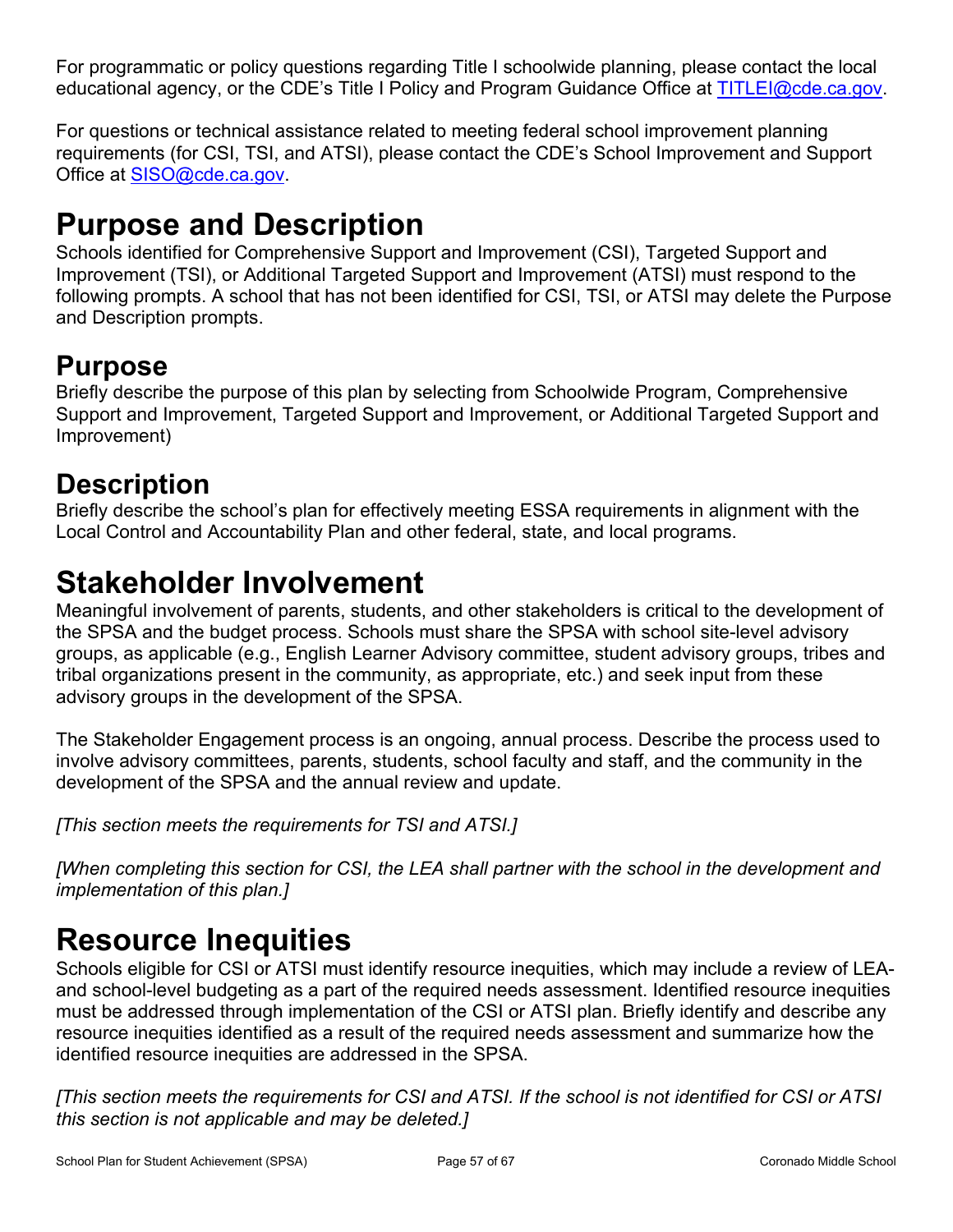For programmatic or policy questions regarding Title I schoolwide planning, please contact the local educational agency, or the CDE's Title I Policy and Program Guidance Office at TITLEI@cde.ca.gov.

For questions or technical assistance related to meeting federal school improvement planning requirements (for CSI, TSI, and ATSI), please contact the CDE's School Improvement and Support Office at SISO@cde.ca.gov.

# Purpose and Description

Schools identified for Comprehensive Support and Improvement (CSI), Targeted Support and Improvement (TSI), or Additional Targeted Support and Improvement (ATSI) must respond to the following prompts. A school that has not been identified for CSI, TSI, or ATSI may delete the Purpose and Description prompts.

## Purpose

Briefly describe the purpose of this plan by selecting from Schoolwide Program, Comprehensive Support and Improvement, Targeted Support and Improvement, or Additional Targeted Support and Improvement)

## Description

Briefly describe the school's plan for effectively meeting ESSA requirements in alignment with the Local Control and Accountability Plan and other federal, state, and local programs.

# Stakeholder Involvement

Meaningful involvement of parents, students, and other stakeholders is critical to the development of the SPSA and the budget process. Schools must share the SPSA with school site-level advisory groups, as applicable (e.g., English Learner Advisory committee, student advisory groups, tribes and tribal organizations present in the community, as appropriate, etc.) and seek input from these advisory groups in the development of the SPSA.

The Stakeholder Engagement process is an ongoing, annual process. Describe the process used to involve advisory committees, parents, students, school faculty and staff, and the community in the development of the SPSA and the annual review and update.

*[This section meets the requirements for TSI and ATSI.]*

*[When completing this section for CSI, the LEA shall partner with the school in the development and implementation of this plan.]*

# Resource Inequities

Schools eligible for CSI or ATSI must identify resource inequities, which may include a review of LEA- and school-level budgeting as a part of the required needs assessment. Identified resource inequities must be addressed through implementation of the CSI or ATSI plan. Briefly identify and describe any resource inequities identified as a result of the required needs assessment and summarize how the identified resource inequities are addressed in the SPSA.

*[This section meets the requirements for CSI and ATSI. If the school is not identified for CSI or ATSI this section is not applicable and may be deleted.]*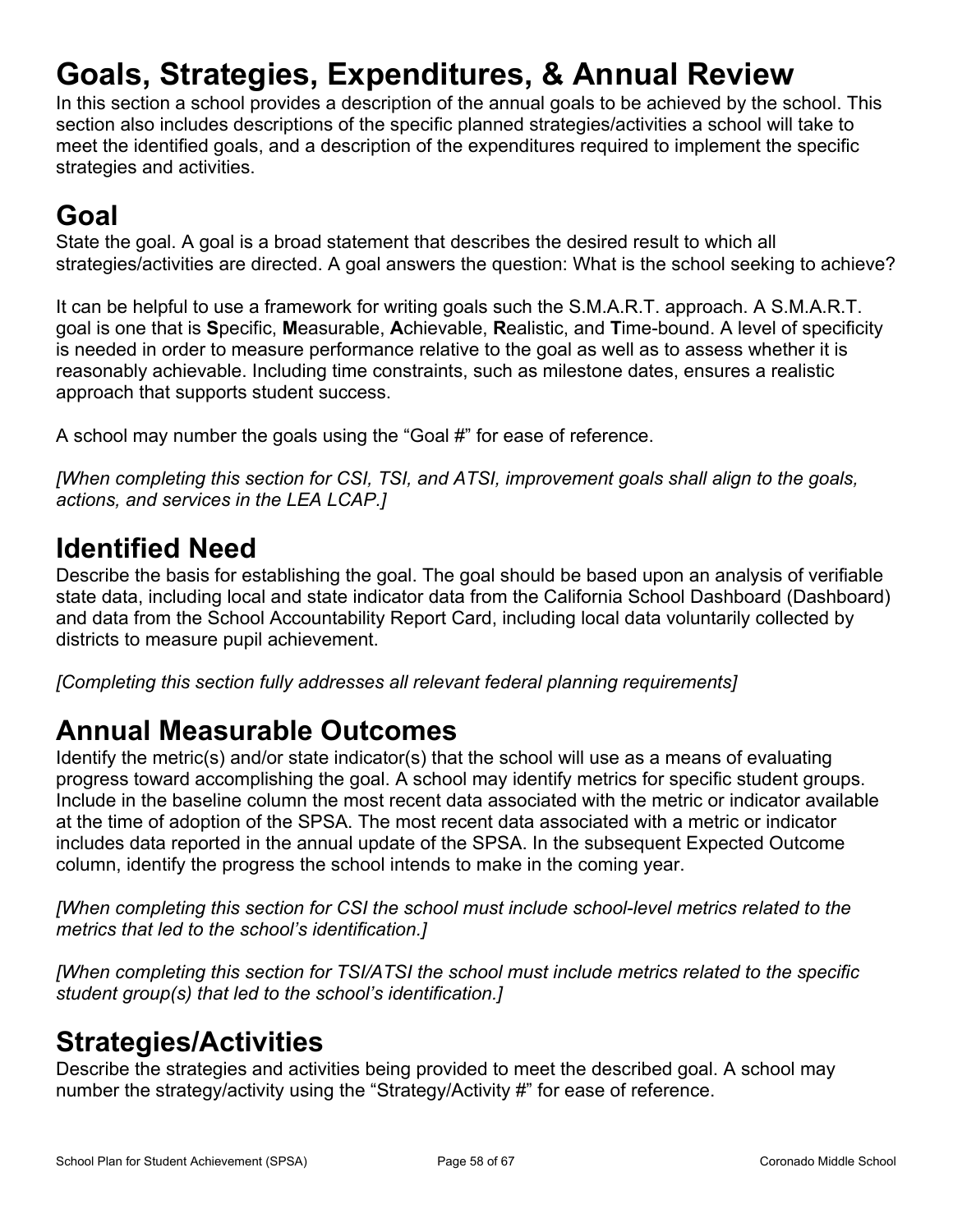# Goals, Strategies, Expenditures, & Annual Review

In this section a school provides a description of the annual goals to be achieved by the school. This section also includes descriptions of the specific planned strategies/activities a school will take to meet the identified goals, and a description of the expenditures required to implement the specific strategies and activities.

## Goal

State the goal. A goal is a broad statement that describes the desired result to which all strategies/activities are directed. A goal answers the question: What is the school seeking to achieve?

It can be helpful to use a framework for writing goals such the S.M.A.R.T. approach. A S.M.A.R.T. goal is one that is **S**pecific, **M**easurable, **A**chievable, **R**ealistic, and **T**ime-bound. A level of specificity is needed in order to measure performance relative to the goal as well as to assess whether it is reasonably achievable. Including time constraints, such as milestone dates, ensures a realistic approach that supports student success.

A school may number the goals using the “Goal #” for ease of reference.

*[When completing this section for CSI, TSI, and ATSI, improvement goals shall align to the goals, actions, and services in the LEA LCAP.]*

## Identified Need

Describe the basis for establishing the goal. The goal should be based upon an analysis of verifiable state data, including local and state indicator data from the California School Dashboard (Dashboard) and data from the School Accountability Report Card, including local data voluntarily collected by districts to measure pupil achievement.

*[Completing this section fully addresses all relevant federal planning requirements]*

## Annual Measurable Outcomes

Identify the metric(s) and/or state indicator(s) that the school will use as a means of evaluating progress toward accomplishing the goal. A school may identify metrics for specific student groups. Include in the baseline column the most recent data associated with the metric or indicator available at the time of adoption of the SPSA. The most recent data associated with a metric or indicator includes data reported in the annual update of the SPSA. In the subsequent Expected Outcome column, identify the progress the school intends to make in the coming year.

*[When completing this section for CSI the school must include school-level metrics related to the metrics that led to the school’s identification.]*

*[When completing this section for TSI/ATSI the school must include metrics related to the specific student group(s) that led to the school’s identification.]*

## Strategies/Activities

Describe the strategies and activities being provided to meet the described goal. A school may number the strategy/activity using the “Strategy/Activity #” for ease of reference.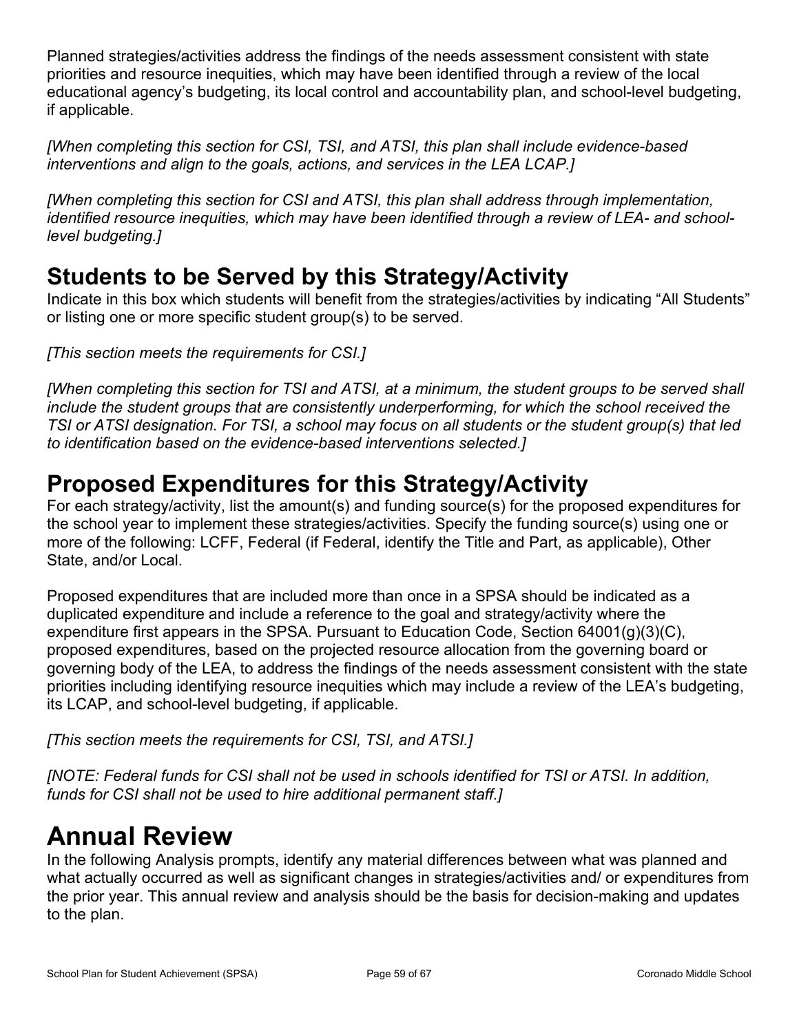Planned strategies/activities address the findings of the needs assessment consistent with state priorities and resource inequities, which may have been identified through a review of the local educational agency's budgeting, its local control and accountability plan, and school-level budgeting, if applicable.

*[When completing this section for CSI, TSI, and ATSI, this plan shall include evidence-based interventions and align to the goals, actions, and services in the LEA LCAP.]*

*[When completing this section for CSI and ATSI, this plan shall address through implementation, identified resource inequities, which may have been identified through a review of LEA- and school-level budgeting.]*

## Students to be Served by this Strategy/Activity

Indicate in this box which students will benefit from the strategies/activities by indicating "All Students" or listing one or more specific student group(s) to be served.

*[This section meets the requirements for CSI.]*

*[When completing this section for TSI and ATSI, at a minimum, the student groups to be served shall include the student groups that are consistently underperforming, for which the school received the TSI or ATSI designation. For TSI, a school may focus on all students or the student group(s) that led to identification based on the evidence-based interventions selected.]*

## Proposed Expenditures for this Strategy/Activity

For each strategy/activity, list the amount(s) and funding source(s) for the proposed expenditures for the school year to implement these strategies/activities. Specify the funding source(s) using one or more of the following: LCFF, Federal (if Federal, identify the Title and Part, as applicable), Other State, and/or Local.

Proposed expenditures that are included more than once in a SPSA should be indicated as a duplicated expenditure and include a reference to the goal and strategy/activity where the expenditure first appears in the SPSA. Pursuant to Education Code, Section 64001(g)(3)(C), proposed expenditures, based on the projected resource allocation from the governing board or governing body of the LEA, to address the findings of the needs assessment consistent with the state priorities including identifying resource inequities which may include a review of the LEA's budgeting, its LCAP, and school-level budgeting, if applicable.

*[This section meets the requirements for CSI, TSI, and ATSI.]*

*[NOTE: Federal funds for CSI shall not be used in schools identified for TSI or ATSI. In addition, funds for CSI shall not be used to hire additional permanent staff.]*

# Annual Review

In the following Analysis prompts, identify any material differences between what was planned and what actually occurred as well as significant changes in strategies/activities and/ or expenditures from the prior year. This annual review and analysis should be the basis for decision-making and updates to the plan.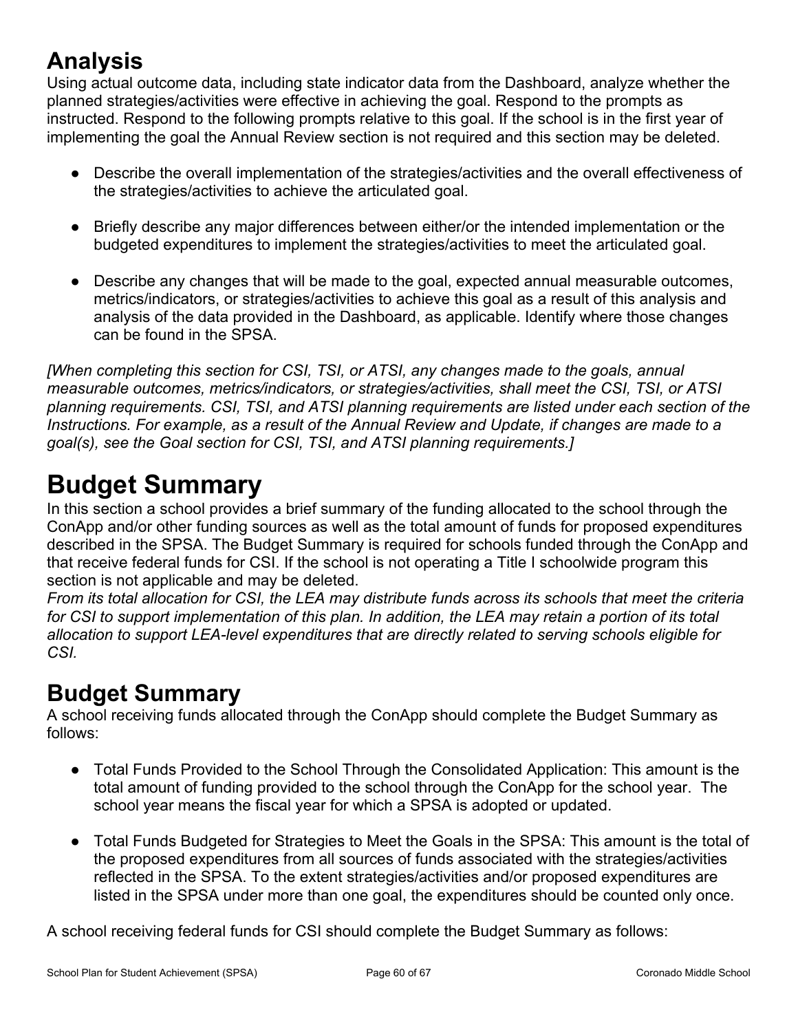## Analysis

Using actual outcome data, including state indicator data from the Dashboard, analyze whether the planned strategies/activities were effective in achieving the goal. Respond to the prompts as instructed. Respond to the following prompts relative to this goal. If the school is in the first year of implementing the goal the Annual Review section is not required and this section may be deleted.

- Describe the overall implementation of the strategies/activities and the overall effectiveness of the strategies/activities to achieve the articulated goal.
- Briefly describe any major differences between either/or the intended implementation or the budgeted expenditures to implement the strategies/activities to meet the articulated goal.
- Describe any changes that will be made to the goal, expected annual measurable outcomes, metrics/indicators, or strategies/activities to achieve this goal as a result of this analysis and analysis of the data provided in the Dashboard, as applicable. Identify where those changes can be found in the SPSA.

*[When completing this section for CSI, TSI, or ATSI, any changes made to the goals, annual measurable outcomes, metrics/indicators, or strategies/activities, shall meet the CSI, TSI, or ATSI planning requirements. CSI, TSI, and ATSI planning requirements are listed under each section of the Instructions. For example, as a result of the Annual Review and Update, if changes are made to a goal(s), see the Goal section for CSI, TSI, and ATSI planning requirements.]*

# Budget Summary

In this section a school provides a brief summary of the funding allocated to the school through the ConApp and/or other funding sources as well as the total amount of funds for proposed expenditures described in the SPSA. The Budget Summary is required for schools funded through the ConApp and that receive federal funds for CSI. If the school is not operating a Title I schoolwide program this section is not applicable and may be deleted.

*From its total allocation for CSI, the LEA may distribute funds across its schools that meet the criteria for CSI to support implementation of this plan. In addition, the LEA may retain a portion of its total allocation to support LEA-level expenditures that are directly related to serving schools eligible for CSI.*

## Budget Summary

A school receiving funds allocated through the ConApp should complete the Budget Summary as follows:

- Total Funds Provided to the School Through the Consolidated Application: This amount is the total amount of funding provided to the school through the ConApp for the school year. The school year means the fiscal year for which a SPSA is adopted or updated.
- Total Funds Budgeted for Strategies to Meet the Goals in the SPSA: This amount is the total of the proposed expenditures from all sources of funds associated with the strategies/activities reflected in the SPSA. To the extent strategies/activities and/or proposed expenditures are listed in the SPSA under more than one goal, the expenditures should be counted only once.

A school receiving federal funds for CSI should complete the Budget Summary as follows: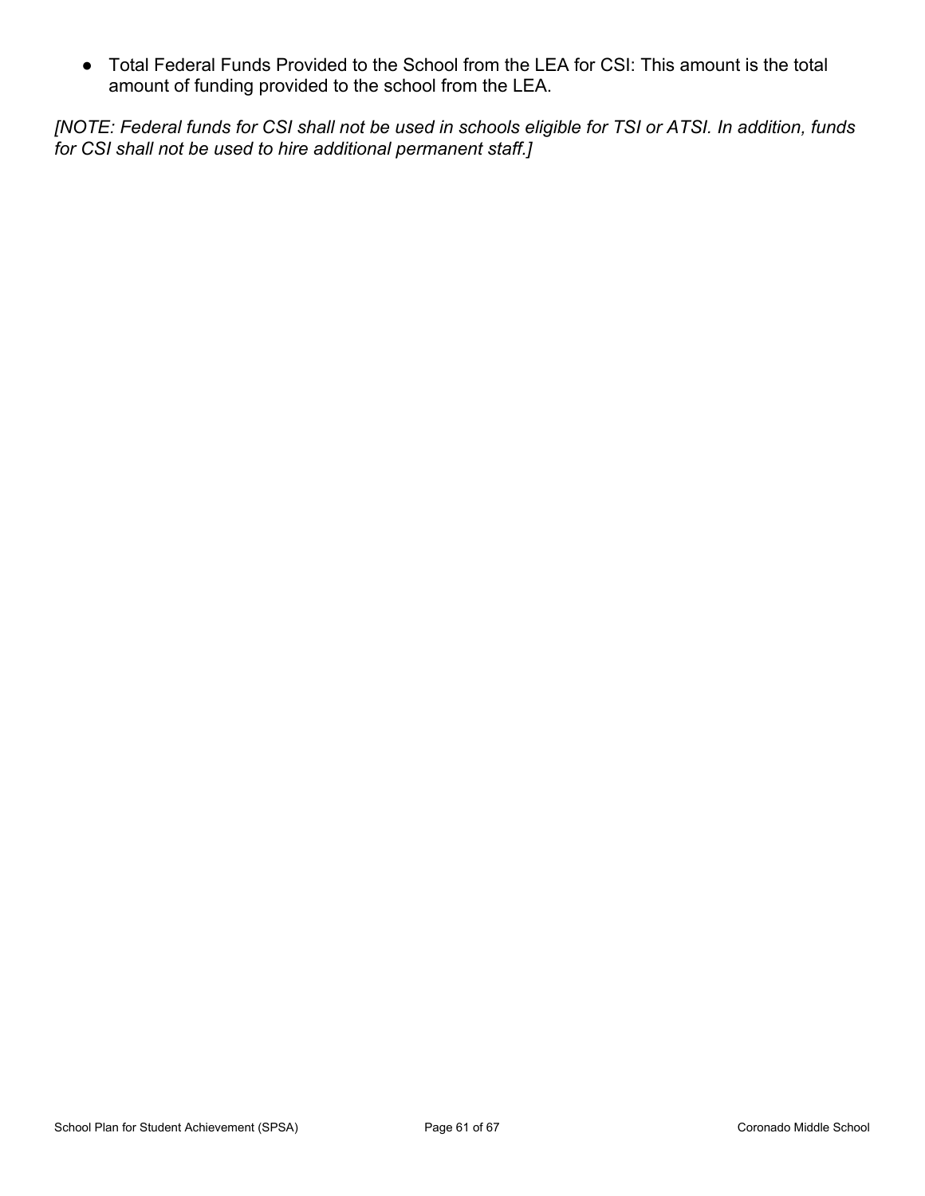- Total Federal Funds Provided to the School from the LEA for CSI: This amount is the total amount of funding provided to the school from the LEA.

*[NOTE: Federal funds for CSI shall not be used in schools eligible for TSI or ATSI. In addition, funds for CSI shall not be used to hire additional permanent staff.]*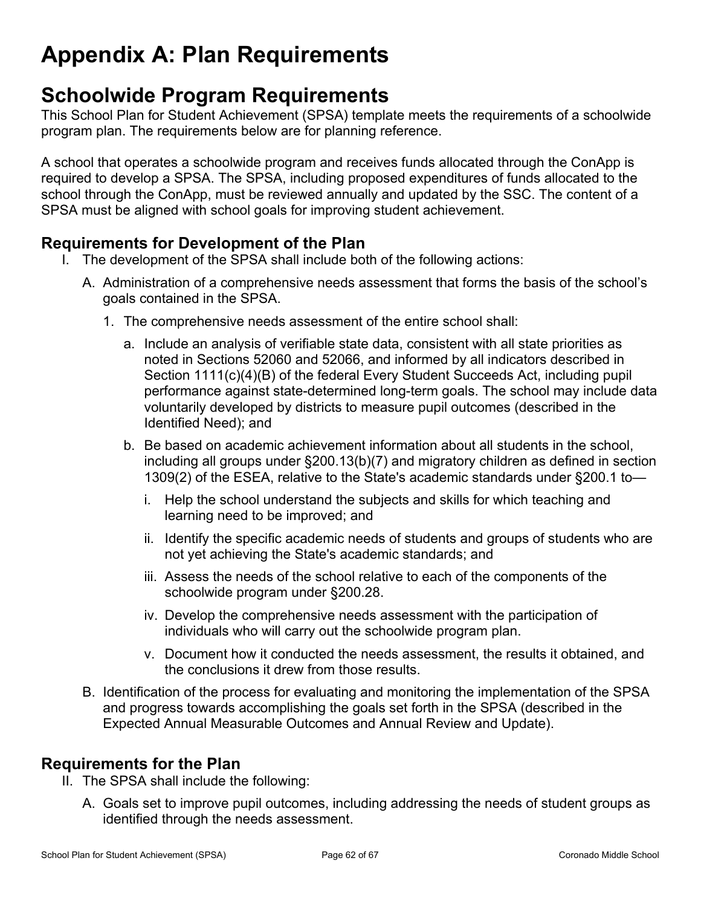# Appendix A: Plan Requirements

## Schoolwide Program Requirements

This School Plan for Student Achievement (SPSA) template meets the requirements of a schoolwide program plan. The requirements below are for planning reference.

A school that operates a schoolwide program and receives funds allocated through the ConApp is required to develop a SPSA. The SPSA, including proposed expenditures of funds allocated to the school through the ConApp, must be reviewed annually and updated by the SSC. The content of a SPSA must be aligned with school goals for improving student achievement.

### Requirements for Development of the Plan

I. The development of the SPSA shall include both of the following actions:

   A. Administration of a comprehensive needs assessment that forms the basis of the school's goals contained in the SPSA.

      1. The comprehensive needs assessment of the entire school shall:

         a. Include an analysis of verifiable state data, consistent with all state priorities as noted in Sections 52060 and 52066, and informed by all indicators described in Section 1111(c)(4)(B) of the federal Every Student Succeeds Act, including pupil performance against state-determined long-term goals. The school may include data voluntarily developed by districts to measure pupil outcomes (described in the Identified Need); and

         b. Be based on academic achievement information about all students in the school, including all groups under §200.13(b)(7) and migratory children as defined in section 1309(2) of the ESEA, relative to the State's academic standards under §200.1 to—

            i. Help the school understand the subjects and skills for which teaching and learning need to be improved; and

            ii. Identify the specific academic needs of students and groups of students who are not yet achieving the State's academic standards; and

            iii. Assess the needs of the school relative to each of the components of the schoolwide program under §200.28.

            iv. Develop the comprehensive needs assessment with the participation of individuals who will carry out the schoolwide program plan.

            v. Document how it conducted the needs assessment, the results it obtained, and the conclusions it drew from those results.

   B. Identification of the process for evaluating and monitoring the implementation of the SPSA and progress towards accomplishing the goals set forth in the SPSA (described in the Expected Annual Measurable Outcomes and Annual Review and Update).

### Requirements for the Plan

II. The SPSA shall include the following:

   A. Goals set to improve pupil outcomes, including addressing the needs of student groups as identified through the needs assessment.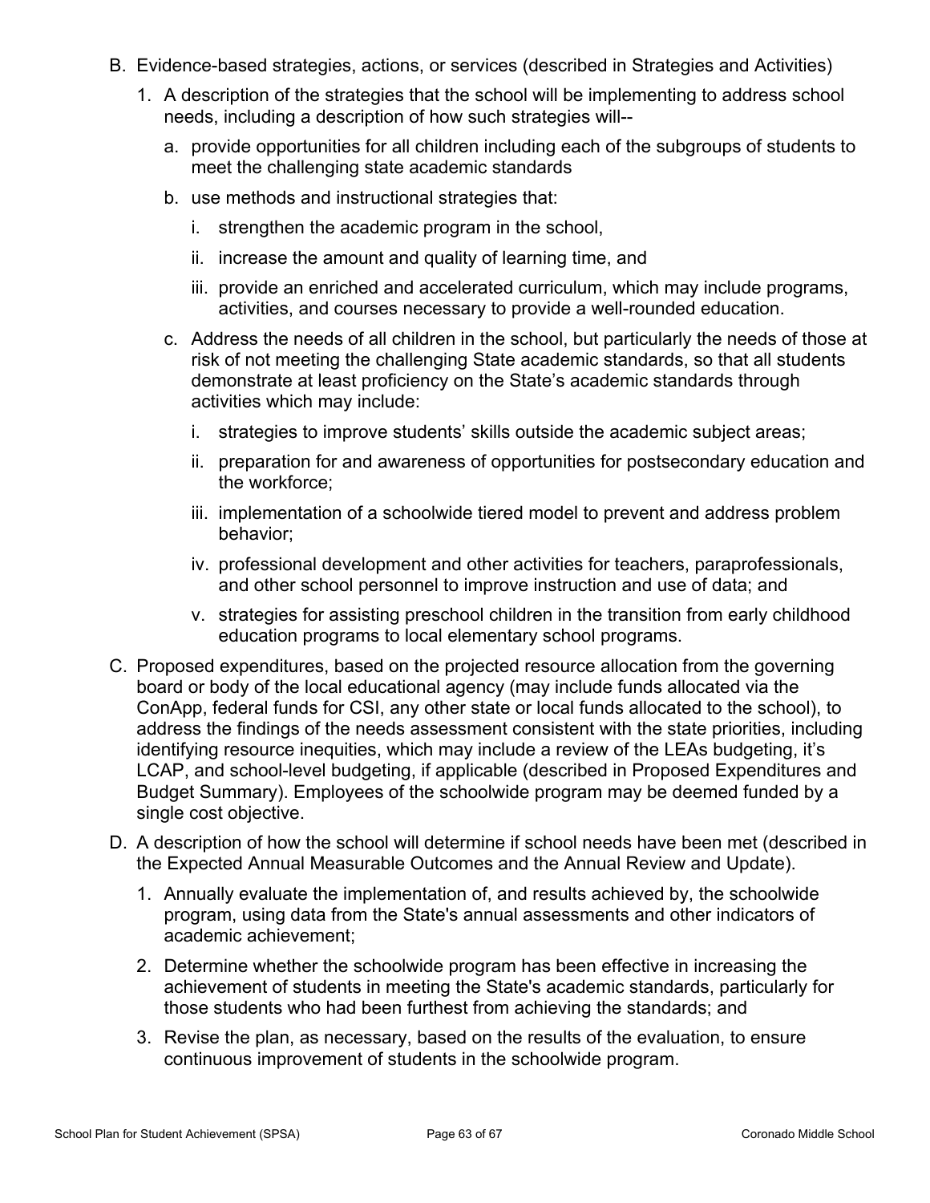B. Evidence-based strategies, actions, or services (described in Strategies and Activities)

   1. A description of the strategies that the school will be implementing to address school needs, including a description of how such strategies will--

      a. provide opportunities for all children including each of the subgroups of students to meet the challenging state academic standards

      b. use methods and instructional strategies that:

         i. strengthen the academic program in the school,

         ii. increase the amount and quality of learning time, and

         iii. provide an enriched and accelerated curriculum, which may include programs, activities, and courses necessary to provide a well-rounded education.

      c. Address the needs of all children in the school, but particularly the needs of those at risk of not meeting the challenging State academic standards, so that all students demonstrate at least proficiency on the State's academic standards through activities which may include:

         i. strategies to improve students' skills outside the academic subject areas;

         ii. preparation for and awareness of opportunities for postsecondary education and the workforce;

         iii. implementation of a schoolwide tiered model to prevent and address problem behavior;

         iv. professional development and other activities for teachers, paraprofessionals, and other school personnel to improve instruction and use of data; and

         v. strategies for assisting preschool children in the transition from early childhood education programs to local elementary school programs.

C. Proposed expenditures, based on the projected resource allocation from the governing board or body of the local educational agency (may include funds allocated via the ConApp, federal funds for CSI, any other state or local funds allocated to the school), to address the findings of the needs assessment consistent with the state priorities, including identifying resource inequities, which may include a review of the LEAs budgeting, it's LCAP, and school-level budgeting, if applicable (described in Proposed Expenditures and Budget Summary). Employees of the schoolwide program may be deemed funded by a single cost objective.

D. A description of how the school will determine if school needs have been met (described in the Expected Annual Measurable Outcomes and the Annual Review and Update).

   1. Annually evaluate the implementation of, and results achieved by, the schoolwide program, using data from the State's annual assessments and other indicators of academic achievement;

   2. Determine whether the schoolwide program has been effective in increasing the achievement of students in meeting the State's academic standards, particularly for those students who had been furthest from achieving the standards; and

   3. Revise the plan, as necessary, based on the results of the evaluation, to ensure continuous improvement of students in the schoolwide program.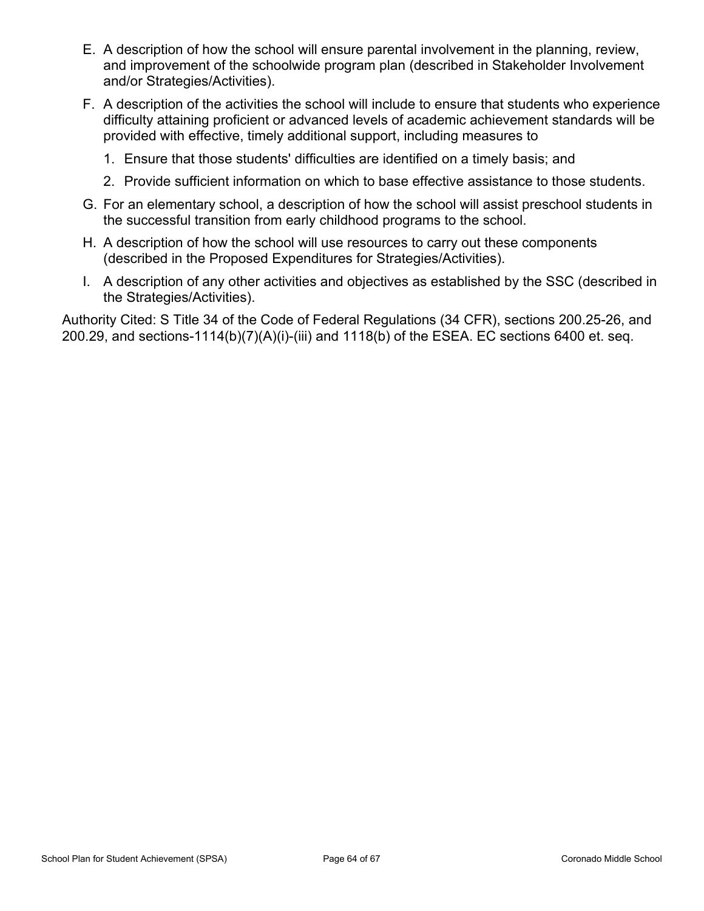E. A description of how the school will ensure parental involvement in the planning, review, and improvement of the schoolwide program plan (described in Stakeholder Involvement and/or Strategies/Activities).

F. A description of the activities the school will include to ensure that students who experience difficulty attaining proficient or advanced levels of academic achievement standards will be provided with effective, timely additional support, including measures to

   1. Ensure that those students' difficulties are identified on a timely basis; and
   2. Provide sufficient information on which to base effective assistance to those students.

G. For an elementary school, a description of how the school will assist preschool students in the successful transition from early childhood programs to the school.

H. A description of how the school will use resources to carry out these components (described in the Proposed Expenditures for Strategies/Activities).

I. A description of any other activities and objectives as established by the SSC (described in the Strategies/Activities).

Authority Cited: S Title 34 of the Code of Federal Regulations (34 CFR), sections 200.25-26, and 200.29, and sections-1114(b)(7)(A)(i)-(iii) and 1118(b) of the ESEA. EC sections 6400 et. seq.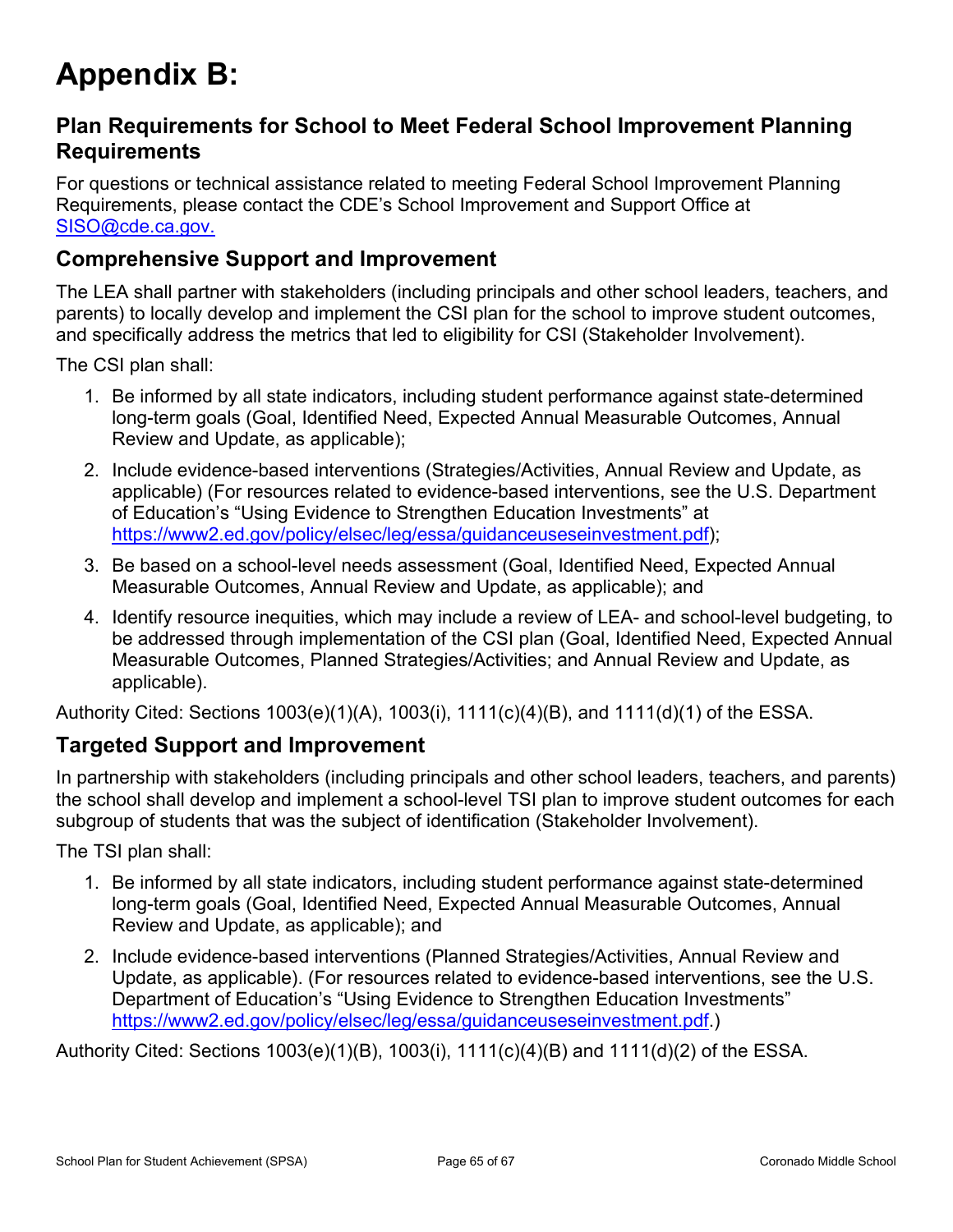# Appendix B:

## Plan Requirements for School to Meet Federal School Improvement Planning Requirements

For questions or technical assistance related to meeting Federal School Improvement Planning Requirements, please contact the CDE's School Improvement and Support Office at SISO@cde.ca.gov.

### Comprehensive Support and Improvement

The LEA shall partner with stakeholders (including principals and other school leaders, teachers, and parents) to locally develop and implement the CSI plan for the school to improve student outcomes, and specifically address the metrics that led to eligibility for CSI (Stakeholder Involvement).

The CSI plan shall:

1. Be informed by all state indicators, including student performance against state-determined long-term goals (Goal, Identified Need, Expected Annual Measurable Outcomes, Annual Review and Update, as applicable);
2. Include evidence-based interventions (Strategies/Activities, Annual Review and Update, as applicable) (For resources related to evidence-based interventions, see the U.S. Department of Education's "Using Evidence to Strengthen Education Investments" at https://www2.ed.gov/policy/elsec/leg/essa/guidanceuseseinvestment.pdf);
3. Be based on a school-level needs assessment (Goal, Identified Need, Expected Annual Measurable Outcomes, Annual Review and Update, as applicable); and
4. Identify resource inequities, which may include a review of LEA- and school-level budgeting, to be addressed through implementation of the CSI plan (Goal, Identified Need, Expected Annual Measurable Outcomes, Planned Strategies/Activities; and Annual Review and Update, as applicable).

Authority Cited: Sections 1003(e)(1)(A), 1003(i), 1111(c)(4)(B), and 1111(d)(1) of the ESSA.

### Targeted Support and Improvement

In partnership with stakeholders (including principals and other school leaders, teachers, and parents) the school shall develop and implement a school-level TSI plan to improve student outcomes for each subgroup of students that was the subject of identification (Stakeholder Involvement).

The TSI plan shall:

1. Be informed by all state indicators, including student performance against state-determined long-term goals (Goal, Identified Need, Expected Annual Measurable Outcomes, Annual Review and Update, as applicable); and
2. Include evidence-based interventions (Planned Strategies/Activities, Annual Review and Update, as applicable). (For resources related to evidence-based interventions, see the U.S. Department of Education's "Using Evidence to Strengthen Education Investments" https://www2.ed.gov/policy/elsec/leg/essa/guidanceuseseinvestment.pdf.)

Authority Cited: Sections 1003(e)(1)(B), 1003(i), 1111(c)(4)(B) and 1111(d)(2) of the ESSA.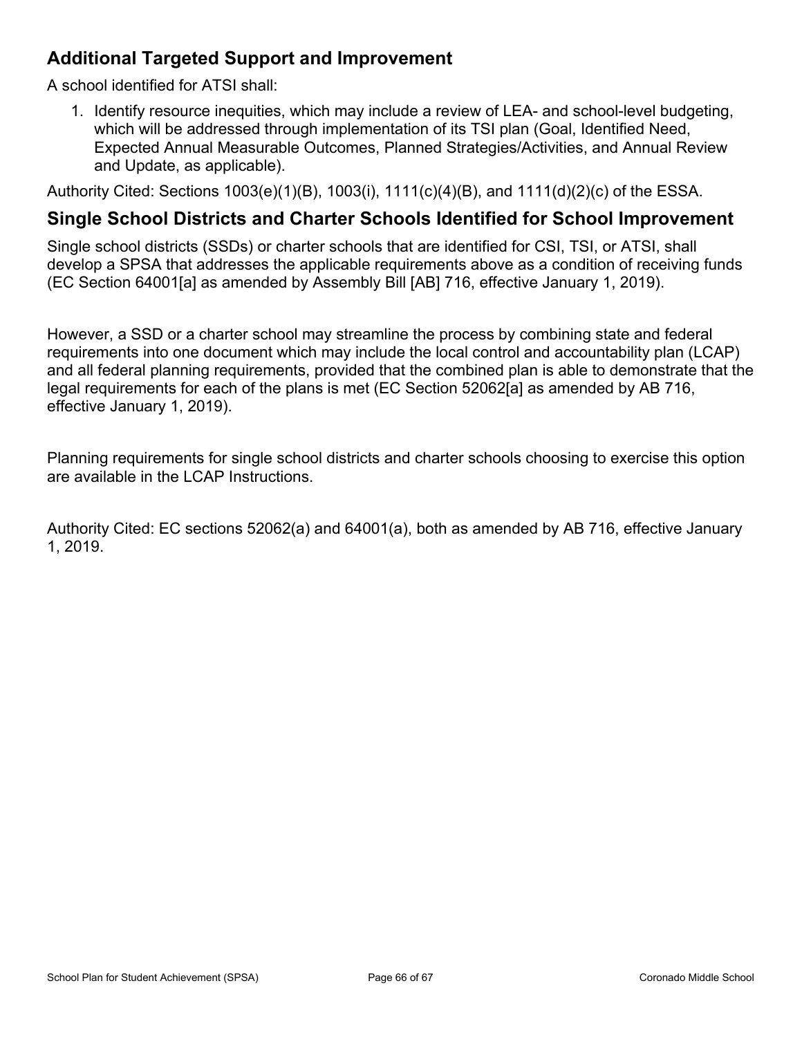## Additional Targeted Support and Improvement

A school identified for ATSI shall:

1. Identify resource inequities, which may include a review of LEA- and school-level budgeting, which will be addressed through implementation of its TSI plan (Goal, Identified Need, Expected Annual Measurable Outcomes, Planned Strategies/Activities, and Annual Review and Update, as applicable).

Authority Cited: Sections 1003(e)(1)(B), 1003(i), 1111(c)(4)(B), and 1111(d)(2)(c) of the ESSA.

## Single School Districts and Charter Schools Identified for School Improvement

Single school districts (SSDs) or charter schools that are identified for CSI, TSI, or ATSI, shall develop a SPSA that addresses the applicable requirements above as a condition of receiving funds (EC Section 64001[a] as amended by Assembly Bill [AB] 716, effective January 1, 2019).

However, a SSD or a charter school may streamline the process by combining state and federal requirements into one document which may include the local control and accountability plan (LCAP) and all federal planning requirements, provided that the combined plan is able to demonstrate that the legal requirements for each of the plans is met (EC Section 52062[a] as amended by AB 716, effective January 1, 2019).

Planning requirements for single school districts and charter schools choosing to exercise this option are available in the LCAP Instructions.

Authority Cited: EC sections 52062(a) and 64001(a), both as amended by AB 716, effective January 1, 2019.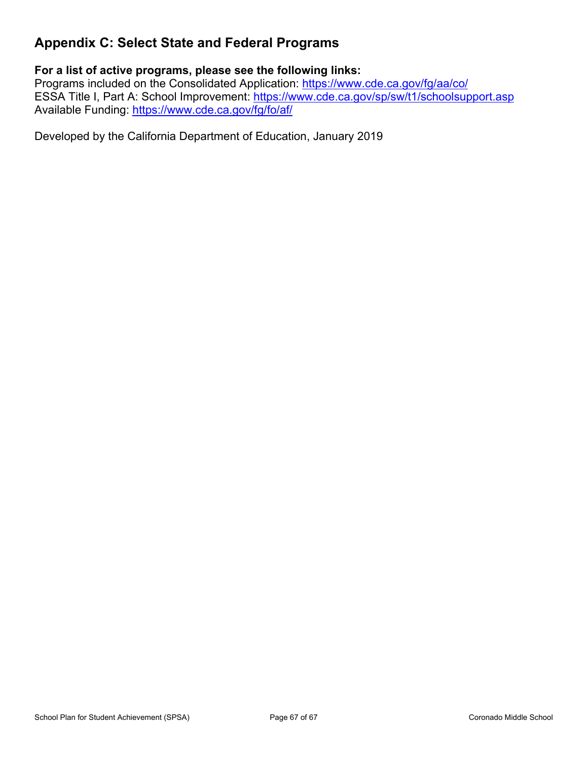## Appendix C: Select State and Federal Programs

**For a list of active programs, please see the following links:**

Programs included on the Consolidated Application: https://www.cde.ca.gov/fg/aa/co/
ESSA Title I, Part A: School Improvement: https://www.cde.ca.gov/sp/sw/t1/schoolsupport.asp
Available Funding: https://www.cde.ca.gov/fg/fo/af/

Developed by the California Department of Education, January 2019